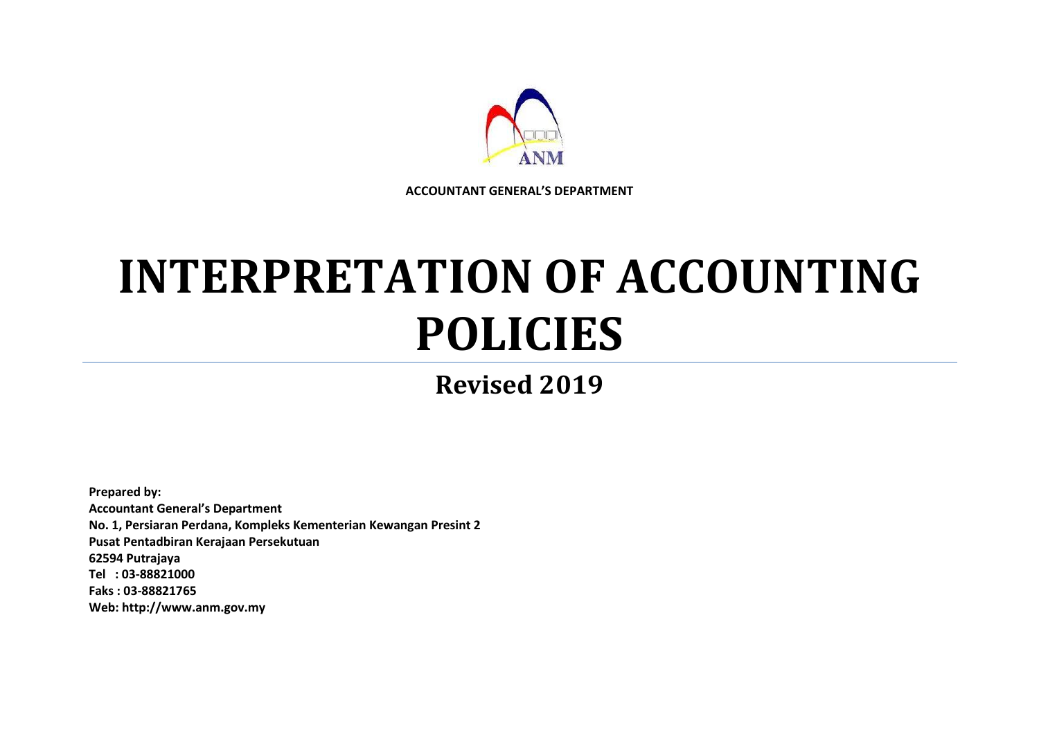ANM

**ACCOUNTANT GENERAL'S DEPARTMENT**

# INTERPRETATION OF ACCOUNTING POLICIES

## Revised 2019

**Prepared by:**
**Accountant General's Department**
**No. 1, Persiaran Perdana, Kompleks Kementerian Kewangan Presint 2**
**Pusat Pentadbiran Kerajaan Persekutuan**
**62594 Putrajaya**
**Tel : 03-88821000**
**Faks : 03-88821765**
**Web: http://www.anm.gov.my**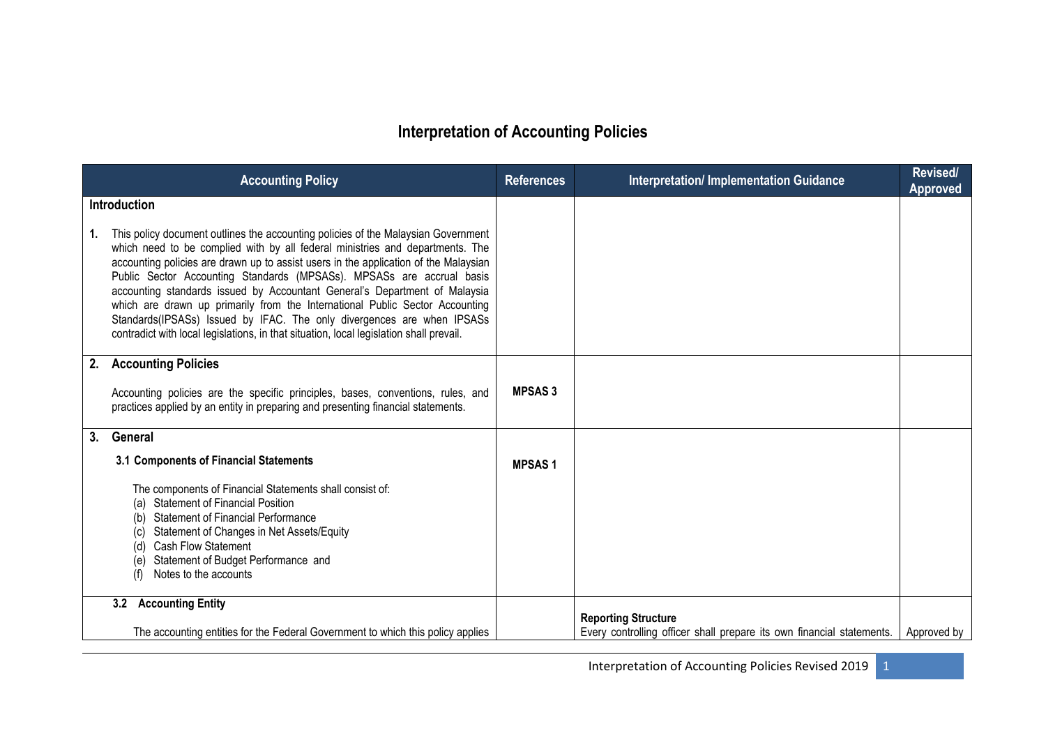# Interpretation of Accounting Policies

| Accounting Policy | References | Interpretation/ Implementation Guidance | Revised/ Approved |
|---|---|---|---|
| **Introduction**<br><br>**1.** This policy document outlines the accounting policies of the Malaysian Government which need to be complied with by all federal ministries and departments. The accounting policies are drawn up to assist users in the application of the Malaysian Public Sector Accounting Standards (MPSASs). MPSASs are accrual basis accounting standards issued by Accountant General's Department of Malaysia which are drawn up primarily from the International Public Sector Accounting Standards(IPSASs) Issued by IFAC. The only divergences are when IPSASs contradict with local legislations, in that situation, local legislation shall prevail. | | | |
| **2. Accounting Policies**<br><br>Accounting policies are the specific principles, bases, conventions, rules, and practices applied by an entity in preparing and presenting financial statements. | **MPSAS 3** | | |
| **3. General**<br><br>**3.1 Components of Financial Statements**<br><br>The components of Financial Statements shall consist of:<br>(a) Statement of Financial Position<br>(b) Statement of Financial Performance<br>(c) Statement of Changes in Net Assets/Equity<br>(d) Cash Flow Statement<br>(e) Statement of Budget Performance and<br>(f) Notes to the accounts | **MPSAS 1** | | |
| **3.2 Accounting Entity**<br><br>The accounting entities for the Federal Government to which this policy applies | | **Reporting Structure**<br>Every controlling officer shall prepare its own financial statements. | Approved by |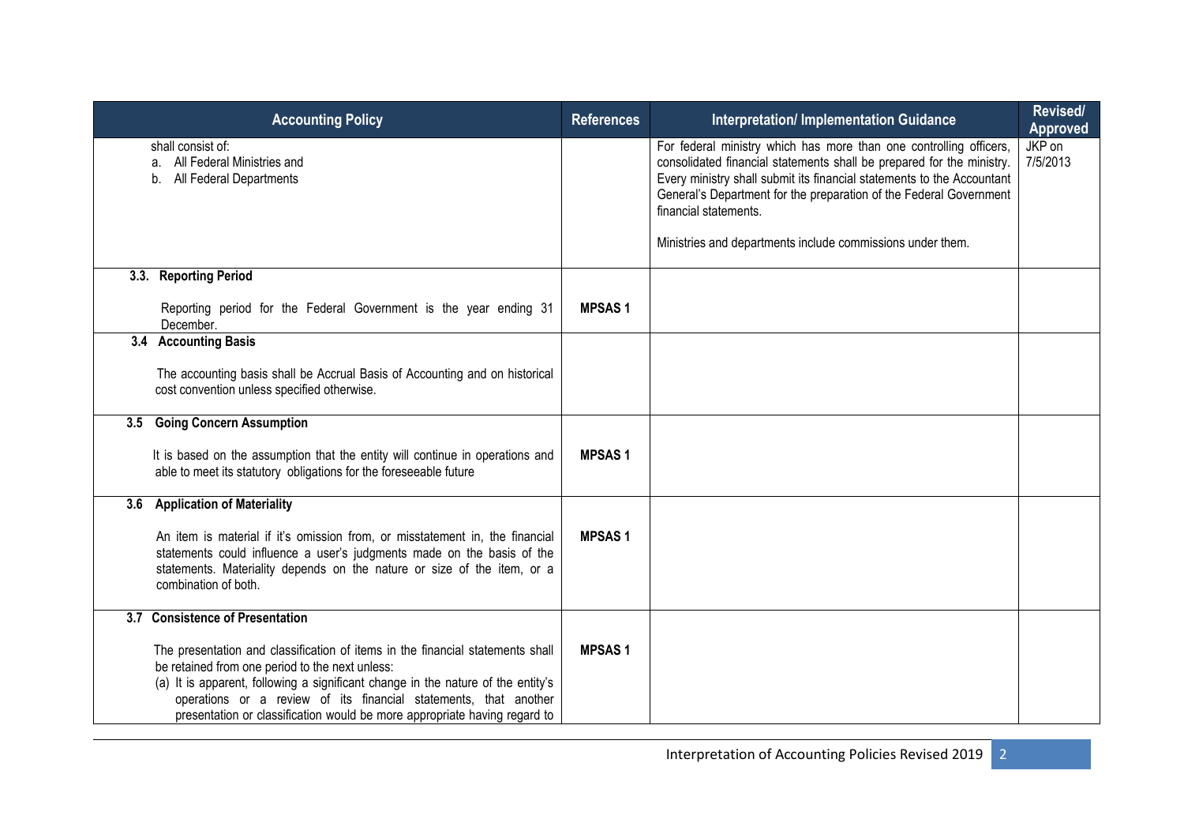| Accounting Policy | References | Interpretation/ Implementation Guidance | Revised/ Approved |
|---|---|---|---|
| shall consist of:<br>a. All Federal Ministries and<br>b. All Federal Departments | | For federal ministry which has more than one controlling officers, consolidated financial statements shall be prepared for the ministry. Every ministry shall submit its financial statements to the Accountant General's Department for the preparation of the Federal Government financial statements.<br><br>Ministries and departments include commissions under them. | JKP on 7/5/2013 |
| **3.3. Reporting Period**<br><br>Reporting period for the Federal Government is the year ending 31 December. | **MPSAS 1** | | |
| **3.4 Accounting Basis**<br><br>The accounting basis shall be Accrual Basis of Accounting and on historical cost convention unless specified otherwise. | | | |
| **3.5 Going Concern Assumption**<br><br>It is based on the assumption that the entity will continue in operations and able to meet its statutory obligations for the foreseeable future | **MPSAS 1** | | |
| **3.6 Application of Materiality**<br><br>An item is material if it's omission from, or misstatement in, the financial statements could influence a user's judgments made on the basis of the statements. Materiality depends on the nature or size of the item, or a combination of both. | **MPSAS 1** | | |
| **3.7 Consistence of Presentation**<br><br>The presentation and classification of items in the financial statements shall be retained from one period to the next unless:<br>(a) It is apparent, following a significant change in the nature of the entity's operations or a review of its financial statements, that another presentation or classification would be more appropriate having regard to | **MPSAS 1** | | |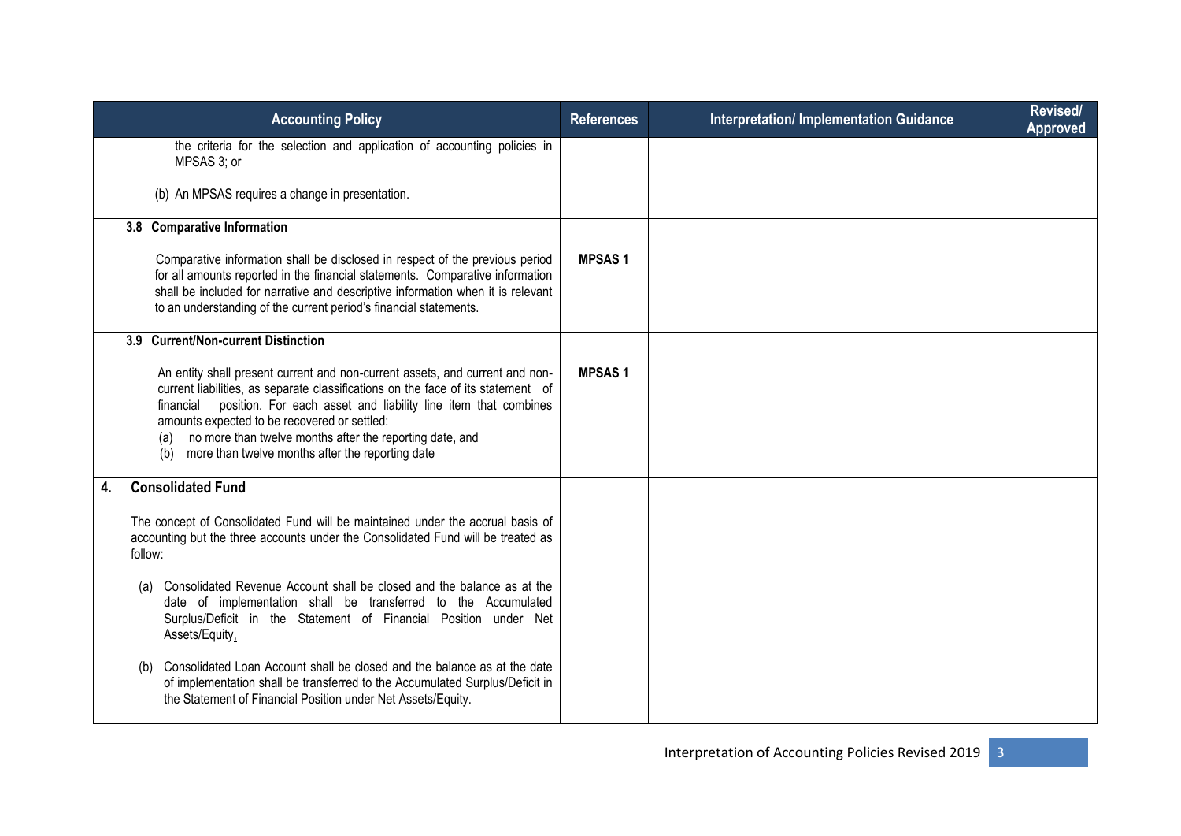| Accounting Policy | References | Interpretation/ Implementation Guidance | Revised/ Approved |
| --- | --- | --- | --- |
| the criteria for the selection and application of accounting policies in MPSAS 3; or<br><br>(b) An MPSAS requires a change in presentation. | | | |
| **3.8 Comparative Information**<br><br>Comparative information shall be disclosed in respect of the previous period for all amounts reported in the financial statements. Comparative information shall be included for narrative and descriptive information when it is relevant to an understanding of the current period's financial statements. | **MPSAS 1** | | |
| **3.9 Current/Non-current Distinction**<br><br>An entity shall present current and non-current assets, and current and non-current liabilities, as separate classifications on the face of its statement of financial position. For each asset and liability line item that combines amounts expected to be recovered or settled:<br>(a) no more than twelve months after the reporting date, and<br>(b) more than twelve months after the reporting date | **MPSAS 1** | | |
| **4. Consolidated Fund**<br><br>The concept of Consolidated Fund will be maintained under the accrual basis of accounting but the three accounts under the Consolidated Fund will be treated as follow:<br><br>(a) Consolidated Revenue Account shall be closed and the balance as at the date of implementation shall be transferred to the Accumulated Surplus/Deficit in the Statement of Financial Position under Net Assets/Equity.<br><br>(b) Consolidated Loan Account shall be closed and the balance as at the date of implementation shall be transferred to the Accumulated Surplus/Deficit in the Statement of Financial Position under Net Assets/Equity. | | | |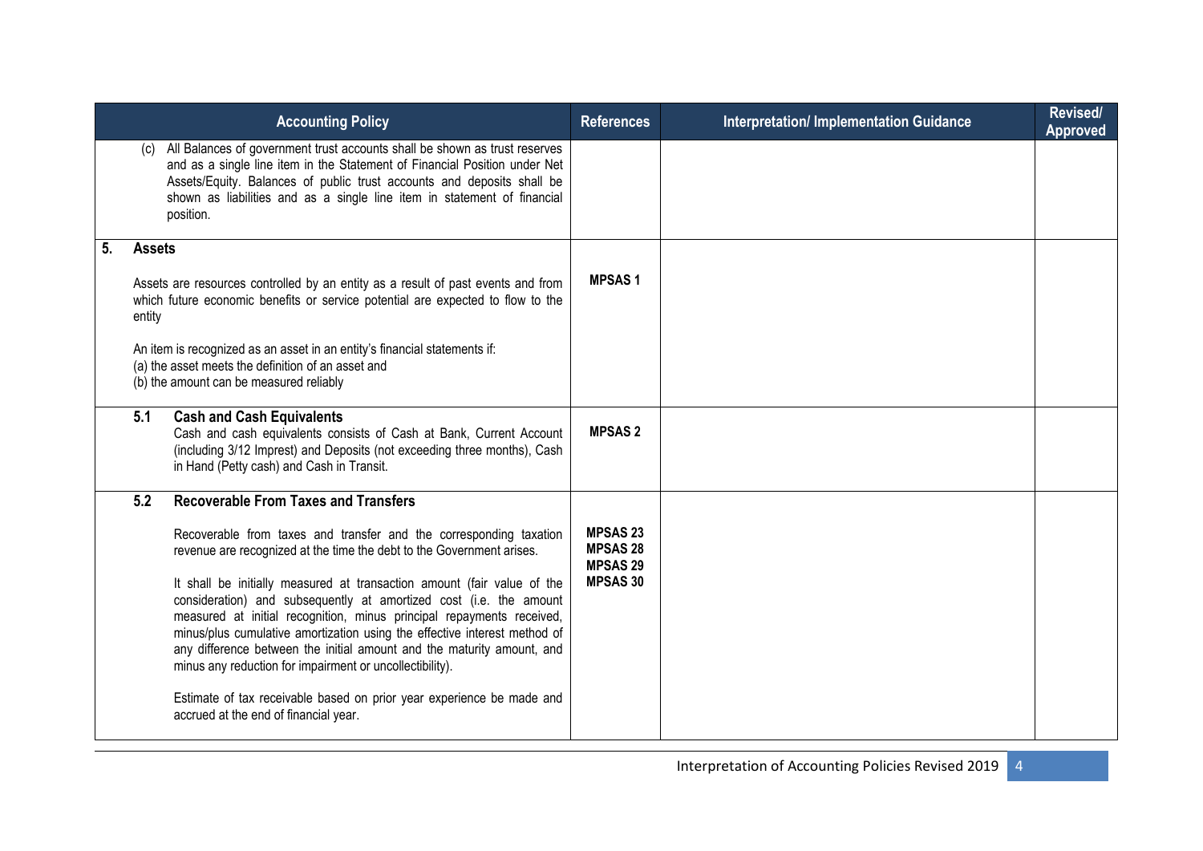| Accounting Policy | References | Interpretation/ Implementation Guidance | Revised/ Approved |
|---|---|---|---|
| (c) All Balances of government trust accounts shall be shown as trust reserves and as a single line item in the Statement of Financial Position under Net Assets/Equity. Balances of public trust accounts and deposits shall be shown as liabilities and as a single line item in statement of financial position. | | | |
| **5. Assets**<br><br>Assets are resources controlled by an entity as a result of past events and from which future economic benefits or service potential are expected to flow to the entity<br><br>An item is recognized as an asset in an entity's financial statements if:<br>(a) the asset meets the definition of an asset and<br>(b) the amount can be measured reliably | **MPSAS 1** | | |
| **5.1 Cash and Cash Equivalents**<br>Cash and cash equivalents consists of Cash at Bank, Current Account (including 3/12 Imprest) and Deposits (not exceeding three months), Cash in Hand (Petty cash) and Cash in Transit. | **MPSAS 2** | | |
| **5.2 Recoverable From Taxes and Transfers**<br><br>Recoverable from taxes and transfer and the corresponding taxation revenue are recognized at the time the debt to the Government arises.<br><br>It shall be initially measured at transaction amount (fair value of the consideration) and subsequently at amortized cost (i.e. the amount measured at initial recognition, minus principal repayments received, minus/plus cumulative amortization using the effective interest method of any difference between the initial amount and the maturity amount, and minus any reduction for impairment or uncollectibility).<br><br>Estimate of tax receivable based on prior year experience be made and accrued at the end of financial year. | **MPSAS 23**<br>**MPSAS 28**<br>**MPSAS 29**<br>**MPSAS 30** | | |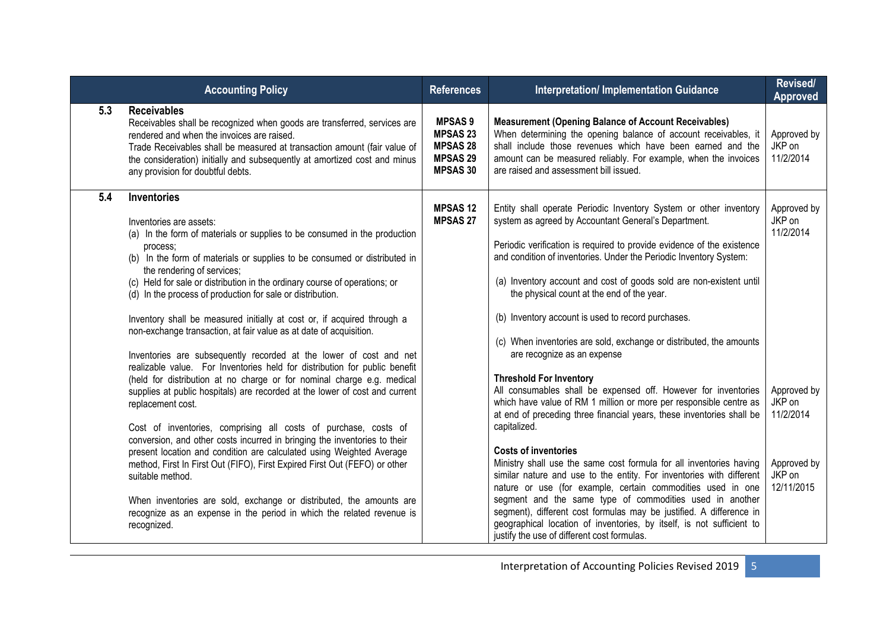| | Accounting Policy | References | Interpretation/ Implementation Guidance | Revised/ Approved |
|---|---|---|---|---|
| 5.3 | **Receivables**<br>Receivables shall be recognized when goods are transferred, services are rendered and when the invoices are raised.<br>Trade Receivables shall be measured at transaction amount (fair value of the consideration) initially and subsequently at amortized cost and minus any provision for doubtful debts. | **MPSAS 9**<br>**MPSAS 23**<br>**MPSAS 28**<br>**MPSAS 29**<br>**MPSAS 30** | **Measurement (Opening Balance of Account Receivables)**<br>When determining the opening balance of account receivables, it shall include those revenues which have been earned and the amount can be measured reliably. For example, when the invoices are raised and assessment bill issued. | Approved by JKP on 11/2/2014 |
| 5.4 | **Inventories**<br><br>Inventories are assets:<br>(a) In the form of materials or supplies to be consumed in the production process;<br>(b) In the form of materials or supplies to be consumed or distributed in the rendering of services;<br>(c) Held for sale or distribution in the ordinary course of operations; or<br>(d) In the process of production for sale or distribution.<br><br>Inventory shall be measured initially at cost or, if acquired through a non-exchange transaction, at fair value as at date of acquisition.<br><br>Inventories are subsequently recorded at the lower of cost and net realizable value. For Inventories held for distribution for public benefit (held for distribution at no charge or for nominal charge e.g. medical supplies at public hospitals) are recorded at the lower of cost and current replacement cost.<br><br>Cost of inventories, comprising all costs of purchase, costs of conversion, and other costs incurred in bringing the inventories to their present location and condition are calculated using Weighted Average method, First In First Out (FIFO), First Expired First Out (FEFO) or other suitable method.<br><br>When inventories are sold, exchange or distributed, the amounts are recognize as an expense in the period in which the related revenue is recognized. | **MPSAS 12**<br>**MPSAS 27** | Entity shall operate Periodic Inventory System or other inventory system as agreed by Accountant General's Department.<br><br>Periodic verification is required to provide evidence of the existence and condition of inventories. Under the Periodic Inventory System:<br><br>(a) Inventory account and cost of goods sold are non-existent until the physical count at the end of the year.<br><br>(b) Inventory account is used to record purchases.<br><br>(c) When inventories are sold, exchange or distributed, the amounts are recognize as an expense<br><br>**Threshold For Inventory**<br>All consumables shall be expensed off. However for inventories which have value of RM 1 million or more per responsible centre as at end of preceding three financial years, these inventories shall be capitalized.<br><br>**Costs of inventories**<br>Ministry shall use the same cost formula for all inventories having similar nature and use to the entity. For inventories with different nature or use (for example, certain commodities used in one segment and the same type of commodities used in another segment), different cost formulas may be justified. A difference in geographical location of inventories, by itself, is not sufficient to justify the use of different cost formulas. | Approved by JKP on 11/2/2014<br><br><br><br><br><br><br><br><br>Approved by JKP on 11/2/2014<br><br><br>Approved by JKP on 12/11/2015 |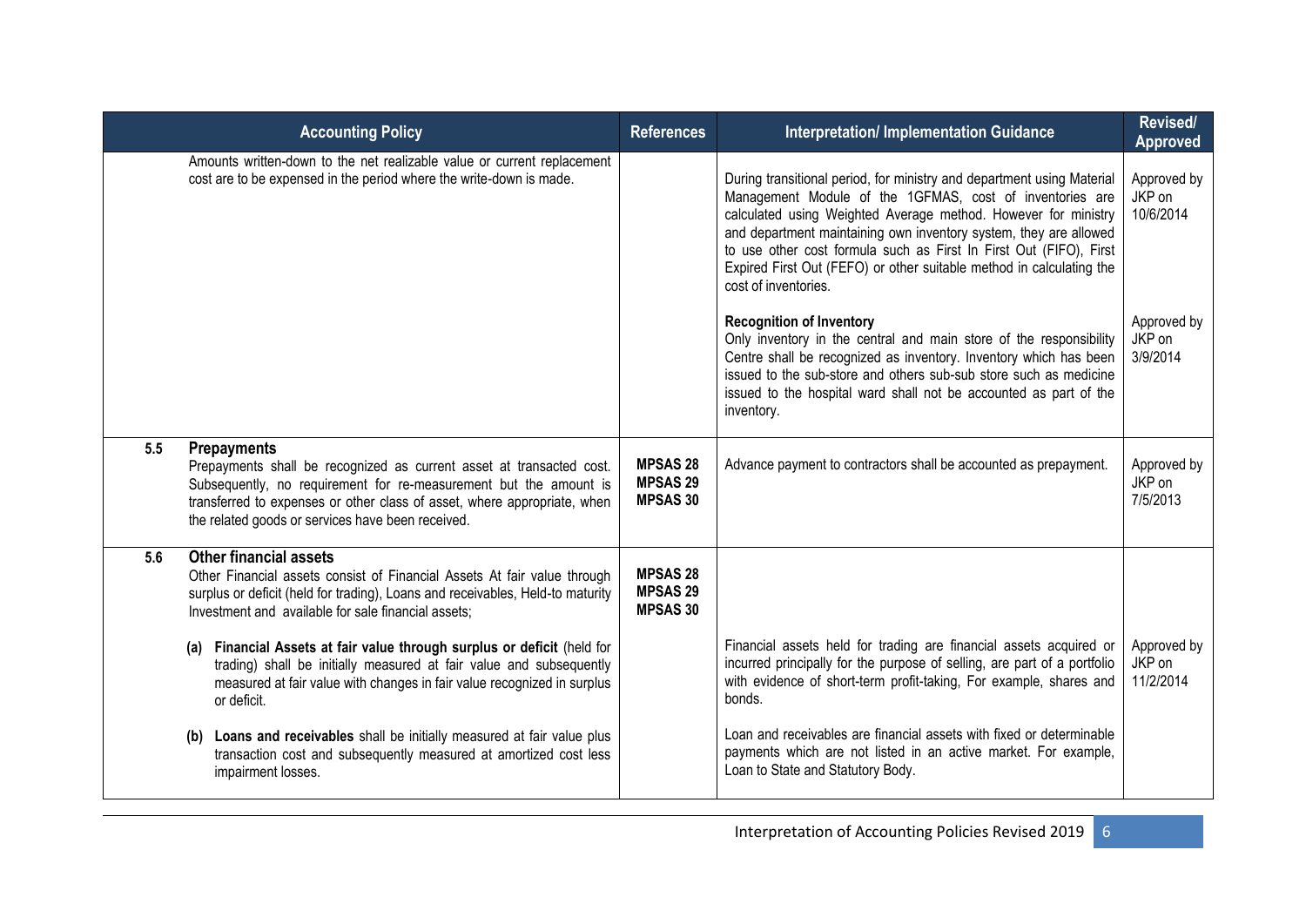| Accounting Policy | References | Interpretation/ Implementation Guidance | Revised/ Approved |
|---|---|---|---|
| Amounts written-down to the net realizable value or current replacement cost are to be expensed in the period where the write-down is made. | | During transitional period, for ministry and department using Material Management Module of the 1GFMAS, cost of inventories are calculated using Weighted Average method. However for ministry and department maintaining own inventory system, they are allowed to use other cost formula such as First In First Out (FIFO), First Expired First Out (FEFO) or other suitable method in calculating the cost of inventories. | Approved by JKP on 10/6/2014 |
| | | **Recognition of Inventory** Only inventory in the central and main store of the responsibility Centre shall be recognized as inventory. Inventory which has been issued to the sub-store and others sub-sub store such as medicine issued to the hospital ward shall not be accounted as part of the inventory. | Approved by JKP on 3/9/2014 |
| **5.5 Prepayments** Prepayments shall be recognized as current asset at transacted cost. Subsequently, no requirement for re-measurement but the amount is transferred to expenses or other class of asset, where appropriate, when the related goods or services have been received. | **MPSAS 28** **MPSAS 29** **MPSAS 30** | Advance payment to contractors shall be accounted as prepayment. | Approved by JKP on 7/5/2013 |
| **5.6 Other financial assets** Other Financial assets consist of Financial Assets At fair value through surplus or deficit (held for trading), Loans and receivables, Held-to maturity Investment and available for sale financial assets; | **MPSAS 28** **MPSAS 29** **MPSAS 30** | | |
| (a) **Financial Assets at fair value through surplus or deficit** (held for trading) shall be initially measured at fair value and subsequently measured at fair value with changes in fair value recognized in surplus or deficit. | | Financial assets held for trading are financial assets acquired or incurred principally for the purpose of selling, are part of a portfolio with evidence of short-term profit-taking, For example, shares and bonds. | Approved by JKP on 11/2/2014 |
| (b) **Loans and receivables** shall be initially measured at fair value plus transaction cost and subsequently measured at amortized cost less impairment losses. | | Loan and receivables are financial assets with fixed or determinable payments which are not listed in an active market. For example, Loan to State and Statutory Body. | |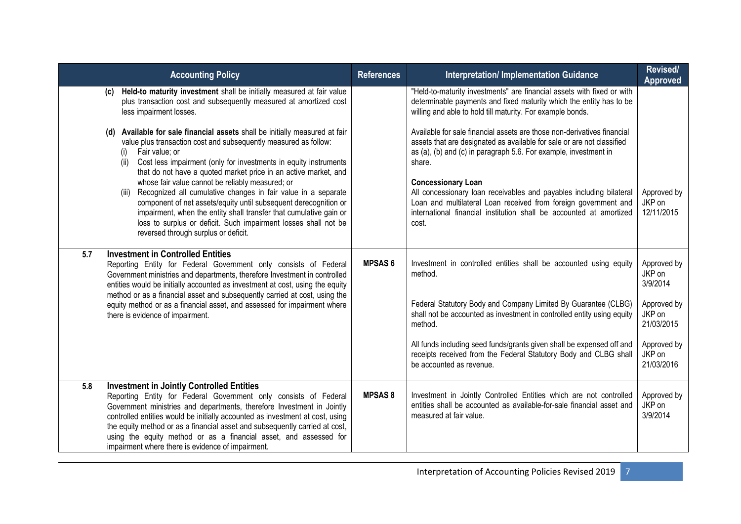| Accounting Policy | References | Interpretation/ Implementation Guidance | Revised/ Approved |
| --- | --- | --- | --- |
| **(c) Held-to maturity investment** shall be initially measured at fair value plus transaction cost and subsequently measured at amortized cost less impairment losses.<br><br>**(d) Available for sale financial assets** shall be initially measured at fair value plus transaction cost and subsequently measured as follow:<br>(i) Fair value; or<br>(ii) Cost less impairment (only for investments in equity instruments that do not have a quoted market price in an active market, and whose fair value cannot be reliably measured; or<br>(iii) Recognized all cumulative changes in fair value in a separate component of net assets/equity until subsequent derecognition or impairment, when the entity shall transfer that cumulative gain or loss to surplus or deficit. Such impairment losses shall not be reversed through surplus or deficit. | | "Held-to-maturity investments" are financial assets with fixed or with determinable payments and fixed maturity which the entity has to be willing and able to hold till maturity. For example bonds.<br><br>Available for sale financial assets are those non-derivatives financial assets that are designated as available for sale or are not classified as (a), (b) and (c) in paragraph 5.6. For example, investment in share.<br><br>**Concessionary Loan**<br>All concessionary loan receivables and payables including bilateral Loan and multilateral Loan received from foreign government and international financial institution shall be accounted at amortized cost. | Approved by JKP on 12/11/2015 |
| **5.7 Investment in Controlled Entities**<br>Reporting Entity for Federal Government only consists of Federal Government ministries and departments, therefore Investment in controlled entities would be initially accounted as investment at cost, using the equity method or as a financial asset and subsequently carried at cost, using the equity method or as a financial asset, and assessed for impairment where there is evidence of impairment. | **MPSAS 6** | Investment in controlled entities shall be accounted using equity method.<br><br>Federal Statutory Body and Company Limited By Guarantee (CLBG) shall not be accounted as investment in controlled entity using equity method.<br><br>All funds including seed funds/grants given shall be expensed off and receipts received from the Federal Statutory Body and CLBG shall be accounted as revenue. | Approved by JKP on 3/9/2014<br><br>Approved by JKP on 21/03/2015<br><br>Approved by JKP on 21/03/2016 |
| **5.8 Investment in Jointly Controlled Entities**<br>Reporting Entity for Federal Government only consists of Federal Government ministries and departments, therefore Investment in Jointly controlled entities would be initially accounted as investment at cost, using the equity method or as a financial asset and subsequently carried at cost, using the equity method or as a financial asset, and assessed for impairment where there is evidence of impairment. | **MPSAS 8** | Investment in Jointly Controlled Entities which are not controlled entities shall be accounted as available-for-sale financial asset and measured at fair value. | Approved by JKP on 3/9/2014 |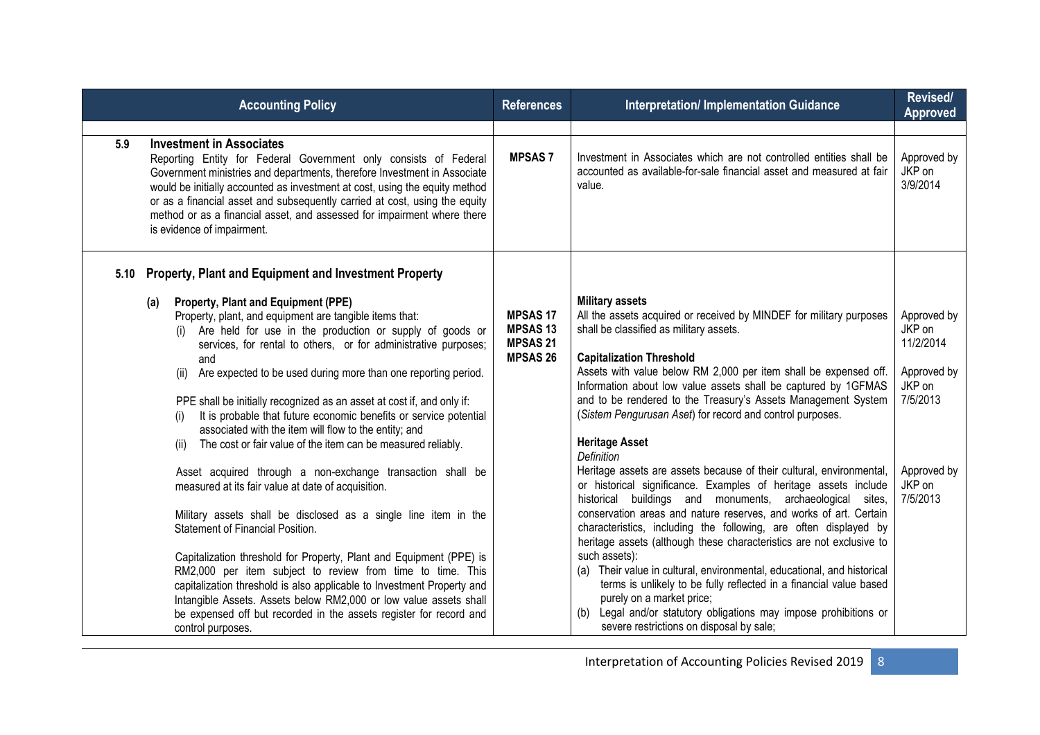| Accounting Policy | References | Interpretation/ Implementation Guidance | Revised/ Approved |
|---|---|---|---|
| **5.9 Investment in Associates**<br>Reporting Entity for Federal Government only consists of Federal Government ministries and departments, therefore Investment in Associate would be initially accounted as investment at cost, using the equity method or as a financial asset and subsequently carried at cost, using the equity method or as a financial asset, and assessed for impairment where there is evidence of impairment. | **MPSAS 7** | Investment in Associates which are not controlled entities shall be accounted as available-for-sale financial asset and measured at fair value. | Approved by JKP on 3/9/2014 |
| **5.10 Property, Plant and Equipment and Investment Property**<br><br>**(a) Property, Plant and Equipment (PPE)**<br>Property, plant, and equipment are tangible items that:<br>(i) Are held for use in the production or supply of goods or services, for rental to others, or for administrative purposes; and<br>(ii) Are expected to be used during more than one reporting period.<br><br>PPE shall be initially recognized as an asset at cost if, and only if:<br>(i) It is probable that future economic benefits or service potential associated with the item will flow to the entity; and<br>(ii) The cost or fair value of the item can be measured reliably.<br><br>Asset acquired through a non-exchange transaction shall be measured at its fair value at date of acquisition.<br><br>Military assets shall be disclosed as a single line item in the Statement of Financial Position.<br><br>Capitalization threshold for Property, Plant and Equipment (PPE) is RM2,000 per item subject to review from time to time. This capitalization threshold is also applicable to Investment Property and Intangible Assets. Assets below RM2,000 or low value assets shall be expensed off but recorded in the assets register for record and control purposes. | **MPSAS 17**<br>**MPSAS 13**<br>**MPSAS 21**<br>**MPSAS 26** | **Military assets**<br>All the assets acquired or received by MINDEF for military purposes shall be classified as military assets.<br><br>**Capitalization Threshold**<br>Assets with value below RM 2,000 per item shall be expensed off. Information about low value assets shall be captured by 1GFMAS and to be rendered to the Treasury's Assets Management System (*Sistem Pengurusan Aset*) for record and control purposes.<br><br>**Heritage Asset**<br>*Definition*<br>Heritage assets are assets because of their cultural, environmental, or historical significance. Examples of heritage assets include historical buildings and monuments, archaeological sites, conservation areas and nature reserves, and works of art. Certain characteristics, including the following, are often displayed by heritage assets (although these characteristics are not exclusive to such assets):<br>(a) Their value in cultural, environmental, educational, and historical terms is unlikely to be fully reflected in a financial value based purely on a market price;<br>(b) Legal and/or statutory obligations may impose prohibitions or severe restrictions on disposal by sale; | Approved by JKP on 11/2/2014<br><br>Approved by JKP on 7/5/2013<br><br>Approved by JKP on 7/5/2013 |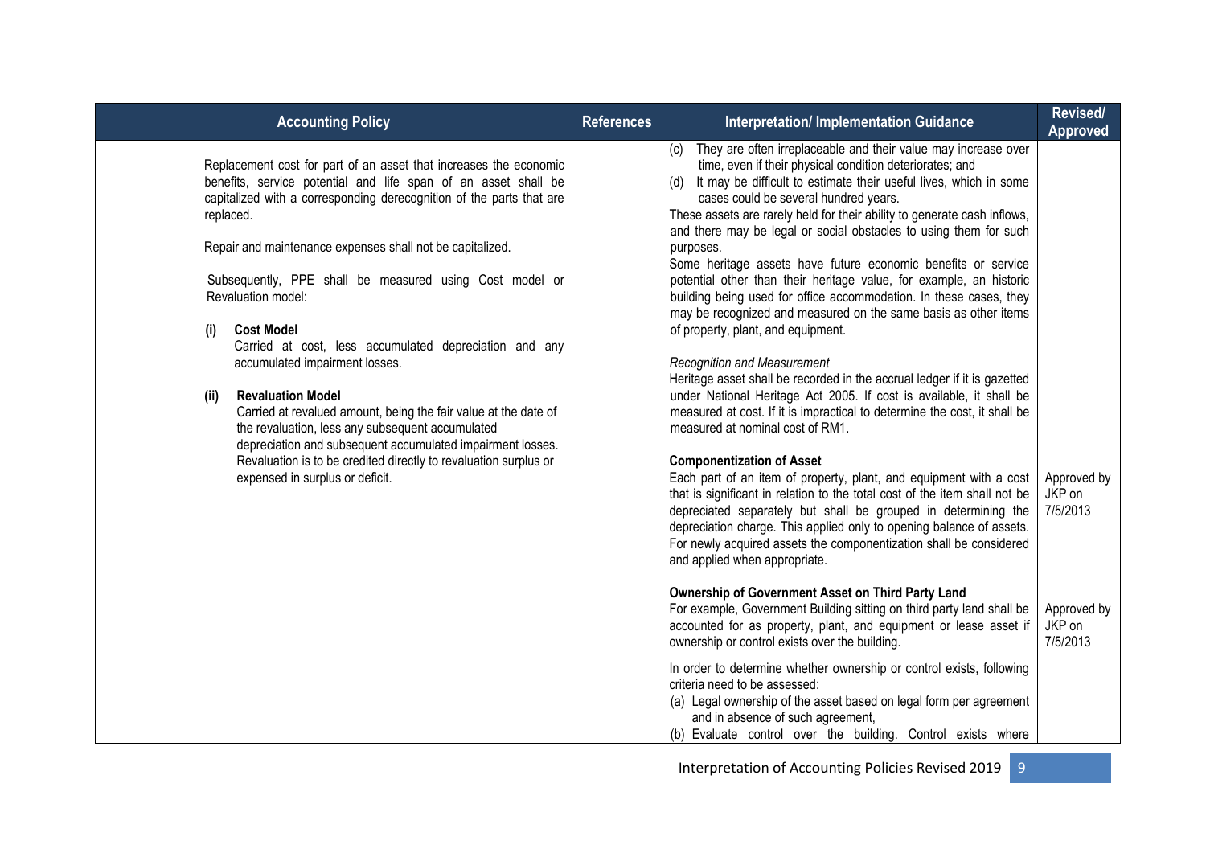| Accounting Policy | References | Interpretation/ Implementation Guidance | Revised/ Approved |
|---|---|---|---|
| Replacement cost for part of an asset that increases the economic benefits, service potential and life span of an asset shall be capitalized with a corresponding derecognition of the parts that are replaced.<br><br>Repair and maintenance expenses shall not be capitalized.<br><br>Subsequently, PPE shall be measured using Cost model or Revaluation model:<br><br>**(i) Cost Model**<br>Carried at cost, less accumulated depreciation and any accumulated impairment losses.<br><br>**(ii) Revaluation Model**<br>Carried at revalued amount, being the fair value at the date of the revaluation, less any subsequent accumulated depreciation and subsequent accumulated impairment losses. Revaluation is to be credited directly to revaluation surplus or expensed in surplus or deficit. | | (c) They are often irreplaceable and their value may increase over time, even if their physical condition deteriorates; and<br>(d) It may be difficult to estimate their useful lives, which in some cases could be several hundred years.<br>These assets are rarely held for their ability to generate cash inflows, and there may be legal or social obstacles to using them for such purposes.<br>Some heritage assets have future economic benefits or service potential other than their heritage value, for example, an historic building being used for office accommodation. In these cases, they may be recognized and measured on the same basis as other items of property, plant, and equipment.<br><br>*Recognition and Measurement*<br>Heritage asset shall be recorded in the accrual ledger if it is gazetted under National Heritage Act 2005. If cost is available, it shall be measured at cost. If it is impractical to determine the cost, it shall be measured at nominal cost of RM1. | |
| | | **Componentization of Asset**<br>Each part of an item of property, plant, and equipment with a cost that is significant in relation to the total cost of the item shall not be depreciated separately but shall be grouped in determining the depreciation charge. This applied only to opening balance of assets. For newly acquired assets the componentization shall be considered and applied when appropriate. | Approved by JKP on 7/5/2013 |
| | | **Ownership of Government Asset on Third Party Land**<br>For example, Government Building sitting on third party land shall be accounted for as property, plant, and equipment or lease asset if ownership or control exists over the building.<br><br>In order to determine whether ownership or control exists, following criteria need to be assessed:<br>(a) Legal ownership of the asset based on legal form per agreement and in absence of such agreement,<br>(b) Evaluate control over the building. Control exists where | Approved by JKP on 7/5/2013 |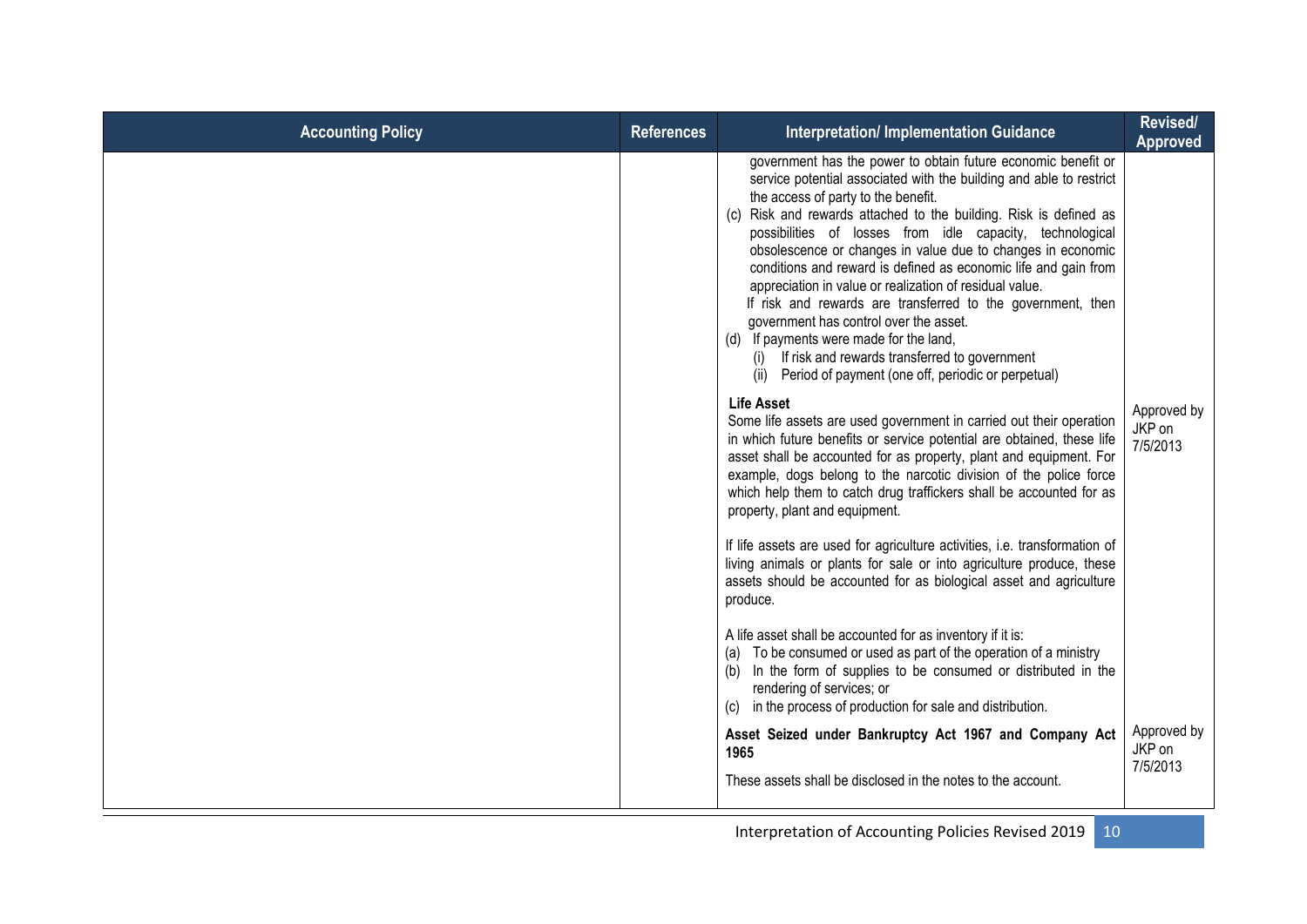| Accounting Policy | References | Interpretation/ Implementation Guidance | Revised/ Approved |
|---|---|---|---|
| | | government has the power to obtain future economic benefit or service potential associated with the building and able to restrict the access of party to the benefit.<br>(c) Risk and rewards attached to the building. Risk is defined as possibilities of losses from idle capacity, technological obsolescence or changes in value due to changes in economic conditions and reward is defined as economic life and gain from appreciation in value or realization of residual value.<br>If risk and rewards are transferred to the government, then government has control over the asset.<br>(d) If payments were made for the land,<br>(i) If risk and rewards transferred to government<br>(ii) Period of payment (one off, periodic or perpetual) | |
| | | **Life Asset**<br>Some life assets are used government in carried out their operation in which future benefits or service potential are obtained, these life asset shall be accounted for as property, plant and equipment. For example, dogs belong to the narcotic division of the police force which help them to catch drug traffickers shall be accounted for as property, plant and equipment.<br><br>If life assets are used for agriculture activities, i.e. transformation of living animals or plants for sale or into agriculture produce, these assets should be accounted for as biological asset and agriculture produce.<br><br>A life asset shall be accounted for as inventory if it is:<br>(a) To be consumed or used as part of the operation of a ministry<br>(b) In the form of supplies to be consumed or distributed in the rendering of services; or<br>(c) in the process of production for sale and distribution. | Approved by JKP on 7/5/2013 |
| | | **Asset Seized under Bankruptcy Act 1967 and Company Act 1965**<br><br>These assets shall be disclosed in the notes to the account. | Approved by JKP on 7/5/2013 |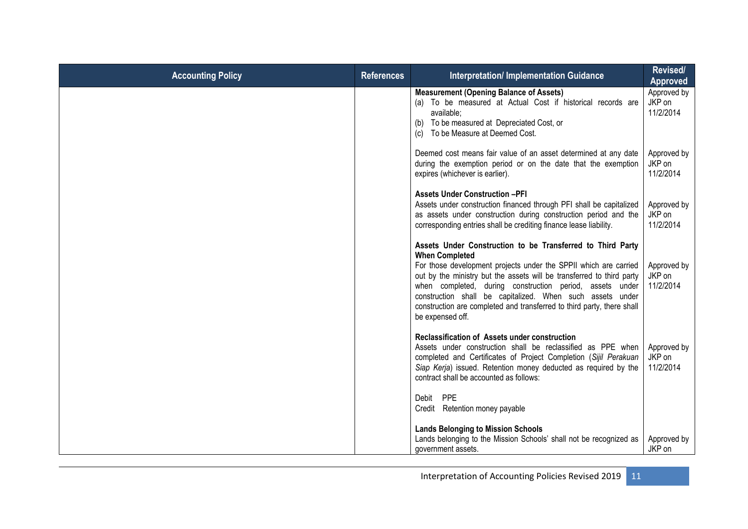| Accounting Policy | References | Interpretation/ Implementation Guidance | Revised/ Approved |
|---|---|---|---|
| | | **Measurement (Opening Balance of Assets)**<br>(a) To be measured at Actual Cost if historical records are available;<br>(b) To be measured at Depreciated Cost, or<br>(c) To be Measure at Deemed Cost. | Approved by JKP on 11/2/2014 |
| | | Deemed cost means fair value of an asset determined at any date during the exemption period or on the date that the exemption expires (whichever is earlier). | Approved by JKP on 11/2/2014 |
| | | **Assets Under Construction –PFI**<br>Assets under construction financed through PFI shall be capitalized as assets under construction during construction period and the corresponding entries shall be crediting finance lease liability. | Approved by JKP on 11/2/2014 |
| | | **Assets Under Construction to be Transferred to Third Party When Completed**<br>For those development projects under the SPPII which are carried out by the ministry but the assets will be transferred to third party when completed, during construction period, assets under construction shall be capitalized. When such assets under construction are completed and transferred to third party, there shall be expensed off. | Approved by JKP on 11/2/2014 |
| | | **Reclassification of Assets under construction**<br>Assets under construction shall be reclassified as PPE when completed and Certificates of Project Completion (*Sijil Perakuan Siap Kerja*) issued. Retention money deducted as required by the contract shall be accounted as follows:<br><br>Debit PPE<br>Credit Retention money payable | Approved by JKP on 11/2/2014 |
| | | **Lands Belonging to Mission Schools**<br>Lands belonging to the Mission Schools' shall not be recognized as government assets. | Approved by JKP on |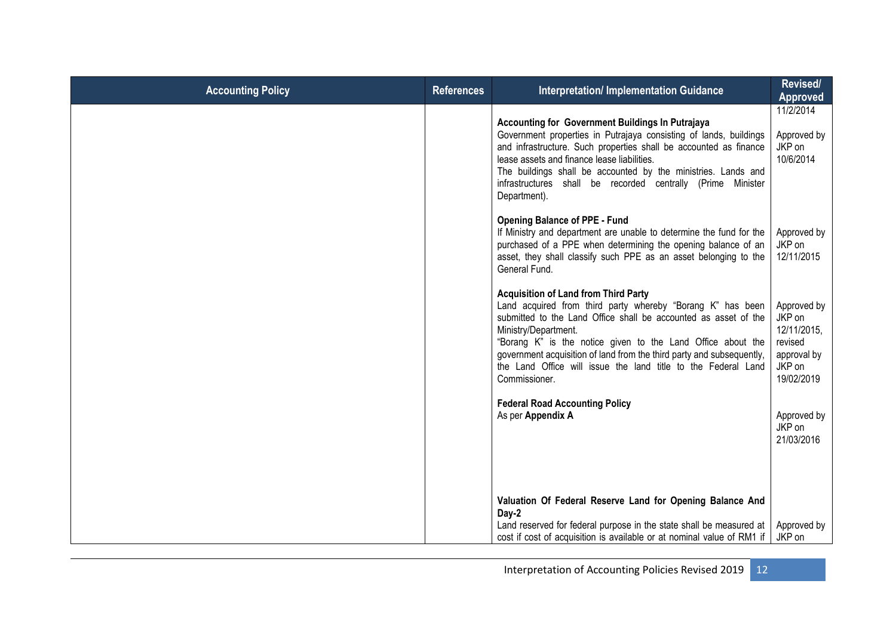| Accounting Policy | References | Interpretation/ Implementation Guidance | Revised/ Approved |
|---|---|---|---|
| | | **Accounting for Government Buildings In Putrajaya**<br>Government properties in Putrajaya consisting of lands, buildings and infrastructure. Such properties shall be accounted as finance lease assets and finance lease liabilities.<br>The buildings shall be accounted by the ministries. Lands and infrastructures shall be recorded centrally (Prime Minister Department). | 11/2/2014<br><br>Approved by JKP on 10/6/2014 |
| | | **Opening Balance of PPE - Fund**<br>If Ministry and department are unable to determine the fund for the purchased of a PPE when determining the opening balance of an asset, they shall classify such PPE as an asset belonging to the General Fund. | Approved by JKP on 12/11/2015 |
| | | **Acquisition of Land from Third Party**<br>Land acquired from third party whereby "Borang K" has been submitted to the Land Office shall be accounted as asset of the Ministry/Department.<br>"Borang K" is the notice given to the Land Office about the government acquisition of land from the third party and subsequently, the Land Office will issue the land title to the Federal Land Commissioner. | Approved by JKP on 12/11/2015, revised approval by JKP on 19/02/2019 |
| | | **Federal Road Accounting Policy**<br>As per **Appendix A** | Approved by JKP on 21/03/2016 |
| | | **Valuation Of Federal Reserve Land for Opening Balance And Day-2**<br>Land reserved for federal purpose in the state shall be measured at cost if cost of acquisition is available or at nominal value of RM1 if | Approved by JKP on |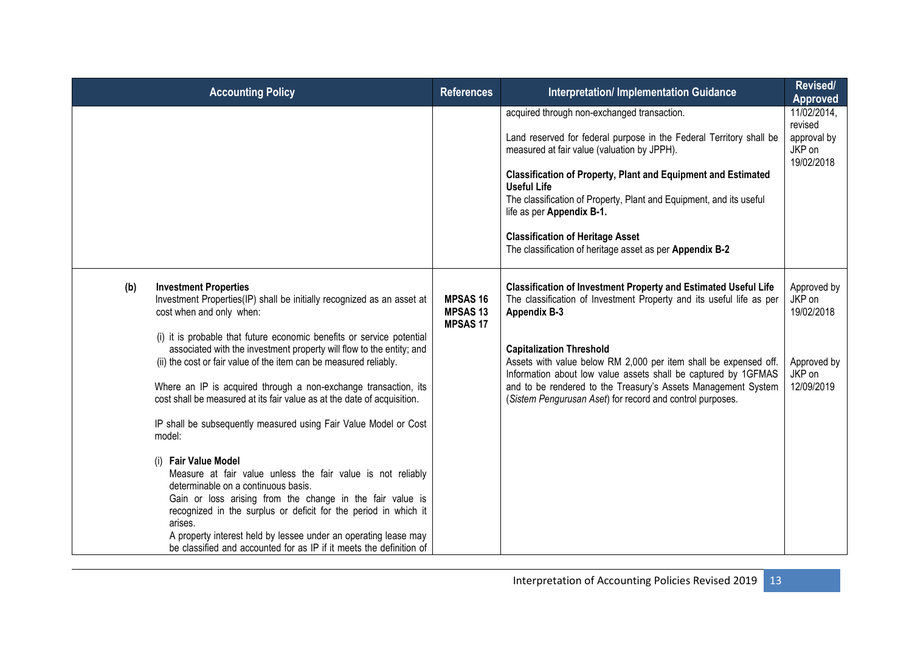| Accounting Policy | References | Interpretation/ Implementation Guidance | Revised/ Approved |
|---|---|---|---|
| | | acquired through non-exchanged transaction.<br><br>Land reserved for federal purpose in the Federal Territory shall be measured at fair value (valuation by JPPH).<br><br>**Classification of Property, Plant and Equipment and Estimated Useful Life**<br>The classification of Property, Plant and Equipment, and its useful life as per **Appendix B-1.**<br><br>**Classification of Heritage Asset**<br>The classification of heritage asset as per **Appendix B-2** | 11/02/2014, revised approval by JKP on 19/02/2018 |
| **(b) Investment Properties**<br>Investment Properties(IP) shall be initially recognized as an asset at cost when and only when:<br><br>(i) it is probable that future economic benefits or service potential associated with the investment property will flow to the entity; and<br>(ii) the cost or fair value of the item can be measured reliably.<br><br>Where an IP is acquired through a non-exchange transaction, its cost shall be measured at its fair value as at the date of acquisition.<br><br>IP shall be subsequently measured using Fair Value Model or Cost model:<br><br>(i) **Fair Value Model**<br>Measure at fair value unless the fair value is not reliably determinable on a continuous basis.<br>Gain or loss arising from the change in the fair value is recognized in the surplus or deficit for the period in which it arises.<br>A property interest held by lessee under an operating lease may be classified and accounted for as IP if it meets the definition of | **MPSAS 16**<br>**MPSAS 13**<br>**MPSAS 17** | **Classification of Investment Property and Estimated Useful Life**<br>The classification of Investment Property and its useful life as per **Appendix B-3**<br><br>**Capitalization Threshold**<br>Assets with value below RM 2,000 per item shall be expensed off. Information about low value assets shall be captured by 1GFMAS and to be rendered to the Treasury's Assets Management System (*Sistem Pengurusan Aset*) for record and control purposes. | Approved by JKP on 19/02/2018<br><br>Approved by JKP on 12/09/2019 |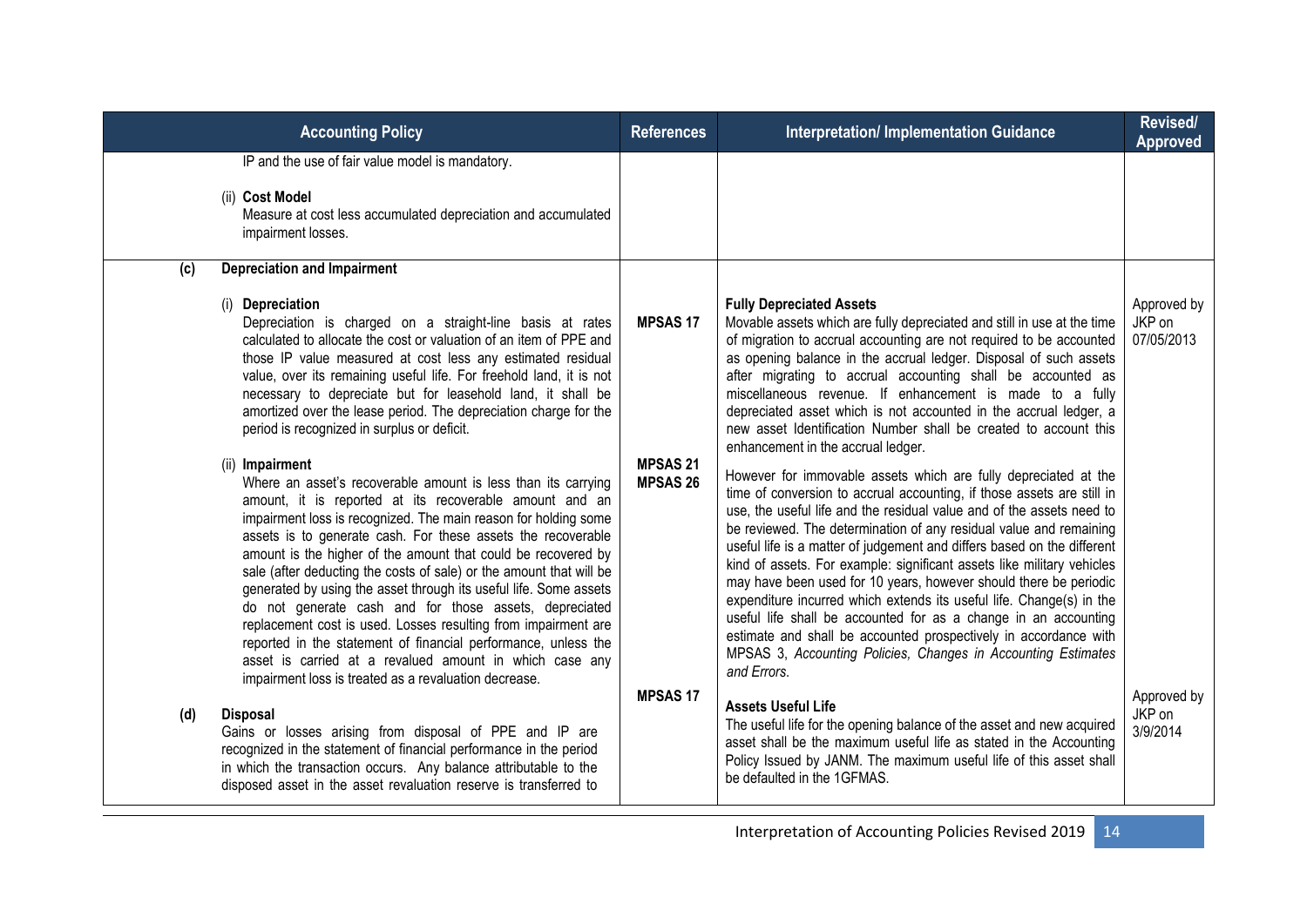| Accounting Policy | References | Interpretation/ Implementation Guidance | Revised/ Approved |
|---|---|---|---|
| IP and the use of fair value model is mandatory.<br><br>(ii) **Cost Model**<br>Measure at cost less accumulated depreciation and accumulated impairment losses. | | | |
| **(c) Depreciation and Impairment**<br><br>(i) **Depreciation**<br>Depreciation is charged on a straight-line basis at rates calculated to allocate the cost or valuation of an item of PPE and those IP value measured at cost less any estimated residual value, over its remaining useful life. For freehold land, it is not necessary to depreciate but for leasehold land, it shall be amortized over the lease period. The depreciation charge for the period is recognized in surplus or deficit.<br><br>(ii) **Impairment**<br>Where an asset's recoverable amount is less than its carrying amount, it is reported at its recoverable amount and an impairment loss is recognized. The main reason for holding some assets is to generate cash. For these assets the recoverable amount is the higher of the amount that could be recovered by sale (after deducting the costs of sale) or the amount that will be generated by using the asset through its useful life. Some assets do not generate cash and for those assets, depreciated replacement cost is used. Losses resulting from impairment are reported in the statement of financial performance, unless the asset is carried at a revalued amount in which case any impairment loss is treated as a revaluation decrease. | **MPSAS 17**<br><br>**MPSAS 21**<br>**MPSAS 26** | **Fully Depreciated Assets**<br>Movable assets which are fully depreciated and still in use at the time of migration to accrual accounting are not required to be accounted as opening balance in the accrual ledger. Disposal of such assets after migrating to accrual accounting shall be accounted as miscellaneous revenue. If enhancement is made to a fully depreciated asset which is not accounted in the accrual ledger, a new asset Identification Number shall be created to account this enhancement in the accrual ledger.<br><br>However for immovable assets which are fully depreciated at the time of conversion to accrual accounting, if those assets are still in use, the useful life and the residual value and of the assets need to be reviewed. The determination of any residual value and remaining useful life is a matter of judgement and differs based on the different kind of assets. For example: significant assets like military vehicles may have been used for 10 years, however should there be periodic expenditure incurred which extends its useful life. Change(s) in the useful life shall be accounted for as a change in an accounting estimate and shall be accounted prospectively in accordance with MPSAS 3, *Accounting Policies, Changes in Accounting Estimates and Errors*. | Approved by JKP on 07/05/2013 |
| **(d) Disposal**<br>Gains or losses arising from disposal of PPE and IP are recognized in the statement of financial performance in the period in which the transaction occurs. Any balance attributable to the disposed asset in the asset revaluation reserve is transferred to | **MPSAS 17** | **Assets Useful Life**<br>The useful life for the opening balance of the asset and new acquired asset shall be the maximum useful life as stated in the Accounting Policy Issued by JANM. The maximum useful life of this asset shall be defaulted in the 1GFMAS. | Approved by JKP on 3/9/2014 |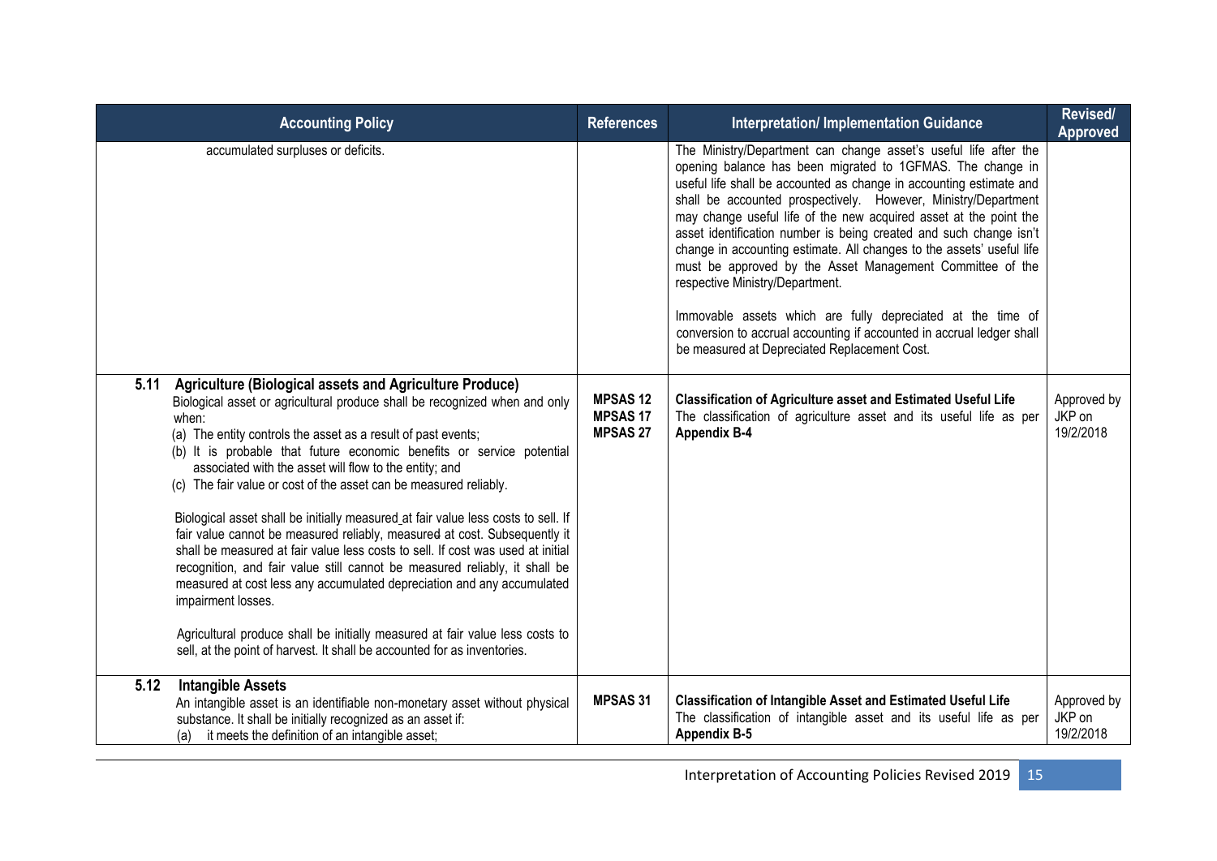| Accounting Policy | References | Interpretation/ Implementation Guidance | Revised/ Approved |
|---|---|---|---|
| accumulated surpluses or deficits. | | The Ministry/Department can change asset's useful life after the opening balance has been migrated to 1GFMAS. The change in useful life shall be accounted as change in accounting estimate and shall be accounted prospectively. However, Ministry/Department may change useful life of the new acquired asset at the point the asset identification number is being created and such change isn't change in accounting estimate. All changes to the assets' useful life must be approved by the Asset Management Committee of the respective Ministry/Department.<br><br>Immovable assets which are fully depreciated at the time of conversion to accrual accounting if accounted in accrual ledger shall be measured at Depreciated Replacement Cost. | |
| **5.11 Agriculture (Biological assets and Agriculture Produce)**<br>Biological asset or agricultural produce shall be recognized when and only when:<br>(a) The entity controls the asset as a result of past events;<br>(b) It is probable that future economic benefits or service potential associated with the asset will flow to the entity; and<br>(c) The fair value or cost of the asset can be measured reliably.<br><br>Biological asset shall be initially measured at fair value less costs to sell. If fair value cannot be measured reliably, measured at cost. Subsequently it shall be measured at fair value less costs to sell. If cost was used at initial recognition, and fair value still cannot be measured reliably, it shall be measured at cost less any accumulated depreciation and any accumulated impairment losses.<br><br>Agricultural produce shall be initially measured at fair value less costs to sell, at the point of harvest. It shall be accounted for as inventories. | **MPSAS 12**<br>**MPSAS 17**<br>**MPSAS 27** | **Classification of Agriculture asset and Estimated Useful Life**<br>The classification of agriculture asset and its useful life as per **Appendix B-4** | Approved by JKP on 19/2/2018 |
| **5.12 Intangible Assets**<br>An intangible asset is an identifiable non-monetary asset without physical substance. It shall be initially recognized as an asset if:<br>(a) it meets the definition of an intangible asset; | **MPSAS 31** | **Classification of Intangible Asset and Estimated Useful Life**<br>The classification of intangible asset and its useful life as per **Appendix B-5** | Approved by JKP on 19/2/2018 |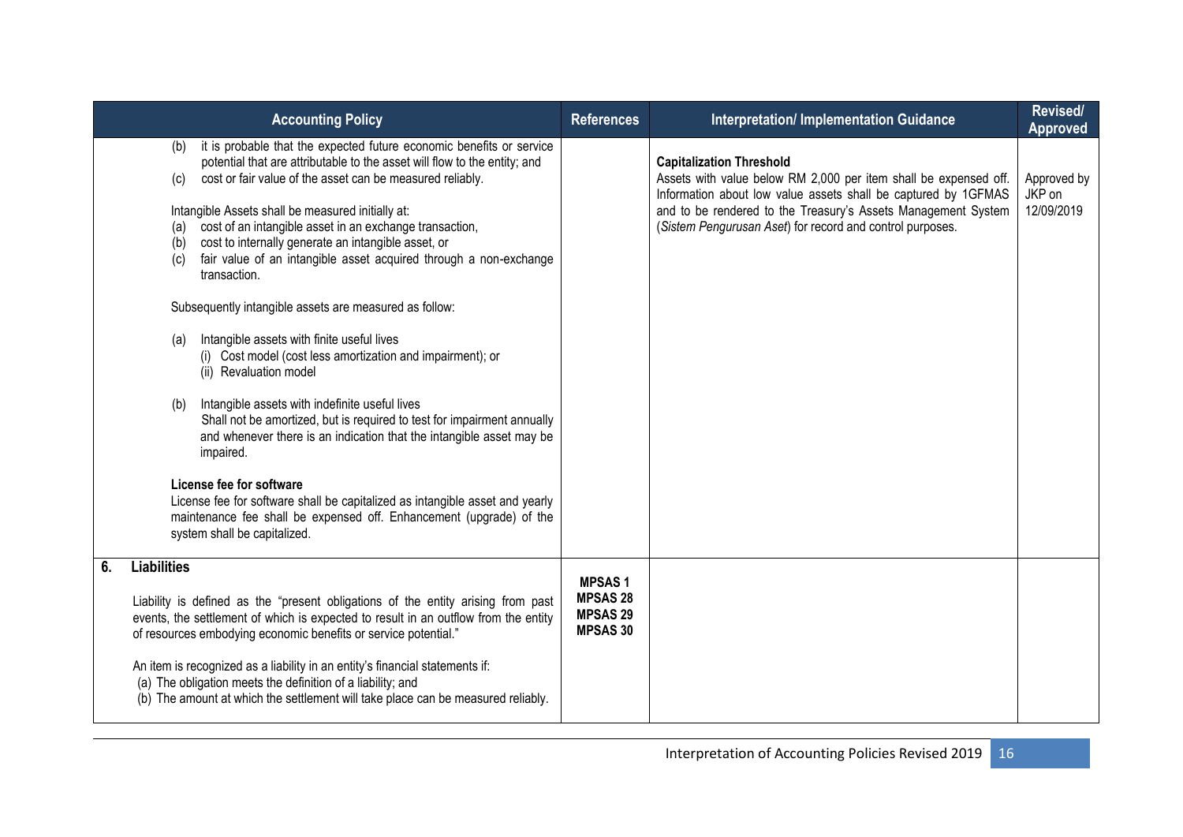| Accounting Policy | References | Interpretation/ Implementation Guidance | Revised/ Approved |
|---|---|---|---|
| (b) it is probable that the expected future economic benefits or service potential that are attributable to the asset will flow to the entity; and<br>(c) cost or fair value of the asset can be measured reliably.<br><br>Intangible Assets shall be measured initially at:<br>(a) cost of an intangible asset in an exchange transaction,<br>(b) cost to internally generate an intangible asset, or<br>(c) fair value of an intangible asset acquired through a non-exchange transaction.<br><br>Subsequently intangible assets are measured as follow:<br><br>(a) Intangible assets with finite useful lives<br>(i) Cost model (cost less amortization and impairment); or<br>(ii) Revaluation model<br><br>(b) Intangible assets with indefinite useful lives<br>Shall not be amortized, but is required to test for impairment annually and whenever there is an indication that the intangible asset may be impaired.<br><br>**License fee for software**<br>License fee for software shall be capitalized as intangible asset and yearly maintenance fee shall be expensed off. Enhancement (upgrade) of the system shall be capitalized. | | **Capitalization Threshold**<br>Assets with value below RM 2,000 per item shall be expensed off. Information about low value assets shall be captured by 1GFMAS and to be rendered to the Treasury's Assets Management System (*Sistem Pengurusan Aset*) for record and control purposes. | Approved by JKP on 12/09/2019 |
| **6. Liabilities**<br><br>Liability is defined as the "present obligations of the entity arising from past events, the settlement of which is expected to result in an outflow from the entity of resources embodying economic benefits or service potential."<br><br>An item is recognized as a liability in an entity's financial statements if:<br>(a) The obligation meets the definition of a liability; and<br>(b) The amount at which the settlement will take place can be measured reliably. | **MPSAS 1**<br>**MPSAS 28**<br>**MPSAS 29**<br>**MPSAS 30** | | |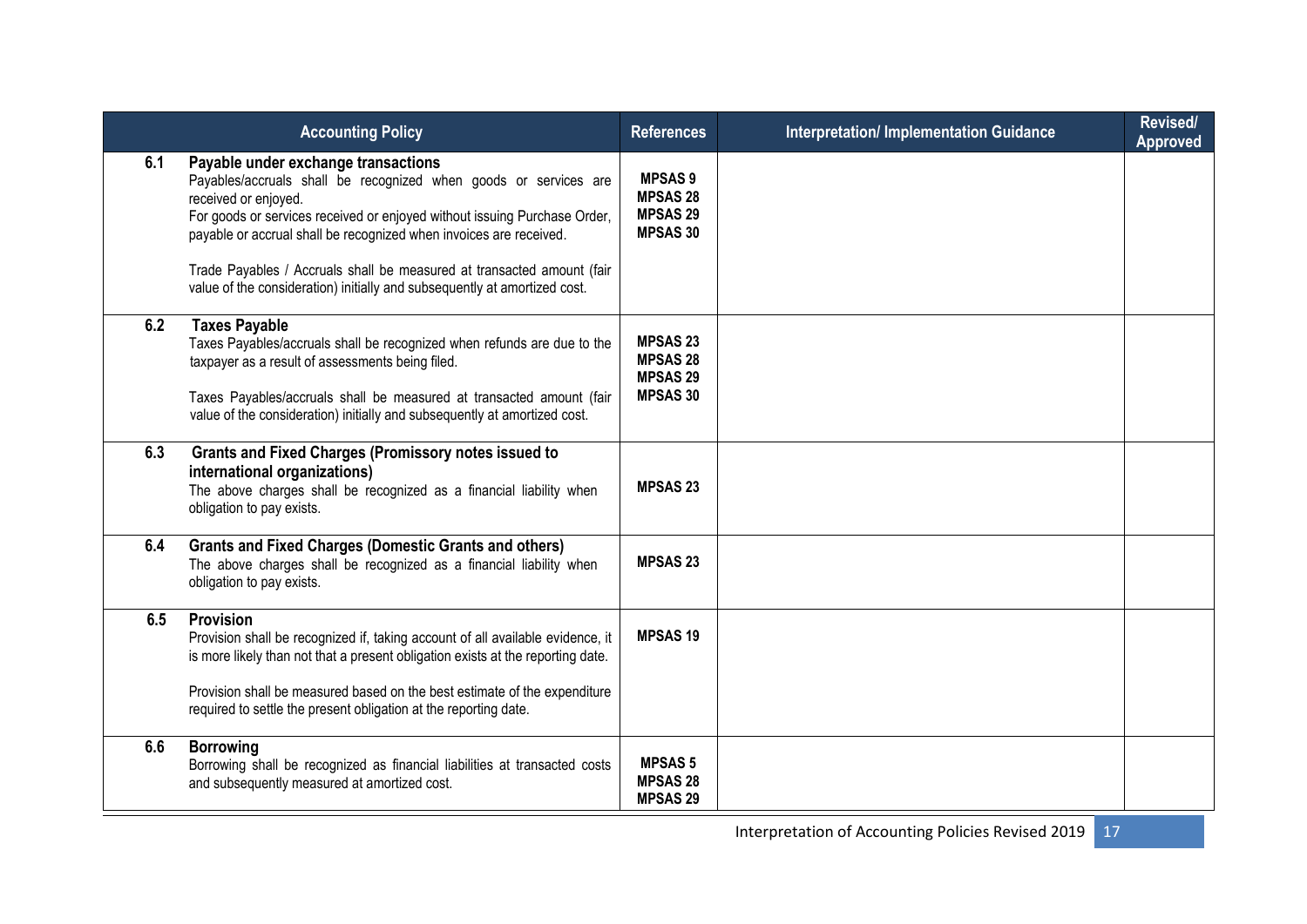| | Accounting Policy | References | Interpretation/ Implementation Guidance | Revised/ Approved |
|---|---|---|---|---|
| 6.1 | **Payable under exchange transactions**<br>Payables/accruals shall be recognized when goods or services are received or enjoyed.<br>For goods or services received or enjoyed without issuing Purchase Order, payable or accrual shall be recognized when invoices are received.<br><br>Trade Payables / Accruals shall be measured at transacted amount (fair value of the consideration) initially and subsequently at amortized cost. | **MPSAS 9**<br>**MPSAS 28**<br>**MPSAS 29**<br>**MPSAS 30** | | |
| 6.2 | **Taxes Payable**<br>Taxes Payables/accruals shall be recognized when refunds are due to the taxpayer as a result of assessments being filed.<br><br>Taxes Payables/accruals shall be measured at transacted amount (fair value of the consideration) initially and subsequently at amortized cost. | **MPSAS 23**<br>**MPSAS 28**<br>**MPSAS 29**<br>**MPSAS 30** | | |
| 6.3 | **Grants and Fixed Charges (Promissory notes issued to international organizations)**<br>The above charges shall be recognized as a financial liability when obligation to pay exists. | **MPSAS 23** | | |
| 6.4 | **Grants and Fixed Charges (Domestic Grants and others)**<br>The above charges shall be recognized as a financial liability when obligation to pay exists. | **MPSAS 23** | | |
| 6.5 | **Provision**<br>Provision shall be recognized if, taking account of all available evidence, it is more likely than not that a present obligation exists at the reporting date.<br><br>Provision shall be measured based on the best estimate of the expenditure required to settle the present obligation at the reporting date. | **MPSAS 19** | | |
| 6.6 | **Borrowing**<br>Borrowing shall be recognized as financial liabilities at transacted costs and subsequently measured at amortized cost. | **MPSAS 5**<br>**MPSAS 28**<br>**MPSAS 29** | | |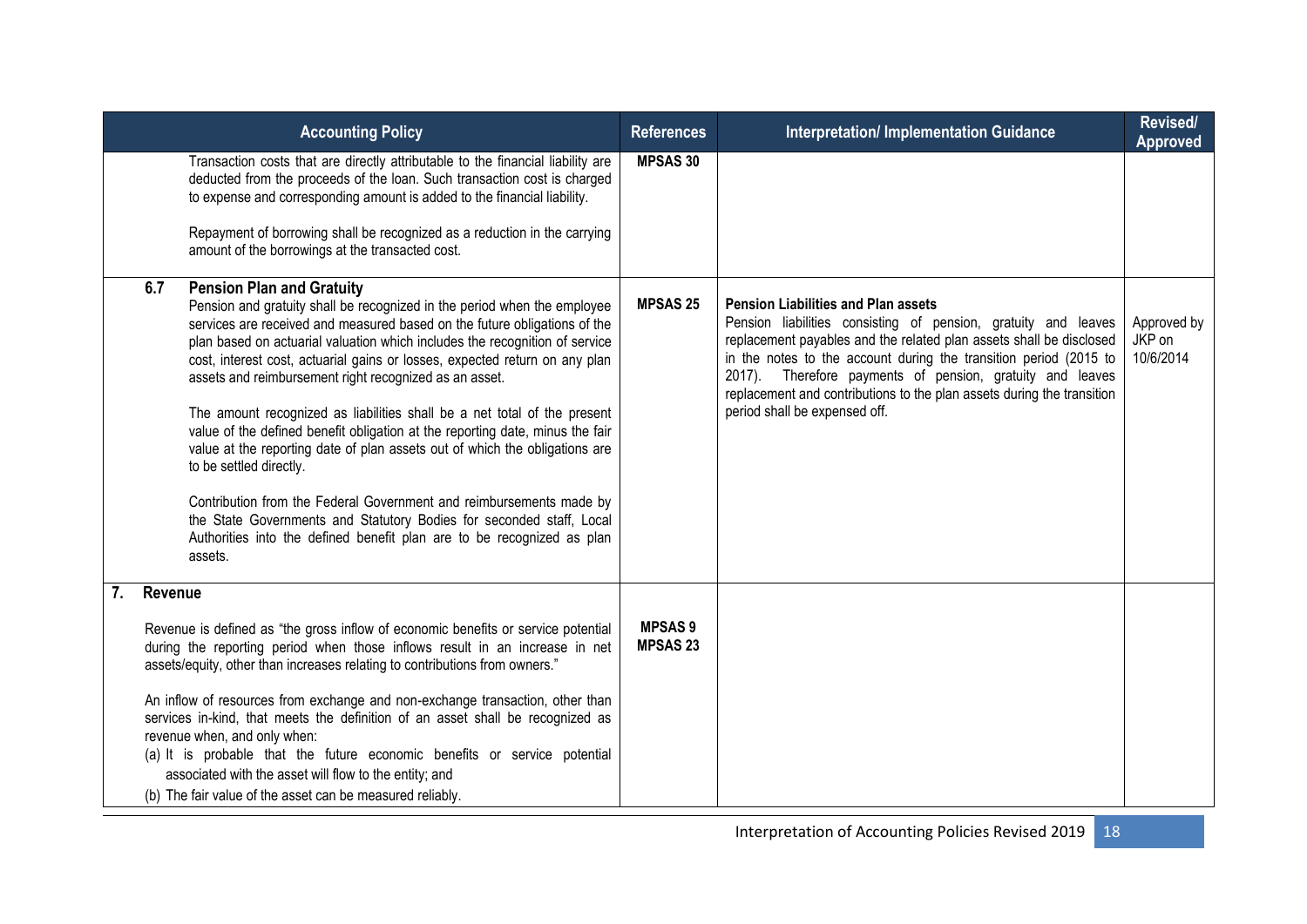| Accounting Policy | References | Interpretation/ Implementation Guidance | Revised/ Approved |
|---|---|---|---|
| Transaction costs that are directly attributable to the financial liability are deducted from the proceeds of the loan. Such transaction cost is charged to expense and corresponding amount is added to the financial liability.<br><br>Repayment of borrowing shall be recognized as a reduction in the carrying amount of the borrowings at the transacted cost. | **MPSAS 30** | | |
| **6.7 Pension Plan and Gratuity**<br>Pension and gratuity shall be recognized in the period when the employee services are received and measured based on the future obligations of the plan based on actuarial valuation which includes the recognition of service cost, interest cost, actuarial gains or losses, expected return on any plan assets and reimbursement right recognized as an asset.<br><br>The amount recognized as liabilities shall be a net total of the present value of the defined benefit obligation at the reporting date, minus the fair value at the reporting date of plan assets out of which the obligations are to be settled directly.<br><br>Contribution from the Federal Government and reimbursements made by the State Governments and Statutory Bodies for seconded staff, Local Authorities into the defined benefit plan are to be recognized as plan assets. | **MPSAS 25** | **Pension Liabilities and Plan assets**<br>Pension liabilities consisting of pension, gratuity and leaves replacement payables and the related plan assets shall be disclosed in the notes to the account during the transition period (2015 to 2017). Therefore payments of pension, gratuity and leaves replacement and contributions to the plan assets during the transition period shall be expensed off. | Approved by JKP on 10/6/2014 |
| **7. Revenue**<br><br>Revenue is defined as "the gross inflow of economic benefits or service potential during the reporting period when those inflows result in an increase in net assets/equity, other than increases relating to contributions from owners."<br><br>An inflow of resources from exchange and non-exchange transaction, other than services in-kind, that meets the definition of an asset shall be recognized as revenue when, and only when:<br>(a) It is probable that the future economic benefits or service potential associated with the asset will flow to the entity; and<br>(b) The fair value of the asset can be measured reliably. | **MPSAS 9**<br>**MPSAS 23** | | |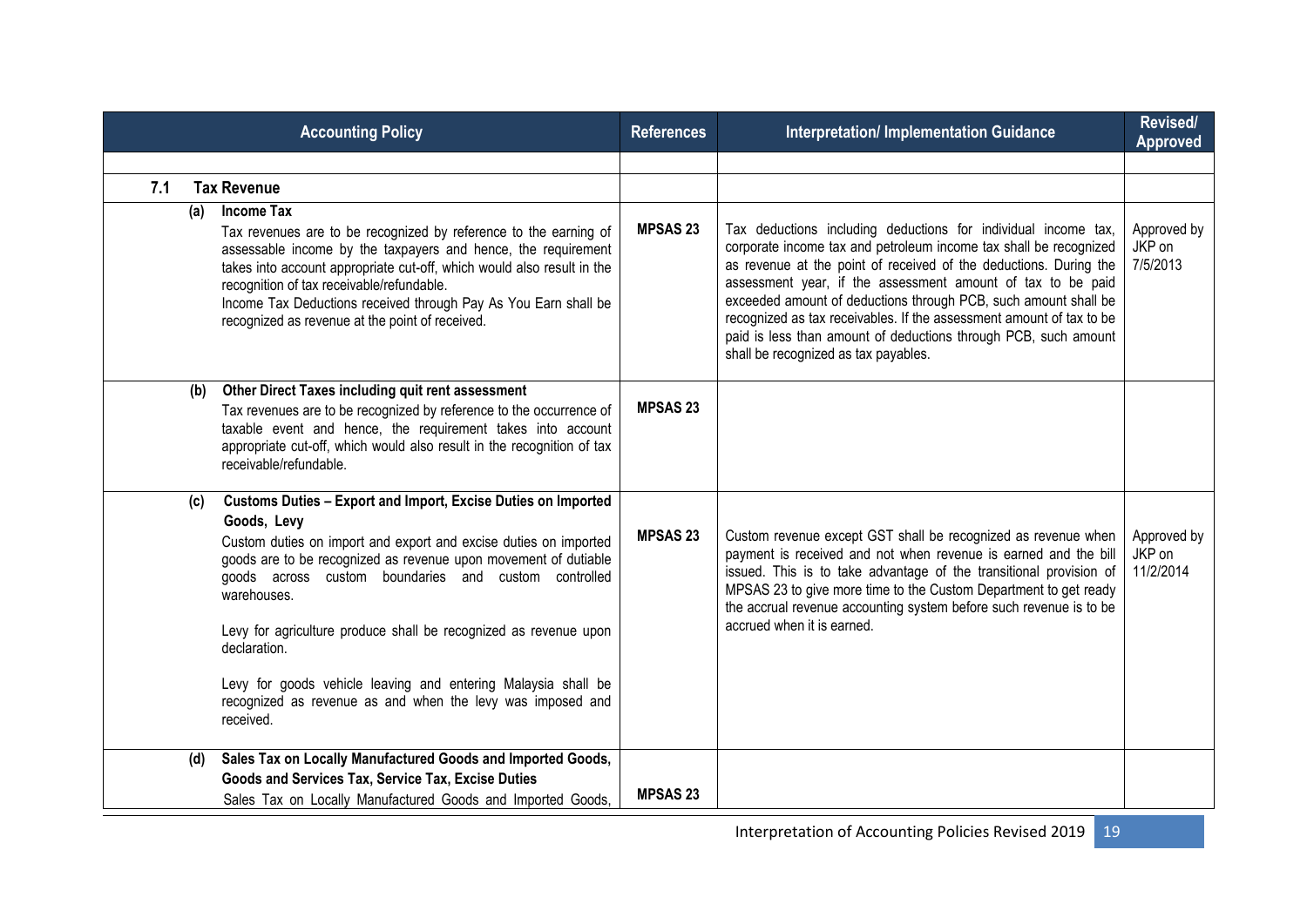| Accounting Policy | References | Interpretation/ Implementation Guidance | Revised/ Approved |
|---|---|---|---|
| | | | |
| **7.1 Tax Revenue** | | | |
| **(a) Income Tax**<br>Tax revenues are to be recognized by reference to the earning of assessable income by the taxpayers and hence, the requirement takes into account appropriate cut-off, which would also result in the recognition of tax receivable/refundable.<br>Income Tax Deductions received through Pay As You Earn shall be recognized as revenue at the point of received. | **MPSAS 23** | Tax deductions including deductions for individual income tax, corporate income tax and petroleum income tax shall be recognized as revenue at the point of received of the deductions. During the assessment year, if the assessment amount of tax to be paid exceeded amount of deductions through PCB, such amount shall be recognized as tax receivables. If the assessment amount of tax to be paid is less than amount of deductions through PCB, such amount shall be recognized as tax payables. | Approved by JKP on 7/5/2013 |
| **(b) Other Direct Taxes including quit rent assessment**<br>Tax revenues are to be recognized by reference to the occurrence of taxable event and hence, the requirement takes into account appropriate cut-off, which would also result in the recognition of tax receivable/refundable. | **MPSAS 23** | | |
| **(c) Customs Duties – Export and Import, Excise Duties on Imported Goods, Levy**<br>Custom duties on import and export and excise duties on imported goods are to be recognized as revenue upon movement of dutiable goods across custom boundaries and custom controlled warehouses.<br><br>Levy for agriculture produce shall be recognized as revenue upon declaration.<br><br>Levy for goods vehicle leaving and entering Malaysia shall be recognized as revenue as and when the levy was imposed and received. | **MPSAS 23** | Custom revenue except GST shall be recognized as revenue when payment is received and not when revenue is earned and the bill issued. This is to take advantage of the transitional provision of MPSAS 23 to give more time to the Custom Department to get ready the accrual revenue accounting system before such revenue is to be accrued when it is earned. | Approved by JKP on 11/2/2014 |
| **(d) Sales Tax on Locally Manufactured Goods and Imported Goods, Goods and Services Tax, Service Tax, Excise Duties**<br>Sales Tax on Locally Manufactured Goods and Imported Goods, | **MPSAS 23** | | |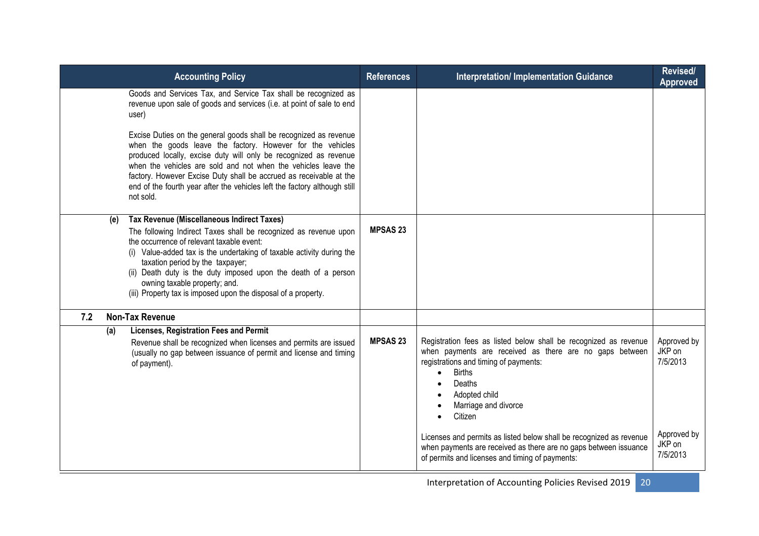| Accounting Policy | References | Interpretation/ Implementation Guidance | Revised/ Approved |
|---|---|---|---|
| Goods and Services Tax, and Service Tax shall be recognized as revenue upon sale of goods and services (i.e. at point of sale to end user)<br><br>Excise Duties on the general goods shall be recognized as revenue when the goods leave the factory. However for the vehicles produced locally, excise duty will only be recognized as revenue when the vehicles are sold and not when the vehicles leave the factory. However Excise Duty shall be accrued as receivable at the end of the fourth year after the vehicles left the factory although still not sold. | | | |
| **(e) Tax Revenue (Miscellaneous Indirect Taxes)**<br>The following Indirect Taxes shall be recognized as revenue upon the occurrence of relevant taxable event:<br>(i) Value-added tax is the undertaking of taxable activity during the taxation period by the taxpayer;<br>(ii) Death duty is the duty imposed upon the death of a person owning taxable property; and.<br>(iii) Property tax is imposed upon the disposal of a property. | **MPSAS 23** | | |
| **7.2 Non-Tax Revenue** | | | |
| **(a) Licenses, Registration Fees and Permit**<br>Revenue shall be recognized when licenses and permits are issued (usually no gap between issuance of permit and license and timing of payment). | **MPSAS 23** | Registration fees as listed below shall be recognized as revenue when payments are received as there are no gaps between registrations and timing of payments:<br>• Births<br>• Deaths<br>• Adopted child<br>• Marriage and divorce<br>• Citizen | Approved by JKP on 7/5/2013 |
| | | Licenses and permits as listed below shall be recognized as revenue when payments are received as there are no gaps between issuance of permits and licenses and timing of payments: | Approved by JKP on 7/5/2013 |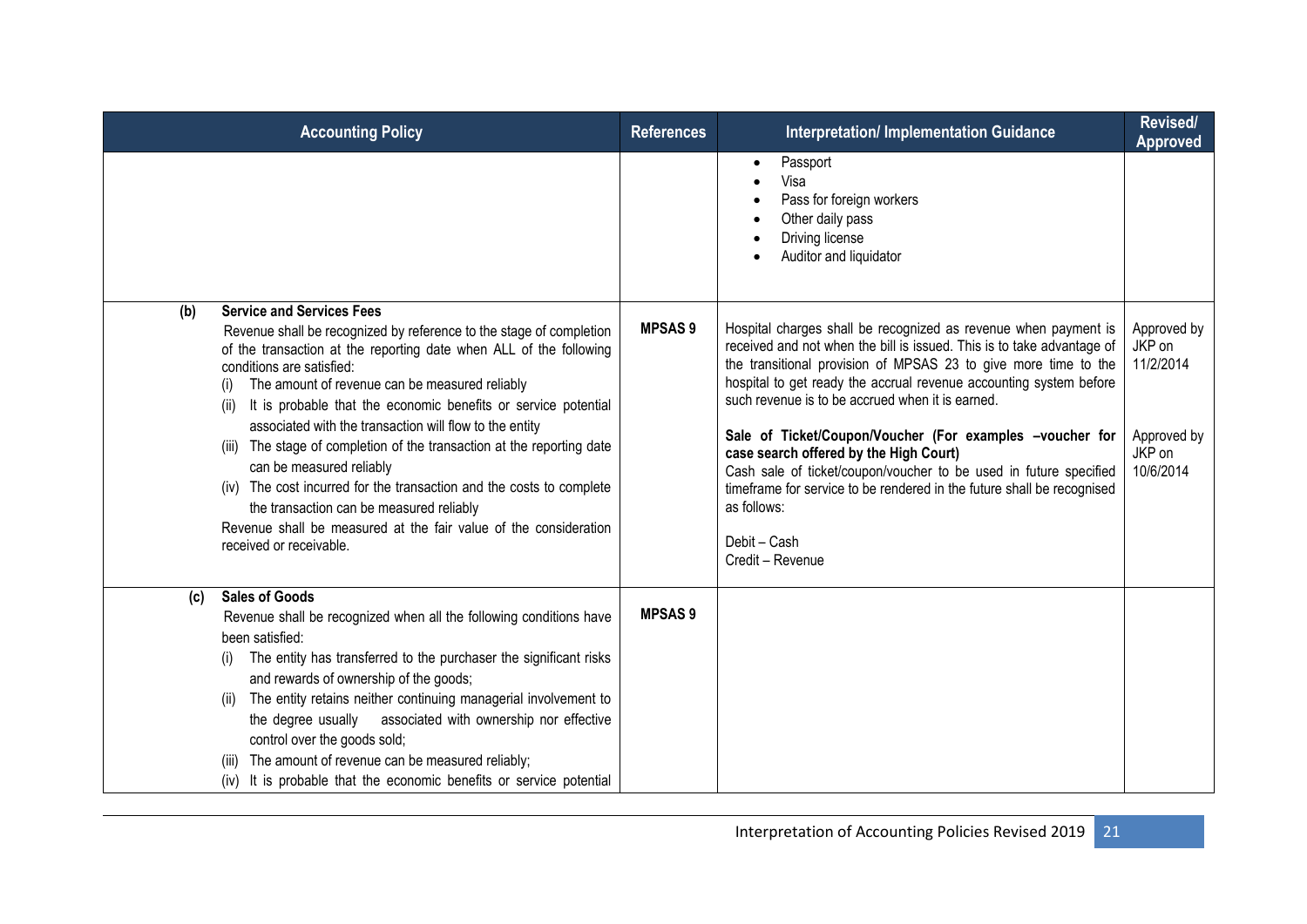| Accounting Policy | References | Interpretation/ Implementation Guidance | Revised/ Approved |
|---|---|---|---|
| | | • Passport<br>• Visa<br>• Pass for foreign workers<br>• Other daily pass<br>• Driving license<br>• Auditor and liquidator | |
| **(b) Service and Services Fees**<br>Revenue shall be recognized by reference to the stage of completion of the transaction at the reporting date when ALL of the following conditions are satisfied:<br>(i) The amount of revenue can be measured reliably<br>(ii) It is probable that the economic benefits or service potential associated with the transaction will flow to the entity<br>(iii) The stage of completion of the transaction at the reporting date can be measured reliably<br>(iv) The cost incurred for the transaction and the costs to complete the transaction can be measured reliably<br>Revenue shall be measured at the fair value of the consideration received or receivable. | **MPSAS 9** | Hospital charges shall be recognized as revenue when payment is received and not when the bill is issued. This is to take advantage of the transitional provision of MPSAS 23 to give more time to the hospital to get ready the accrual revenue accounting system before such revenue is to be accrued when it is earned.<br><br>**Sale of Ticket/Coupon/Voucher (For examples –voucher for case search offered by the High Court)**<br>Cash sale of ticket/coupon/voucher to be used in future specified timeframe for service to be rendered in the future shall be recognised as follows:<br><br>Debit – Cash<br>Credit – Revenue | Approved by JKP on 11/2/2014<br><br>Approved by JKP on 10/6/2014 |
| **(c) Sales of Goods**<br>Revenue shall be recognized when all the following conditions have been satisfied:<br>(i) The entity has transferred to the purchaser the significant risks and rewards of ownership of the goods;<br>(ii) The entity retains neither continuing managerial involvement to the degree usually associated with ownership nor effective control over the goods sold;<br>(iii) The amount of revenue can be measured reliably;<br>(iv) It is probable that the economic benefits or service potential | **MPSAS 9** | | |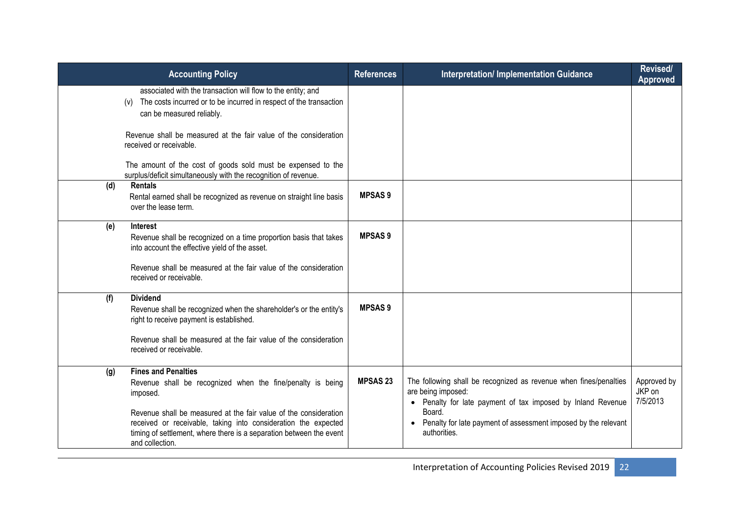| Accounting Policy | References | Interpretation/ Implementation Guidance | Revised/ Approved |
|---|---|---|---|
| associated with the transaction will flow to the entity; and<br>(v) The costs incurred or to be incurred in respect of the transaction can be measured reliably.<br><br>Revenue shall be measured at the fair value of the consideration received or receivable.<br><br>The amount of the cost of goods sold must be expensed to the surplus/deficit simultaneously with the recognition of revenue. | | | |
| **(d) Rentals**<br>Rental earned shall be recognized as revenue on straight line basis over the lease term. | **MPSAS 9** | | |
| **(e) Interest**<br>Revenue shall be recognized on a time proportion basis that takes into account the effective yield of the asset.<br><br>Revenue shall be measured at the fair value of the consideration received or receivable. | **MPSAS 9** | | |
| **(f) Dividend**<br>Revenue shall be recognized when the shareholder's or the entity's right to receive payment is established.<br><br>Revenue shall be measured at the fair value of the consideration received or receivable. | **MPSAS 9** | | |
| **(g) Fines and Penalties**<br>Revenue shall be recognized when the fine/penalty is being imposed.<br><br>Revenue shall be measured at the fair value of the consideration received or receivable, taking into consideration the expected timing of settlement, where there is a separation between the event and collection. | **MPSAS 23** | The following shall be recognized as revenue when fines/penalties are being imposed:<br>• Penalty for late payment of tax imposed by Inland Revenue Board.<br>• Penalty for late payment of assessment imposed by the relevant authorities. | Approved by JKP on 7/5/2013 |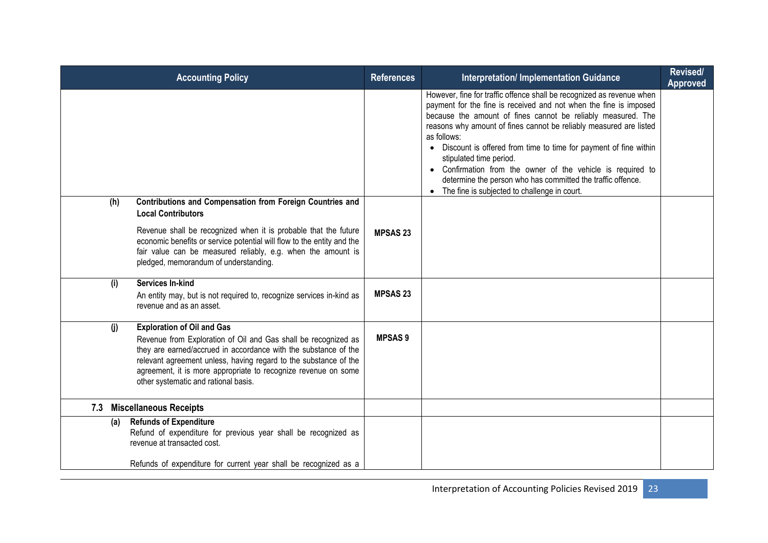| Accounting Policy | References | Interpretation/ Implementation Guidance | Revised/ Approved |
|---|---|---|---|
| | | However, fine for traffic offence shall be recognized as revenue when payment for the fine is received and not when the fine is imposed because the amount of fines cannot be reliably measured. The reasons why amount of fines cannot be reliably measured are listed as follows:<br>• Discount is offered from time to time for payment of fine within stipulated time period.<br>• Confirmation from the owner of the vehicle is required to determine the person who has committed the traffic offence.<br>• The fine is subjected to challenge in court. | |
| **(h) Contributions and Compensation from Foreign Countries and Local Contributors**<br><br>Revenue shall be recognized when it is probable that the future economic benefits or service potential will flow to the entity and the fair value can be measured reliably, e.g. when the amount is pledged, memorandum of understanding. | **MPSAS 23** | | |
| **(i) Services In-kind**<br>An entity may, but is not required to, recognize services in-kind as revenue and as an asset. | **MPSAS 23** | | |
| **(j) Exploration of Oil and Gas**<br>Revenue from Exploration of Oil and Gas shall be recognized as they are earned/accrued in accordance with the substance of the relevant agreement unless, having regard to the substance of the agreement, it is more appropriate to recognize revenue on some other systematic and rational basis. | **MPSAS 9** | | |
| **7.3 Miscellaneous Receipts** | | | |
| **(a) Refunds of Expenditure**<br>Refund of expenditure for previous year shall be recognized as revenue at transacted cost.<br><br>Refunds of expenditure for current year shall be recognized as a | | | |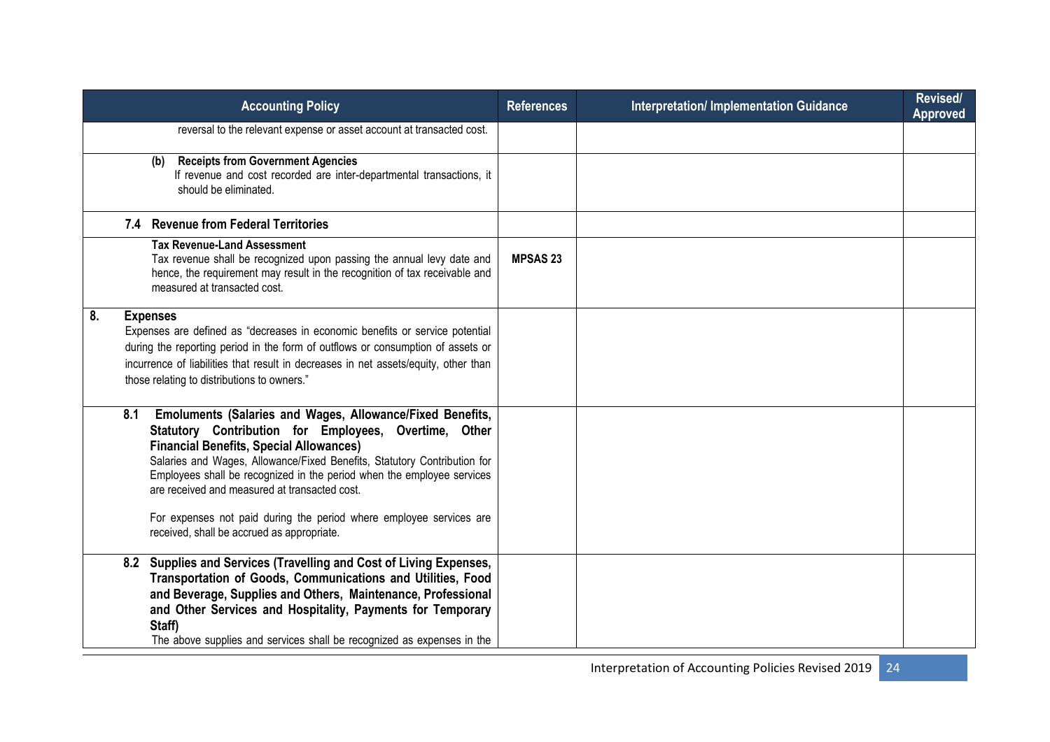| Accounting Policy | References | Interpretation/ Implementation Guidance | Revised/ Approved |
|---|---|---|---|
| reversal to the relevant expense or asset account at transacted cost. | | | |
| **(b) Receipts from Government Agencies**<br>If revenue and cost recorded are inter-departmental transactions, it should be eliminated. | | | |
| **7.4 Revenue from Federal Territories** | | | |
| **Tax Revenue-Land Assessment**<br>Tax revenue shall be recognized upon passing the annual levy date and hence, the requirement may result in the recognition of tax receivable and measured at transacted cost. | **MPSAS 23** | | |
| **8. Expenses**<br>Expenses are defined as "decreases in economic benefits or service potential during the reporting period in the form of outflows or consumption of assets or incurrence of liabilities that result in decreases in net assets/equity, other than those relating to distributions to owners." | | | |
| **8.1 Emoluments (Salaries and Wages, Allowance/Fixed Benefits, Statutory Contribution for Employees, Overtime, Other Financial Benefits, Special Allowances)**<br>Salaries and Wages, Allowance/Fixed Benefits, Statutory Contribution for Employees shall be recognized in the period when the employee services are received and measured at transacted cost.<br><br>For expenses not paid during the period where employee services are received, shall be accrued as appropriate. | | | |
| **8.2 Supplies and Services (Travelling and Cost of Living Expenses, Transportation of Goods, Communications and Utilities, Food and Beverage, Supplies and Others, Maintenance, Professional and Other Services and Hospitality, Payments for Temporary Staff)**<br>The above supplies and services shall be recognized as expenses in the | | | |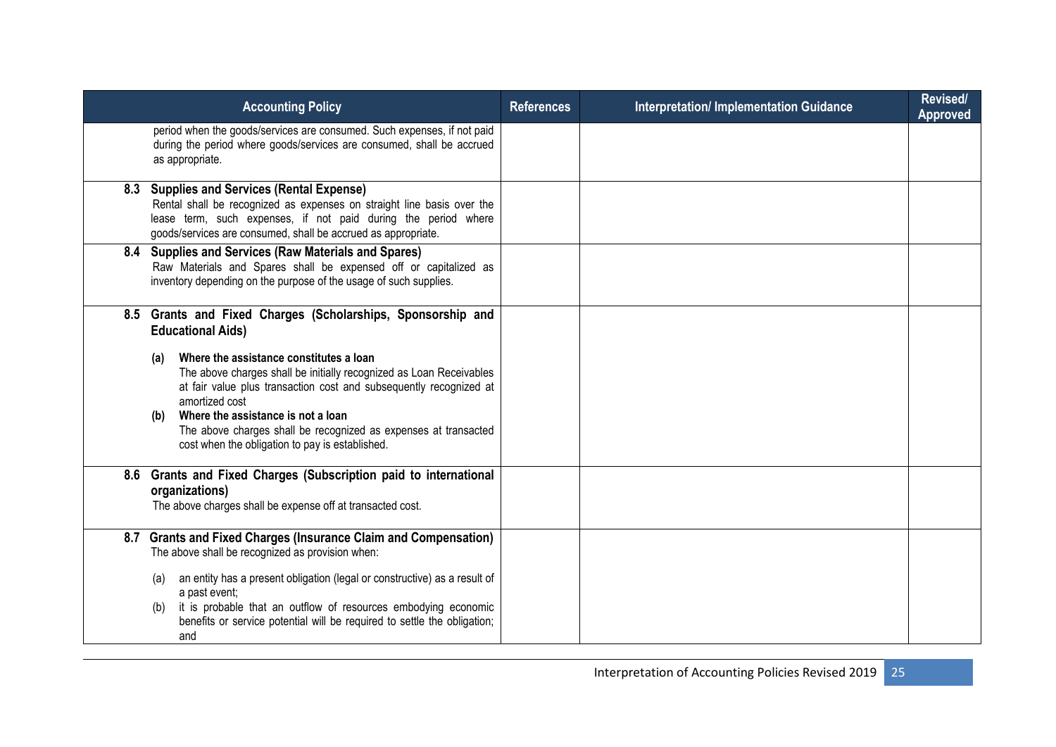| Accounting Policy | References | Interpretation/ Implementation Guidance | Revised/ Approved |
|---|---|---|---|
| period when the goods/services are consumed. Such expenses, if not paid during the period where goods/services are consumed, shall be accrued as appropriate. | | | |
| **8.3 Supplies and Services (Rental Expense)**<br>Rental shall be recognized as expenses on straight line basis over the lease term, such expenses, if not paid during the period where goods/services are consumed, shall be accrued as appropriate. | | | |
| **8.4 Supplies and Services (Raw Materials and Spares)**<br>Raw Materials and Spares shall be expensed off or capitalized as inventory depending on the purpose of the usage of such supplies. | | | |
| **8.5 Grants and Fixed Charges (Scholarships, Sponsorship and Educational Aids)**<br><br>**(a) Where the assistance constitutes a loan**<br>The above charges shall be initially recognized as Loan Receivables at fair value plus transaction cost and subsequently recognized at amortized cost<br>**(b) Where the assistance is not a loan**<br>The above charges shall be recognized as expenses at transacted cost when the obligation to pay is established. | | | |
| **8.6 Grants and Fixed Charges (Subscription paid to international organizations)**<br>The above charges shall be expense off at transacted cost. | | | |
| **8.7 Grants and Fixed Charges (Insurance Claim and Compensation)**<br>The above shall be recognized as provision when:<br><br>(a) an entity has a present obligation (legal or constructive) as a result of a past event;<br>(b) it is probable that an outflow of resources embodying economic benefits or service potential will be required to settle the obligation; and | | | |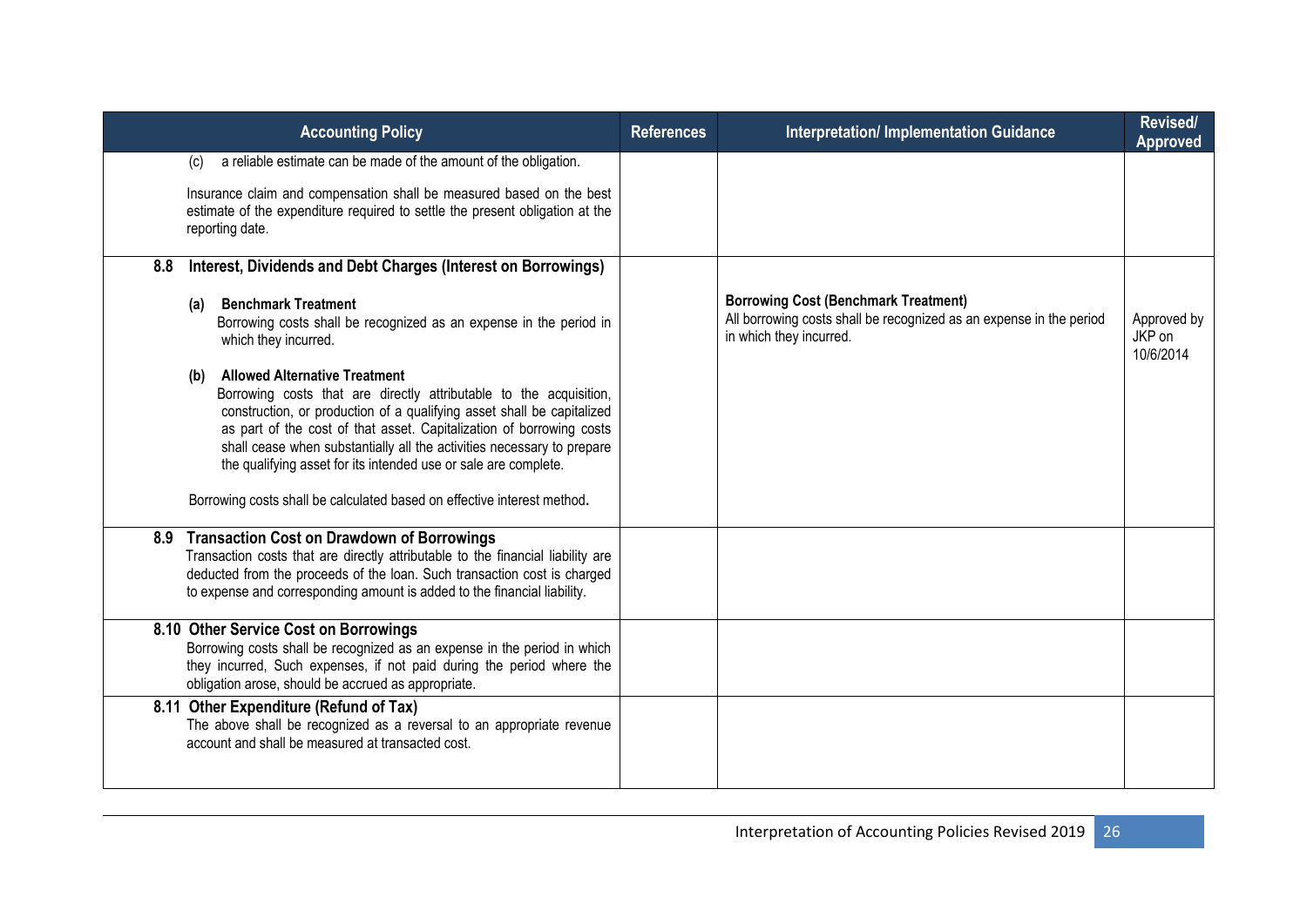| Accounting Policy | References | Interpretation/ Implementation Guidance | Revised/ Approved |
|---|---|---|---|
| (c) a reliable estimate can be made of the amount of the obligation.<br><br>Insurance claim and compensation shall be measured based on the best estimate of the expenditure required to settle the present obligation at the reporting date. | | | |
| **8.8 Interest, Dividends and Debt Charges (Interest on Borrowings)**<br><br>**(a) Benchmark Treatment**<br>Borrowing costs shall be recognized as an expense in the period in which they incurred.<br><br>**(b) Allowed Alternative Treatment**<br>Borrowing costs that are directly attributable to the acquisition, construction, or production of a qualifying asset shall be capitalized as part of the cost of that asset. Capitalization of borrowing costs shall cease when substantially all the activities necessary to prepare the qualifying asset for its intended use or sale are complete.<br><br>Borrowing costs shall be calculated based on effective interest method**.** | | **Borrowing Cost (Benchmark Treatment)**<br>All borrowing costs shall be recognized as an expense in the period in which they incurred. | Approved by JKP on 10/6/2014 |
| **8.9 Transaction Cost on Drawdown of Borrowings**<br>Transaction costs that are directly attributable to the financial liability are deducted from the proceeds of the loan. Such transaction cost is charged to expense and corresponding amount is added to the financial liability. | | | |
| **8.10 Other Service Cost on Borrowings**<br>Borrowing costs shall be recognized as an expense in the period in which they incurred, Such expenses, if not paid during the period where the obligation arose, should be accrued as appropriate. | | | |
| **8.11 Other Expenditure (Refund of Tax)**<br>The above shall be recognized as a reversal to an appropriate revenue account and shall be measured at transacted cost. | | | |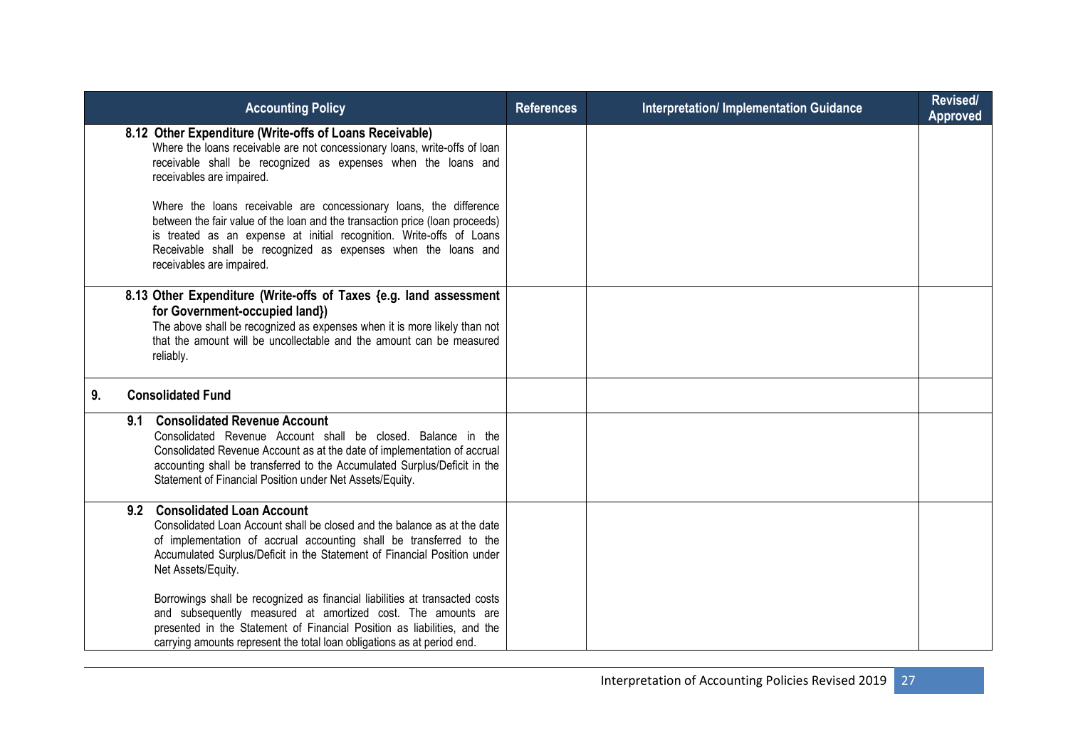| Accounting Policy | References | Interpretation/ Implementation Guidance | Revised/ Approved |
|---|---|---|---|
| **8.12 Other Expenditure (Write-offs of Loans Receivable)**<br>Where the loans receivable are not concessionary loans, write-offs of loan receivable shall be recognized as expenses when the loans and receivables are impaired.<br><br>Where the loans receivable are concessionary loans, the difference between the fair value of the loan and the transaction price (loan proceeds) is treated as an expense at initial recognition. Write-offs of Loans Receivable shall be recognized as expenses when the loans and receivables are impaired. | | | |
| **8.13 Other Expenditure (Write-offs of Taxes {e.g. land assessment for Government-occupied land})**<br>The above shall be recognized as expenses when it is more likely than not that the amount will be uncollectable and the amount can be measured reliably. | | | |
| **9. Consolidated Fund** | | | |
| **9.1 Consolidated Revenue Account**<br>Consolidated Revenue Account shall be closed. Balance in the Consolidated Revenue Account as at the date of implementation of accrual accounting shall be transferred to the Accumulated Surplus/Deficit in the Statement of Financial Position under Net Assets/Equity. | | | |
| **9.2 Consolidated Loan Account**<br>Consolidated Loan Account shall be closed and the balance as at the date of implementation of accrual accounting shall be transferred to the Accumulated Surplus/Deficit in the Statement of Financial Position under Net Assets/Equity.<br><br>Borrowings shall be recognized as financial liabilities at transacted costs and subsequently measured at amortized cost. The amounts are presented in the Statement of Financial Position as liabilities, and the carrying amounts represent the total loan obligations as at period end. | | | |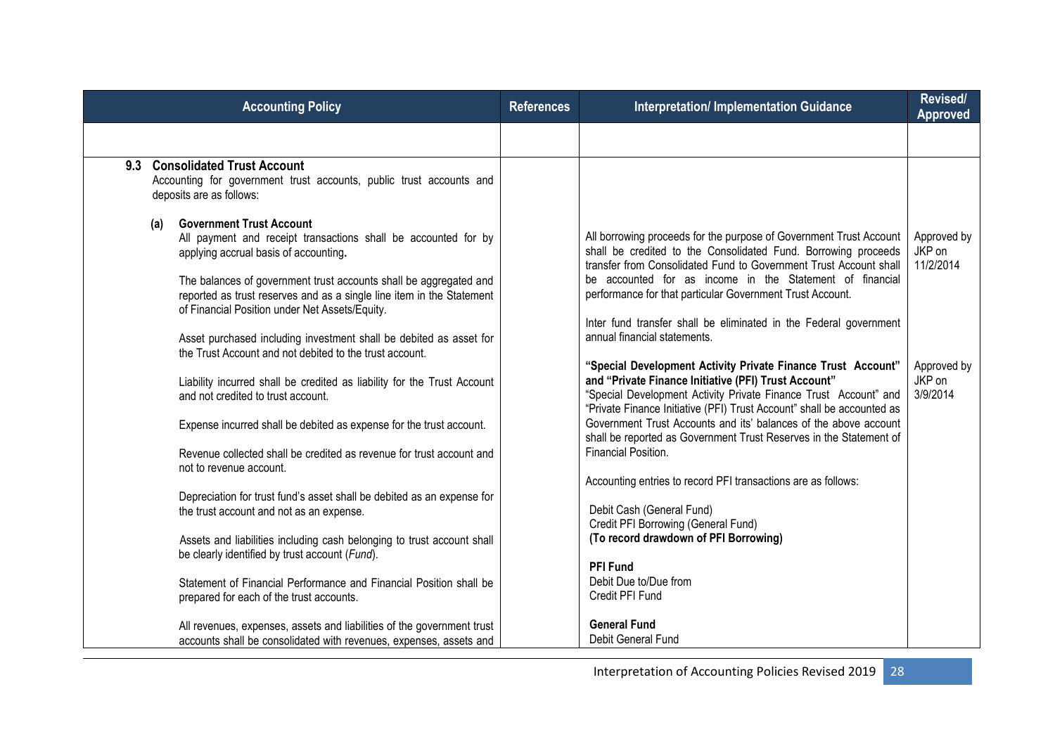| Accounting Policy | References | Interpretation/ Implementation Guidance | Revised/ Approved |
|---|---|---|---|
| | | | |
| **9.3 Consolidated Trust Account**<br>Accounting for government trust accounts, public trust accounts and deposits are as follows:<br><br>**(a) Government Trust Account**<br>All payment and receipt transactions shall be accounted for by applying accrual basis of accounting.<br><br>The balances of government trust accounts shall be aggregated and reported as trust reserves and as a single line item in the Statement of Financial Position under Net Assets/Equity.<br><br>Asset purchased including investment shall be debited as asset for the Trust Account and not debited to the trust account.<br><br>Liability incurred shall be credited as liability for the Trust Account and not credited to trust account.<br><br>Expense incurred shall be debited as expense for the trust account.<br><br>Revenue collected shall be credited as revenue for trust account and not to revenue account.<br><br>Depreciation for trust fund's asset shall be debited as an expense for the trust account and not as an expense.<br><br>Assets and liabilities including cash belonging to trust account shall be clearly identified by trust account (*Fund*).<br><br>Statement of Financial Performance and Financial Position shall be prepared for each of the trust accounts.<br><br>All revenues, expenses, assets and liabilities of the government trust accounts shall be consolidated with revenues, expenses, assets and | | All borrowing proceeds for the purpose of Government Trust Account shall be credited to the Consolidated Fund. Borrowing proceeds transfer from Consolidated Fund to Government Trust Account shall be accounted for as income in the Statement of financial performance for that particular Government Trust Account.<br><br>Inter fund transfer shall be eliminated in the Federal government annual financial statements.<br><br>**"Special Development Activity Private Finance Trust Account" and "Private Finance Initiative (PFI) Trust Account"**<br>"Special Development Activity Private Finance Trust Account" and "Private Finance Initiative (PFI) Trust Account" shall be accounted as Government Trust Accounts and its' balances of the above account shall be reported as Government Trust Reserves in the Statement of Financial Position.<br><br>Accounting entries to record PFI transactions are as follows:<br><br>Debit Cash (General Fund)<br>Credit PFI Borrowing (General Fund)<br>**(To record drawdown of PFI Borrowing)**<br><br>**PFI Fund**<br>Debit Due to/Due from<br>Credit PFI Fund<br><br>**General Fund**<br>Debit General Fund | Approved by JKP on 11/2/2014<br><br><br><br><br><br><br>Approved by JKP on 3/9/2014 |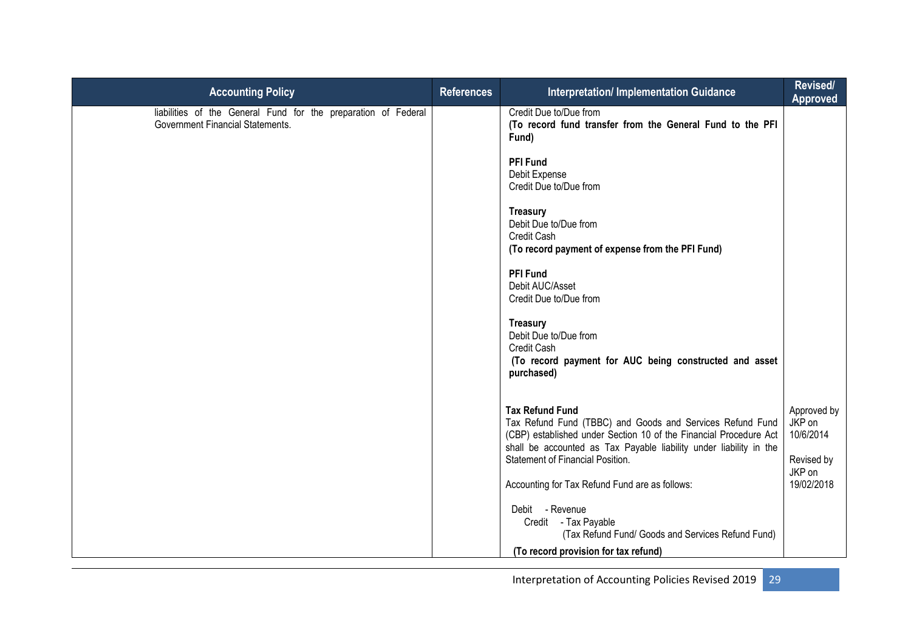| Accounting Policy | References | Interpretation/ Implementation Guidance | Revised/ Approved |
|---|---|---|---|
| liabilities of the General Fund for the preparation of Federal Government Financial Statements. | | Credit Due to/Due from<br>**(To record fund transfer from the General Fund to the PFI Fund)**<br><br>**PFI Fund**<br>Debit Expense<br>Credit Due to/Due from<br><br>**Treasury**<br>Debit Due to/Due from<br>Credit Cash<br>**(To record payment of expense from the PFI Fund)**<br><br>**PFI Fund**<br>Debit AUC/Asset<br>Credit Due to/Due from<br><br>**Treasury**<br>Debit Due to/Due from<br>Credit Cash<br>**(To record payment for AUC being constructed and asset purchased)** | |
| | | **Tax Refund Fund**<br>Tax Refund Fund (TBBC) and Goods and Services Refund Fund (CBP) established under Section 10 of the Financial Procedure Act shall be accounted as Tax Payable liability under liability in the Statement of Financial Position.<br><br>Accounting for Tax Refund Fund are as follows:<br><br>Debit - Revenue<br>Credit - Tax Payable<br>(Tax Refund Fund/ Goods and Services Refund Fund)<br>**(To record provision for tax refund)** | Approved by JKP on 10/6/2014<br><br>Revised by JKP on 19/02/2018 |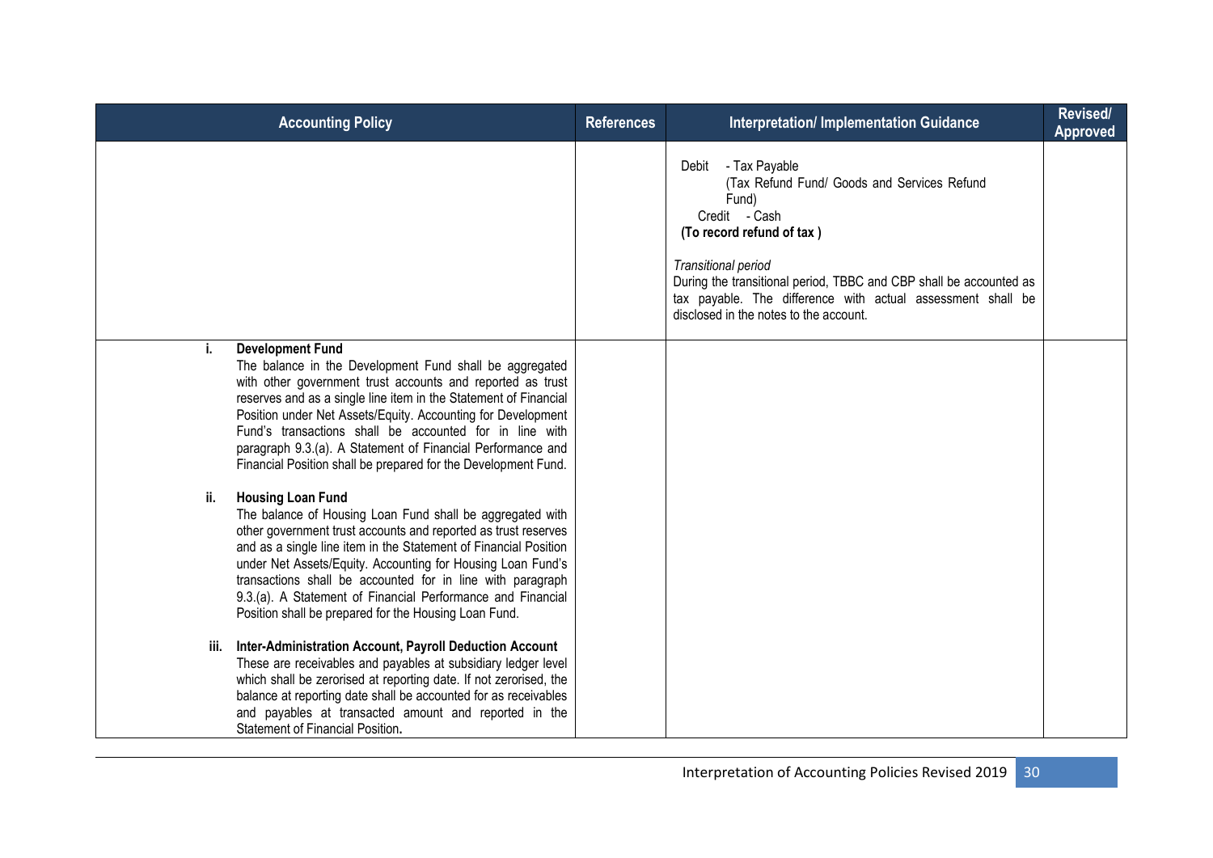| Accounting Policy | References | Interpretation/ Implementation Guidance | Revised/ Approved |
|---|---|---|---|
| | | Debit - Tax Payable<br>(Tax Refund Fund/ Goods and Services Refund Fund)<br>Credit - Cash<br>**(To record refund of tax )**<br><br>*Transitional period*<br>During the transitional period, TBBC and CBP shall be accounted as tax payable. The difference with actual assessment shall be disclosed in the notes to the account. | |
| i. **Development Fund**<br>The balance in the Development Fund shall be aggregated with other government trust accounts and reported as trust reserves and as a single line item in the Statement of Financial Position under Net Assets/Equity. Accounting for Development Fund's transactions shall be accounted for in line with paragraph 9.3.(a). A Statement of Financial Performance and Financial Position shall be prepared for the Development Fund.<br><br>ii. **Housing Loan Fund**<br>The balance of Housing Loan Fund shall be aggregated with other government trust accounts and reported as trust reserves and as a single line item in the Statement of Financial Position under Net Assets/Equity. Accounting for Housing Loan Fund's transactions shall be accounted for in line with paragraph 9.3.(a). A Statement of Financial Performance and Financial Position shall be prepared for the Housing Loan Fund.<br><br>iii. **Inter-Administration Account, Payroll Deduction Account**<br>These are receivables and payables at subsidiary ledger level which shall be zerorised at reporting date. If not zerorised, the balance at reporting date shall be accounted for as receivables and payables at transacted amount and reported in the Statement of Financial Position**.** | | | |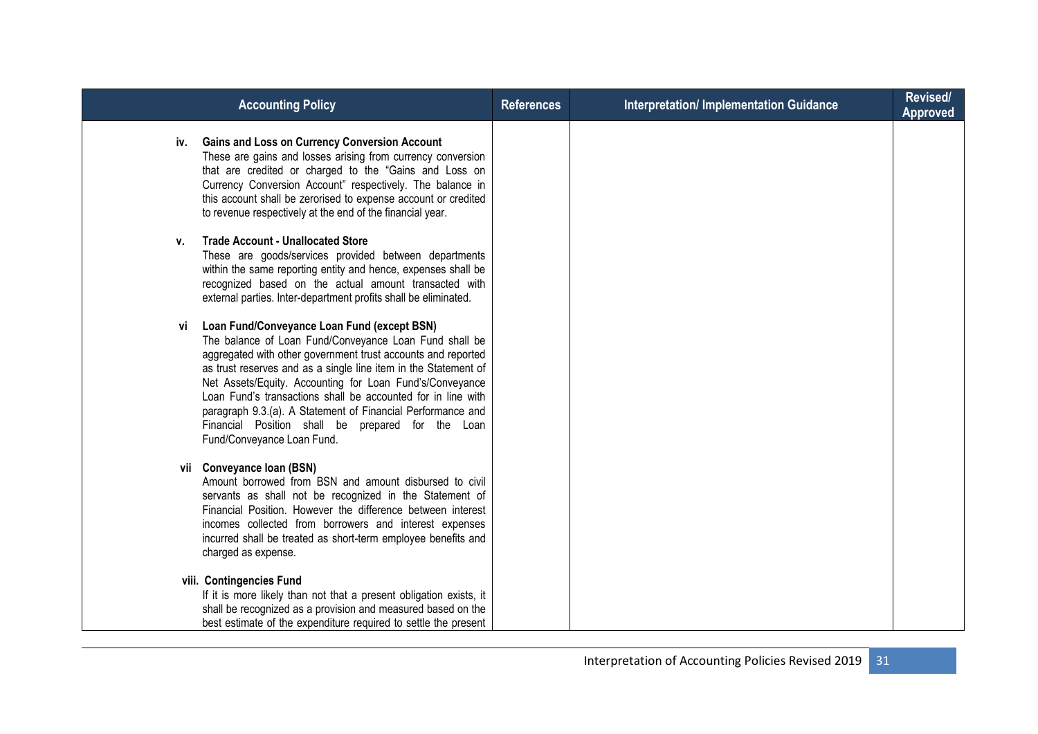| Accounting Policy | References | Interpretation/ Implementation Guidance | Revised/ Approved |
|---|---|---|---|
| **iv. Gains and Loss on Currency Conversion Account**<br>These are gains and losses arising from currency conversion that are credited or charged to the "Gains and Loss on Currency Conversion Account" respectively. The balance in this account shall be zerorised to expense account or credited to revenue respectively at the end of the financial year.<br><br>**v. Trade Account - Unallocated Store**<br>These are goods/services provided between departments within the same reporting entity and hence, expenses shall be recognized based on the actual amount transacted with external parties. Inter-department profits shall be eliminated.<br><br>**vi Loan Fund/Conveyance Loan Fund (except BSN)**<br>The balance of Loan Fund/Conveyance Loan Fund shall be aggregated with other government trust accounts and reported as trust reserves and as a single line item in the Statement of Net Assets/Equity. Accounting for Loan Fund's/Conveyance Loan Fund's transactions shall be accounted for in line with paragraph 9.3.(a). A Statement of Financial Performance and Financial Position shall be prepared for the Loan Fund/Conveyance Loan Fund.<br><br>**vii Conveyance loan (BSN)**<br>Amount borrowed from BSN and amount disbursed to civil servants as shall not be recognized in the Statement of Financial Position. However the difference between interest incomes collected from borrowers and interest expenses incurred shall be treated as short-term employee benefits and charged as expense.<br><br>**viii. Contingencies Fund**<br>If it is more likely than not that a present obligation exists, it shall be recognized as a provision and measured based on the best estimate of the expenditure required to settle the present | | | |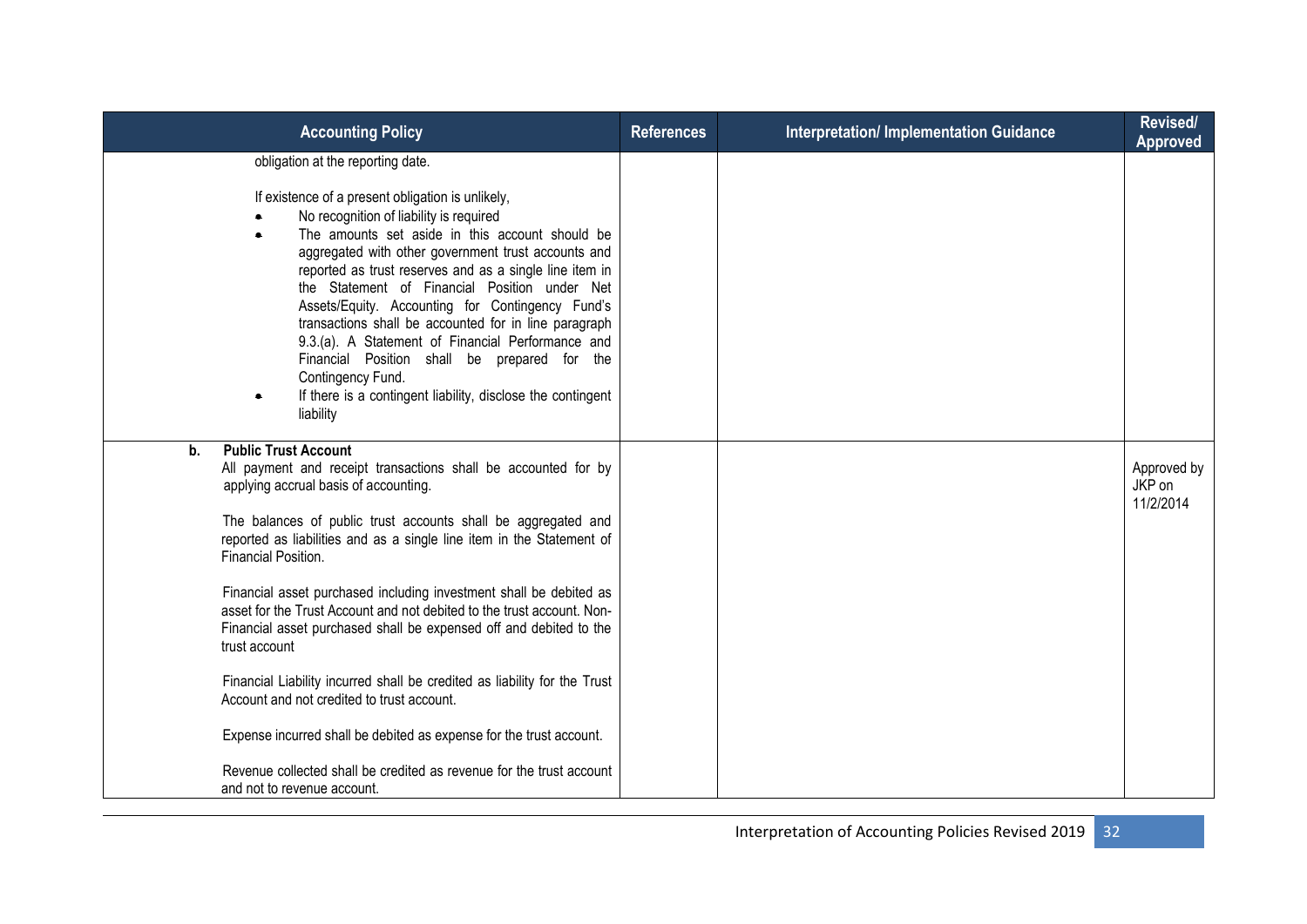| Accounting Policy | References | Interpretation/ Implementation Guidance | Revised/ Approved |
|---|---|---|---|
| obligation at the reporting date.<br><br>If existence of a present obligation is unlikely,<br>• No recognition of liability is required<br>• The amounts set aside in this account should be aggregated with other government trust accounts and reported as trust reserves and as a single line item in the Statement of Financial Position under Net Assets/Equity. Accounting for Contingency Fund's transactions shall be accounted for in line paragraph 9.3.(a). A Statement of Financial Performance and Financial Position shall be prepared for the Contingency Fund.<br>• If there is a contingent liability, disclose the contingent liability | | | |
| **b. Public Trust Account**<br>All payment and receipt transactions shall be accounted for by applying accrual basis of accounting.<br><br>The balances of public trust accounts shall be aggregated and reported as liabilities and as a single line item in the Statement of Financial Position.<br><br>Financial asset purchased including investment shall be debited as asset for the Trust Account and not debited to the trust account. Non-Financial asset purchased shall be expensed off and debited to the trust account<br><br>Financial Liability incurred shall be credited as liability for the Trust Account and not credited to trust account.<br><br>Expense incurred shall be debited as expense for the trust account.<br><br>Revenue collected shall be credited as revenue for the trust account and not to revenue account. | | | Approved by JKP on 11/2/2014 |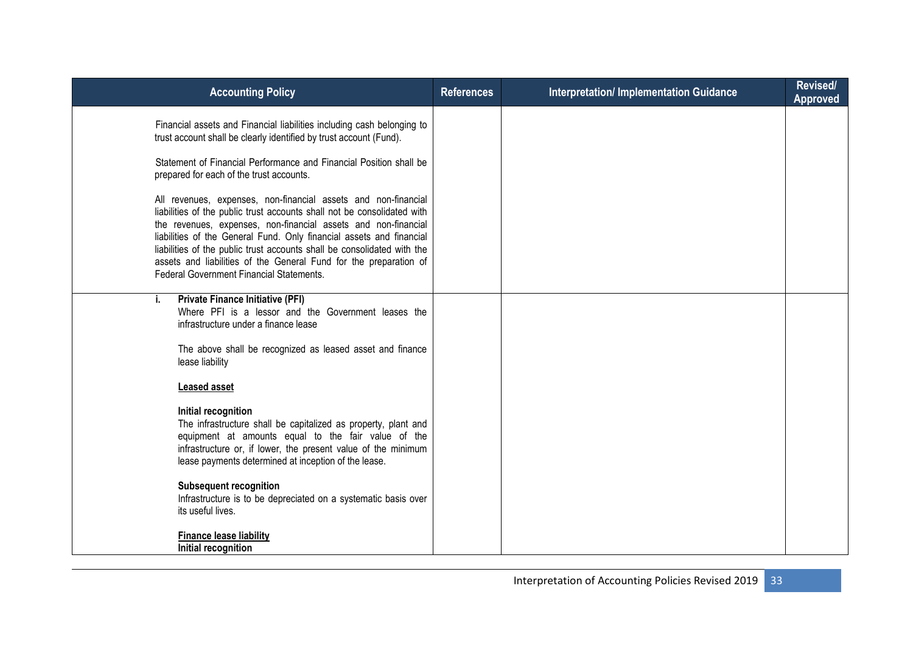| Accounting Policy | References | Interpretation/ Implementation Guidance | Revised/ Approved |
|---|---|---|---|
| Financial assets and Financial liabilities including cash belonging to trust account shall be clearly identified by trust account (Fund).<br><br>Statement of Financial Performance and Financial Position shall be prepared for each of the trust accounts.<br><br>All revenues, expenses, non-financial assets and non-financial liabilities of the public trust accounts shall not be consolidated with the revenues, expenses, non-financial assets and non-financial liabilities of the General Fund. Only financial assets and financial liabilities of the public trust accounts shall be consolidated with the assets and liabilities of the General Fund for the preparation of Federal Government Financial Statements. | | | |
| **i. Private Finance Initiative (PFI)**<br>Where PFI is a lessor and the Government leases the infrastructure under a finance lease<br><br>The above shall be recognized as leased asset and finance lease liability<br><br>**<u>Leased asset</u>**<br><br>**Initial recognition**<br>The infrastructure shall be capitalized as property, plant and equipment at amounts equal to the fair value of the infrastructure or, if lower, the present value of the minimum lease payments determined at inception of the lease.<br><br>**Subsequent recognition**<br>Infrastructure is to be depreciated on a systematic basis over its useful lives.<br><br>**<u>Finance lease liability</u>**<br>**Initial recognition** | | | |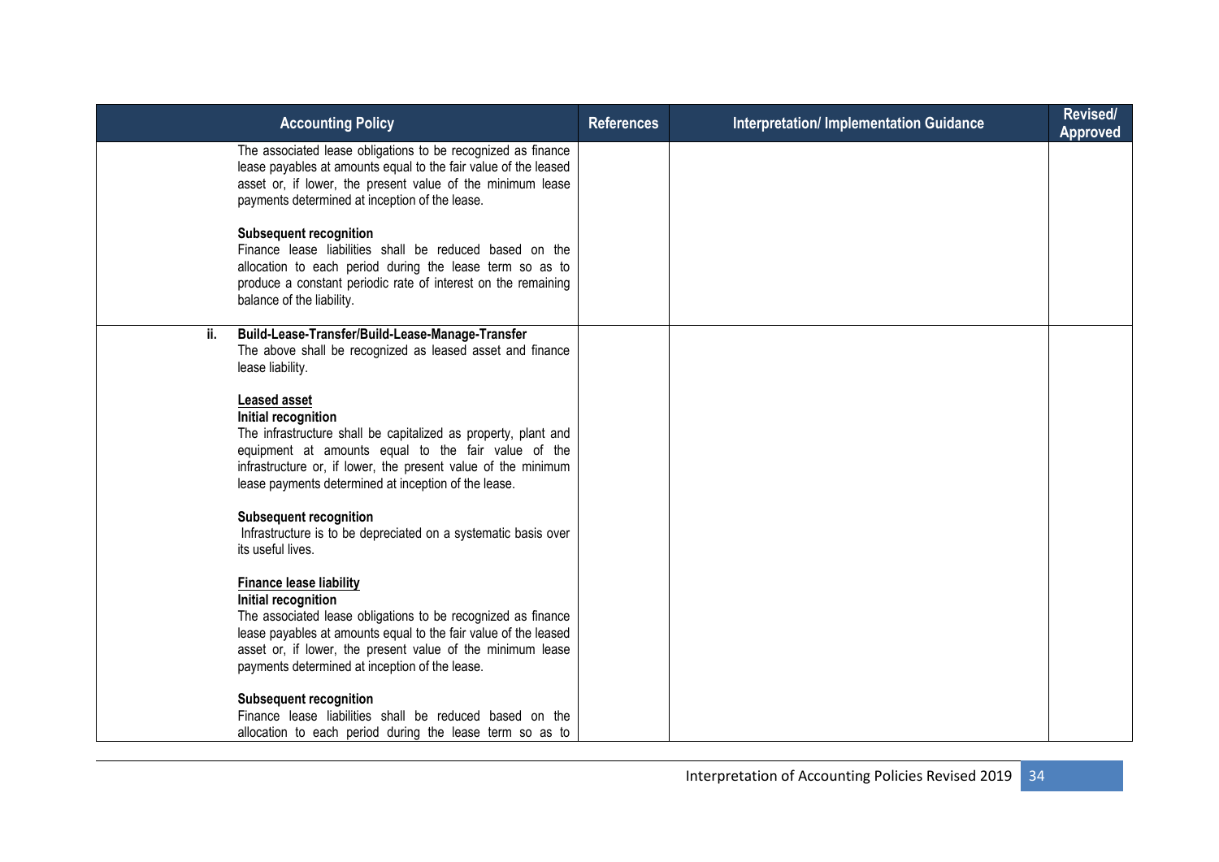| Accounting Policy | References | Interpretation/ Implementation Guidance | Revised/ Approved |
|---|---|---|---|
| The associated lease obligations to be recognized as finance lease payables at amounts equal to the fair value of the leased asset or, if lower, the present value of the minimum lease payments determined at inception of the lease.<br><br>**Subsequent recognition**<br>Finance lease liabilities shall be reduced based on the allocation to each period during the lease term so as to produce a constant periodic rate of interest on the remaining balance of the liability. | | | |
| **ii. Build-Lease-Transfer/Build-Lease-Manage-Transfer**<br>The above shall be recognized as leased asset and finance lease liability.<br><br>**<u>Leased asset</u>**<br>**Initial recognition**<br>The infrastructure shall be capitalized as property, plant and equipment at amounts equal to the fair value of the infrastructure or, if lower, the present value of the minimum lease payments determined at inception of the lease.<br><br>**Subsequent recognition**<br>Infrastructure is to be depreciated on a systematic basis over its useful lives.<br><br>**<u>Finance lease liability</u>**<br>**Initial recognition**<br>The associated lease obligations to be recognized as finance lease payables at amounts equal to the fair value of the leased asset or, if lower, the present value of the minimum lease payments determined at inception of the lease.<br><br>**Subsequent recognition**<br>Finance lease liabilities shall be reduced based on the allocation to each period during the lease term so as to | | | |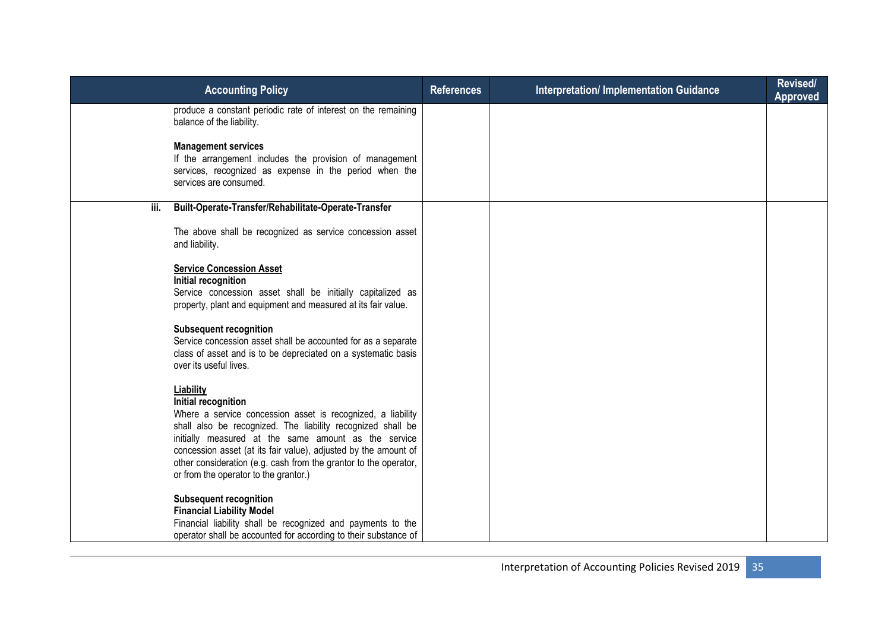| Accounting Policy | References | Interpretation/ Implementation Guidance | Revised/ Approved |
|---|---|---|---|
| produce a constant periodic rate of interest on the remaining balance of the liability.<br><br>**Management services**<br>If the arrangement includes the provision of management services, recognized as expense in the period when the services are consumed. | | | |
| **iii. Built-Operate-Transfer/Rehabilitate-Operate-Transfer**<br><br>The above shall be recognized as service concession asset and liability.<br><br>**Service Concession Asset**<br>**Initial recognition**<br>Service concession asset shall be initially capitalized as property, plant and equipment and measured at its fair value.<br><br>**Subsequent recognition**<br>Service concession asset shall be accounted for as a separate class of asset and is to be depreciated on a systematic basis over its useful lives.<br><br>**Liability**<br>**Initial recognition**<br>Where a service concession asset is recognized, a liability shall also be recognized. The liability recognized shall be initially measured at the same amount as the service concession asset (at its fair value), adjusted by the amount of other consideration (e.g. cash from the grantor to the operator, or from the operator to the grantor.)<br><br>**Subsequent recognition**<br>**Financial Liability Model**<br>Financial liability shall be recognized and payments to the operator shall be accounted for according to their substance of | | | |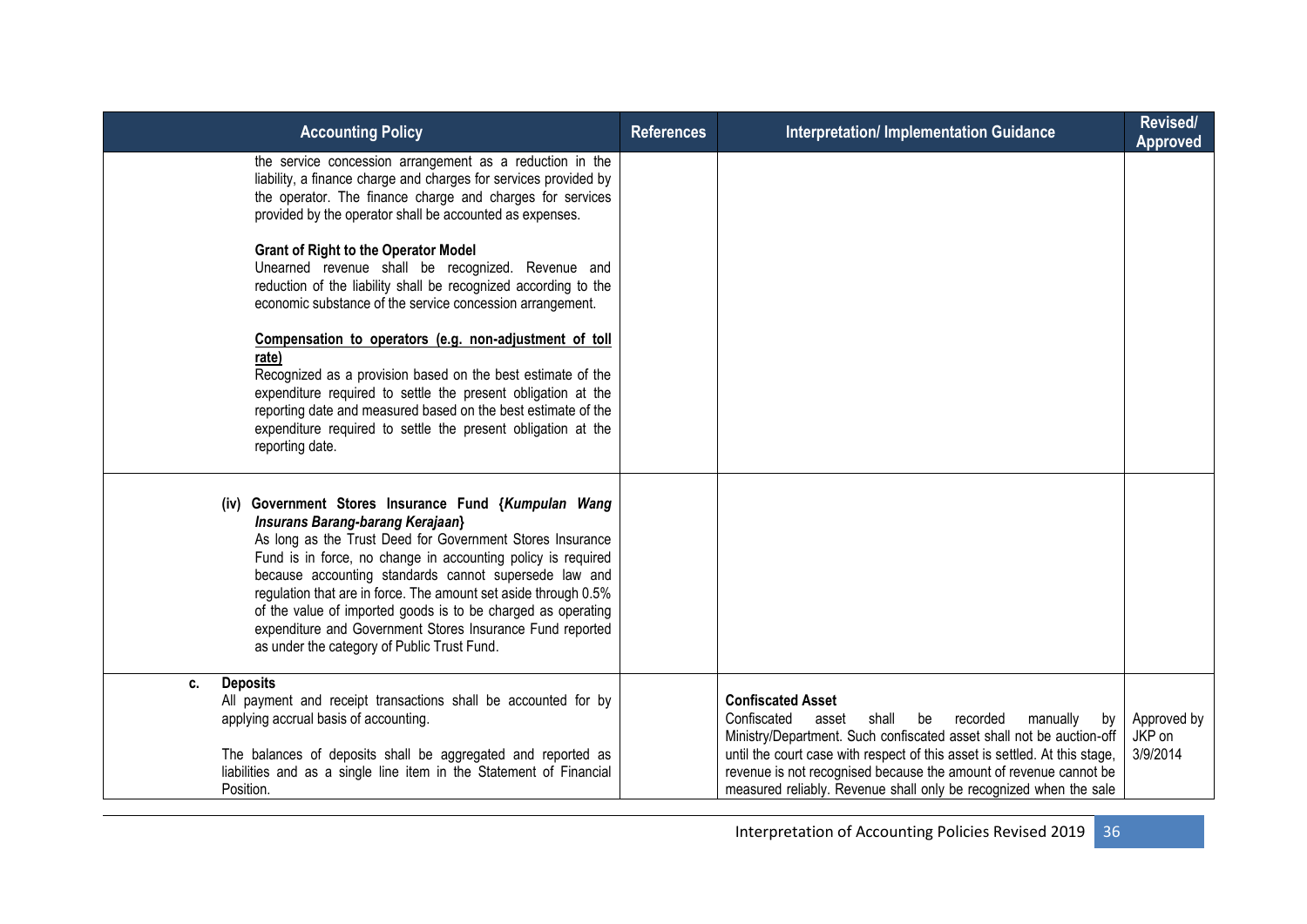| Accounting Policy | References | Interpretation/ Implementation Guidance | Revised/ Approved |
|---|---|---|---|
| the service concession arrangement as a reduction in the liability, a finance charge and charges for services provided by the operator. The finance charge and charges for services provided by the operator shall be accounted as expenses.<br><br>**Grant of Right to the Operator Model**<br>Unearned revenue shall be recognized. Revenue and reduction of the liability shall be recognized according to the economic substance of the service concession arrangement.<br><br>**<u>Compensation to operators (e.g. non-adjustment of toll rate)</u>**<br>Recognized as a provision based on the best estimate of the expenditure required to settle the present obligation at the reporting date and measured based on the best estimate of the expenditure required to settle the present obligation at the reporting date. | | | |
| **(iv) Government Stores Insurance Fund {*Kumpulan Wang Insurans Barang-barang Kerajaan*}**<br>As long as the Trust Deed for Government Stores Insurance Fund is in force, no change in accounting policy is required because accounting standards cannot supersede law and regulation that are in force. The amount set aside through 0.5% of the value of imported goods is to be charged as operating expenditure and Government Stores Insurance Fund reported as under the category of Public Trust Fund. | | | |
| **c. Deposits**<br>All payment and receipt transactions shall be accounted for by applying accrual basis of accounting.<br><br>The balances of deposits shall be aggregated and reported as liabilities and as a single line item in the Statement of Financial Position. | | **Confiscated Asset**<br>Confiscated asset shall be recorded manually by Ministry/Department. Such confiscated asset shall not be auction-off until the court case with respect of this asset is settled. At this stage, revenue is not recognised because the amount of revenue cannot be measured reliably. Revenue shall only be recognized when the sale | Approved by JKP on 3/9/2014 |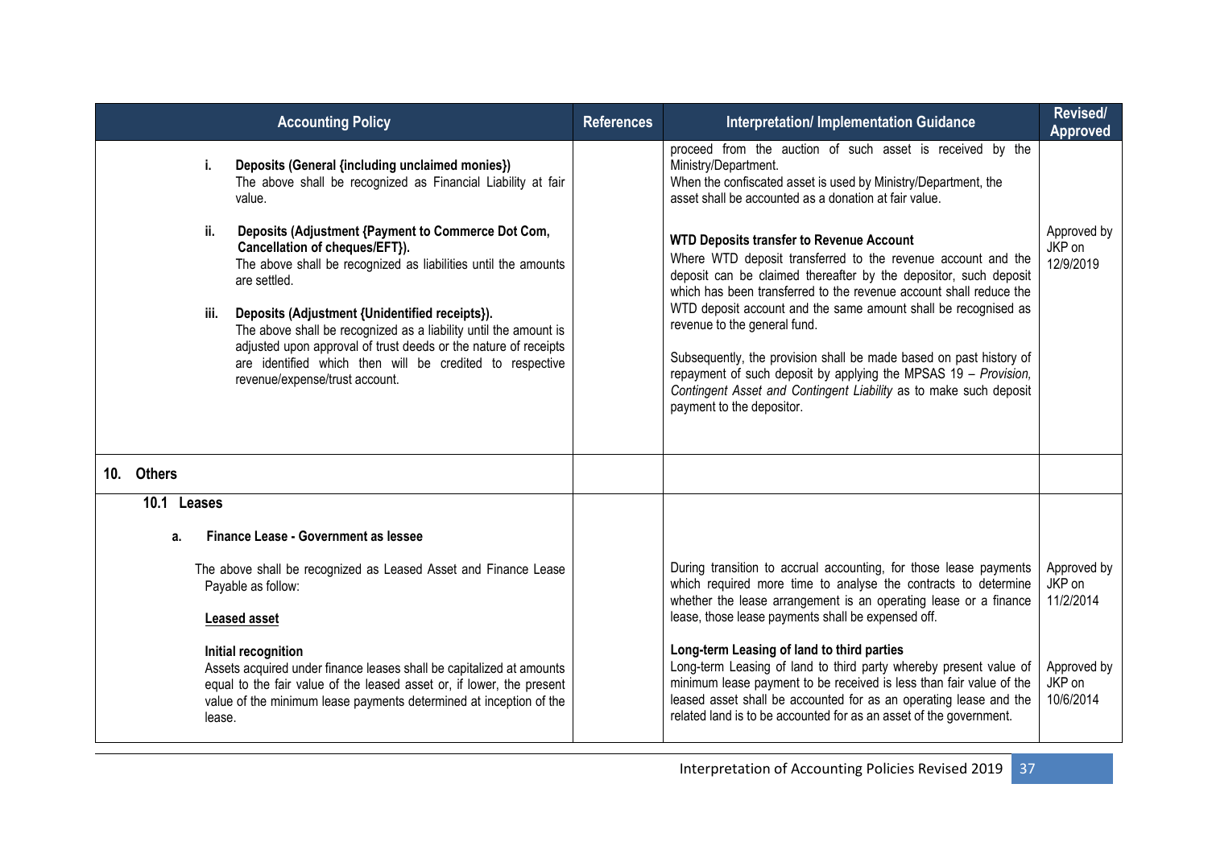| Accounting Policy | References | Interpretation/ Implementation Guidance | Revised/ Approved |
|---|---|---|---|
| i. **Deposits (General {including unclaimed monies})**<br>The above shall be recognized as Financial Liability at fair value.<br><br>ii. **Deposits (Adjustment {Payment to Commerce Dot Com, Cancellation of cheques/EFT}).**<br>The above shall be recognized as liabilities until the amounts are settled.<br><br>iii. **Deposits (Adjustment {Unidentified receipts}).**<br>The above shall be recognized as a liability until the amount is adjusted upon approval of trust deeds or the nature of receipts are identified which then will be credited to respective revenue/expense/trust account. | | proceed from the auction of such asset is received by the Ministry/Department.<br>When the confiscated asset is used by Ministry/Department, the asset shall be accounted as a donation at fair value.<br><br>**WTD Deposits transfer to Revenue Account**<br>Where WTD deposit transferred to the revenue account and the deposit can be claimed thereafter by the depositor, such deposit which has been transferred to the revenue account shall reduce the WTD deposit account and the same amount shall be recognised as revenue to the general fund.<br><br>Subsequently, the provision shall be made based on past history of repayment of such deposit by applying the MPSAS 19 – *Provision, Contingent Asset and Contingent Liability* as to make such deposit payment to the depositor. | Approved by JKP on 12/9/2019 |
| **10. Others** | | | |
| **10.1 Leases**<br><br>a. **Finance Lease - Government as lessee**<br><br>The above shall be recognized as Leased Asset and Finance Lease Payable as follow:<br><br>**Leased asset**<br><br>**Initial recognition**<br>Assets acquired under finance leases shall be capitalized at amounts equal to the fair value of the leased asset or, if lower, the present value of the minimum lease payments determined at inception of the lease. | | During transition to accrual accounting, for those lease payments which required more time to analyse the contracts to determine whether the lease arrangement is an operating lease or a finance lease, those lease payments shall be expensed off.<br><br>**Long-term Leasing of land to third parties**<br>Long-term Leasing of land to third party whereby present value of minimum lease payment to be received is less than fair value of the leased asset shall be accounted for as an operating lease and the related land is to be accounted for as an asset of the government. | Approved by JKP on 11/2/2014<br><br>Approved by JKP on 10/6/2014 |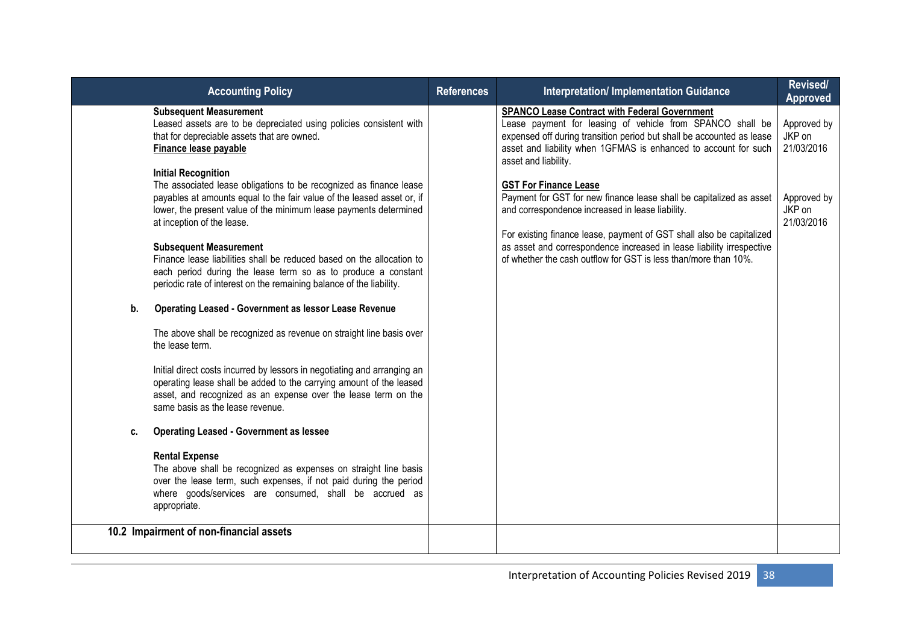| Accounting Policy | References | Interpretation/ Implementation Guidance | Revised/ Approved |
|---|---|---|---|
| **Subsequent Measurement**<br>Leased assets are to be depreciated using policies consistent with that for depreciable assets that are owned.<br>**Finance lease payable**<br><br>**Initial Recognition**<br>The associated lease obligations to be recognized as finance lease payables at amounts equal to the fair value of the leased asset or, if lower, the present value of the minimum lease payments determined at inception of the lease.<br><br>**Subsequent Measurement**<br>Finance lease liabilities shall be reduced based on the allocation to each period during the lease term so as to produce a constant periodic rate of interest on the remaining balance of the liability.<br><br>**b. Operating Leased - Government as lessor Lease Revenue**<br><br>The above shall be recognized as revenue on straight line basis over the lease term.<br><br>Initial direct costs incurred by lessors in negotiating and arranging an operating lease shall be added to the carrying amount of the leased asset, and recognized as an expense over the lease term on the same basis as the lease revenue.<br><br>**c. Operating Leased - Government as lessee**<br><br>**Rental Expense**<br>The above shall be recognized as expenses on straight line basis over the lease term, such expenses, if not paid during the period where goods/services are consumed, shall be accrued as appropriate. | | **SPANCO Lease Contract with Federal Government**<br>Lease payment for leasing of vehicle from SPANCO shall be expensed off during transition period but shall be accounted as lease asset and liability when 1GFMAS is enhanced to account for such asset and liability.<br><br>**GST For Finance Lease**<br>Payment for GST for new finance lease shall be capitalized as asset and correspondence increased in lease liability.<br><br>For existing finance lease, payment of GST shall also be capitalized as asset and correspondence increased in lease liability irrespective of whether the cash outflow for GST is less than/more than 10%. | Approved by JKP on 21/03/2016<br><br>Approved by JKP on 21/03/2016 |
| **10.2 Impairment of non-financial assets** | | | |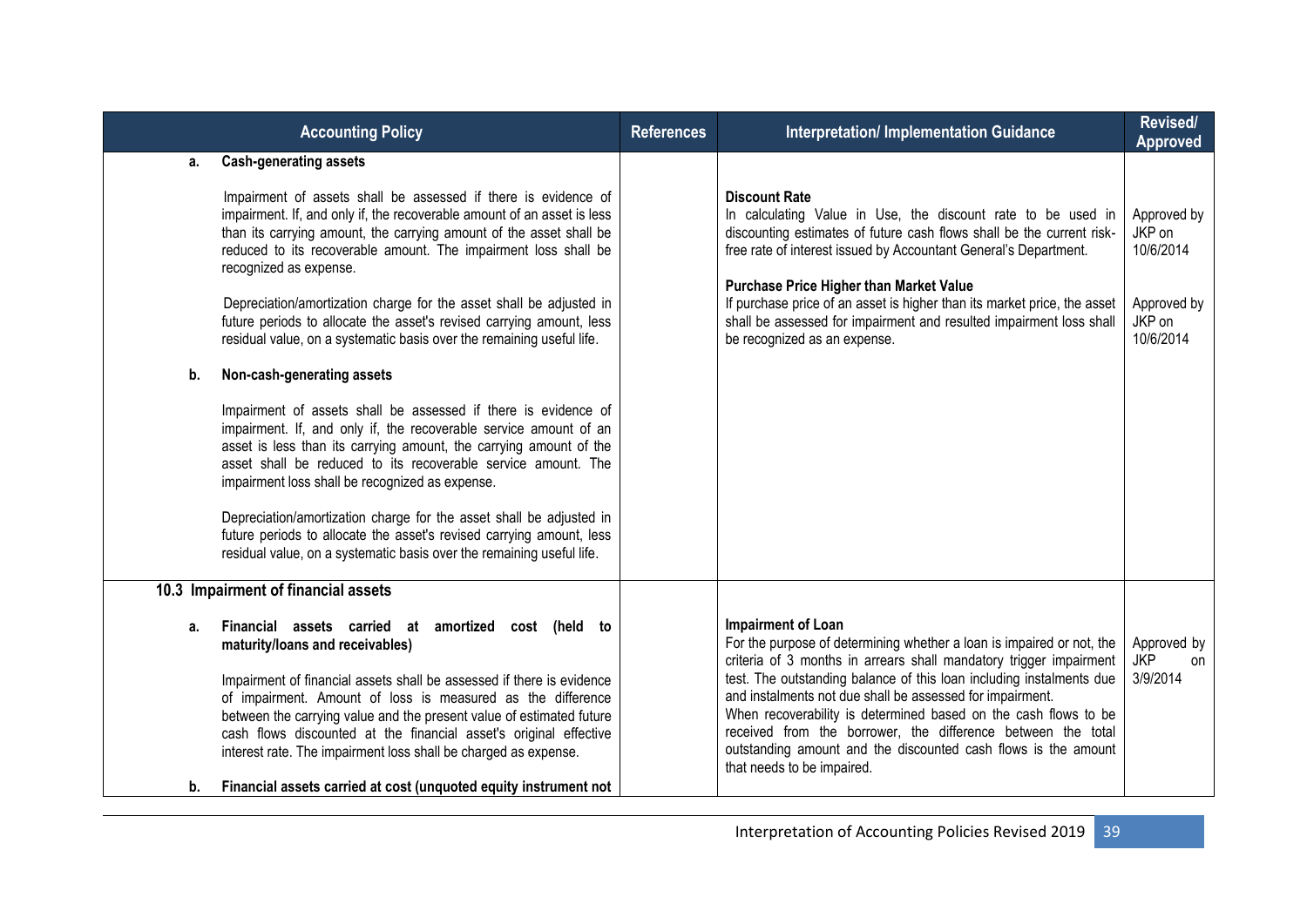| Accounting Policy | References | Interpretation/ Implementation Guidance | Revised/ Approved |
|---|---|---|---|
| **a. Cash-generating assets**<br><br>Impairment of assets shall be assessed if there is evidence of impairment. If, and only if, the recoverable amount of an asset is less than its carrying amount, the carrying amount of the asset shall be reduced to its recoverable amount. The impairment loss shall be recognized as expense.<br><br>Depreciation/amortization charge for the asset shall be adjusted in future periods to allocate the asset's revised carrying amount, less residual value, on a systematic basis over the remaining useful life.<br><br>**b. Non-cash-generating assets**<br><br>Impairment of assets shall be assessed if there is evidence of impairment. If, and only if, the recoverable service amount of an asset is less than its carrying amount, the carrying amount of the asset shall be reduced to its recoverable service amount. The impairment loss shall be recognized as expense.<br><br>Depreciation/amortization charge for the asset shall be adjusted in future periods to allocate the asset's revised carrying amount, less residual value, on a systematic basis over the remaining useful life. | | **Discount Rate**<br>In calculating Value in Use, the discount rate to be used in discounting estimates of future cash flows shall be the current risk-free rate of interest issued by Accountant General's Department.<br><br>**Purchase Price Higher than Market Value**<br>If purchase price of an asset is higher than its market price, the asset shall be assessed for impairment and resulted impairment loss shall be recognized as an expense. | Approved by JKP on 10/6/2014<br><br>Approved by JKP on 10/6/2014 |
| **10.3 Impairment of financial assets**<br><br>**a. Financial assets carried at amortized cost (held to maturity/loans and receivables)**<br><br>Impairment of financial assets shall be assessed if there is evidence of impairment. Amount of loss is measured as the difference between the carrying value and the present value of estimated future cash flows discounted at the financial asset's original effective interest rate. The impairment loss shall be charged as expense.<br><br>**b. Financial assets carried at cost (unquoted equity instrument not** | | **Impairment of Loan**<br>For the purpose of determining whether a loan is impaired or not, the criteria of 3 months in arrears shall mandatory trigger impairment test. The outstanding balance of this loan including instalments due and instalments not due shall be assessed for impairment.<br>When recoverability is determined based on the cash flows to be received from the borrower, the difference between the total outstanding amount and the discounted cash flows is the amount that needs to be impaired. | Approved by JKP on 3/9/2014 |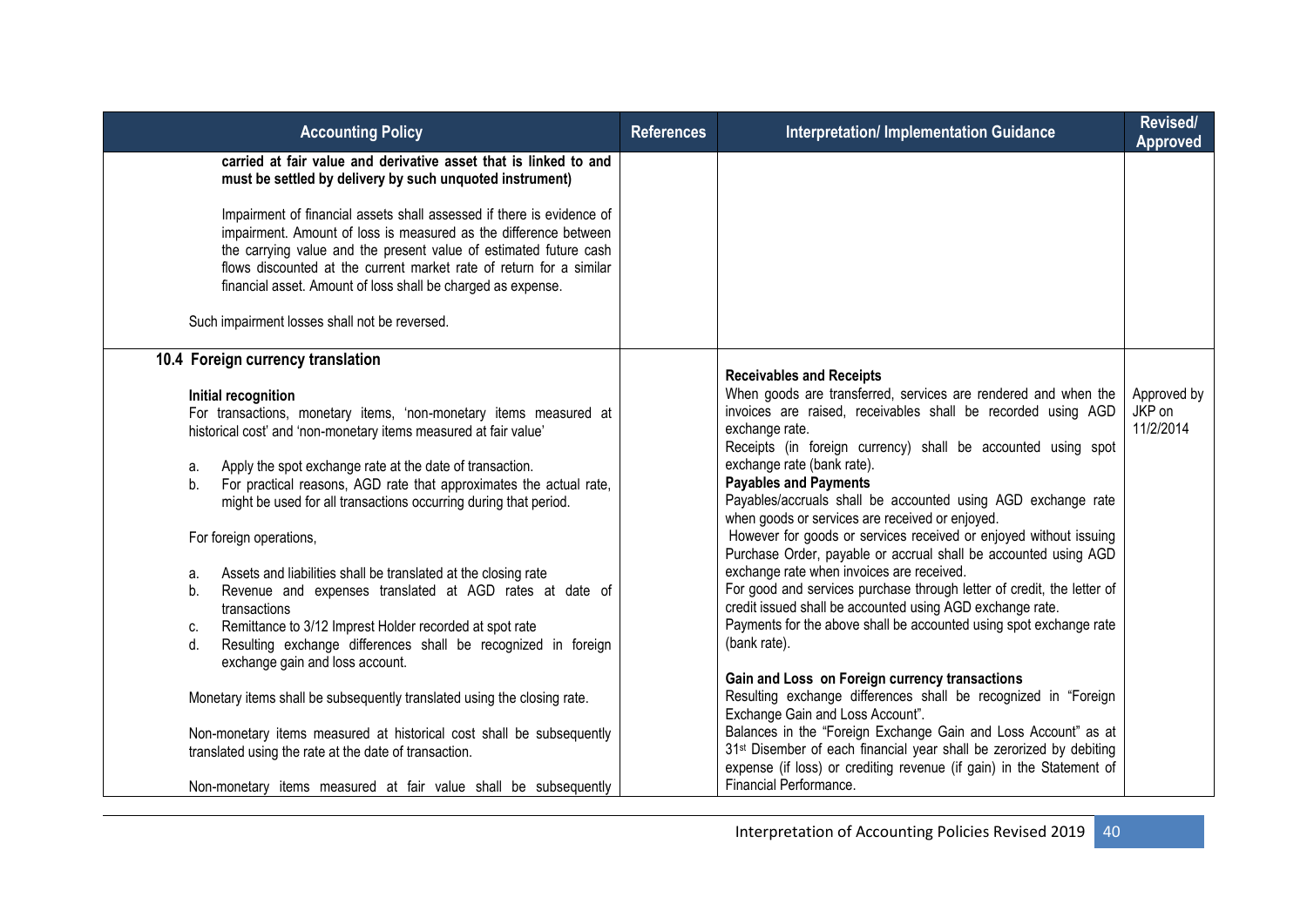| Accounting Policy | References | Interpretation/ Implementation Guidance | Revised/ Approved |
|---|---|---|---|
| **carried at fair value and derivative asset that is linked to and must be settled by delivery by such unquoted instrument)**<br><br>Impairment of financial assets shall assessed if there is evidence of impairment. Amount of loss is measured as the difference between the carrying value and the present value of estimated future cash flows discounted at the current market rate of return for a similar financial asset. Amount of loss shall be charged as expense.<br><br>Such impairment losses shall not be reversed. | | | |
| **10.4 Foreign currency translation**<br><br>**Initial recognition**<br>For transactions, monetary items, 'non-monetary items measured at historical cost' and 'non-monetary items measured at fair value'<br><br>a. Apply the spot exchange rate at the date of transaction.<br>b. For practical reasons, AGD rate that approximates the actual rate, might be used for all transactions occurring during that period.<br><br>For foreign operations,<br><br>a. Assets and liabilities shall be translated at the closing rate<br>b. Revenue and expenses translated at AGD rates at date of transactions<br>c. Remittance to 3/12 Imprest Holder recorded at spot rate<br>d. Resulting exchange differences shall be recognized in foreign exchange gain and loss account.<br><br>Monetary items shall be subsequently translated using the closing rate.<br><br>Non-monetary items measured at historical cost shall be subsequently translated using the rate at the date of transaction.<br><br>Non-monetary items measured at fair value shall be subsequently | | **Receivables and Receipts**<br>When goods are transferred, services are rendered and when the invoices are raised, receivables shall be recorded using AGD exchange rate.<br>Receipts (in foreign currency) shall be accounted using spot exchange rate (bank rate).<br>**Payables and Payments**<br>Payables/accruals shall be accounted using AGD exchange rate when goods or services are received or enjoyed.<br>However for goods or services received or enjoyed without issuing Purchase Order, payable or accrual shall be accounted using AGD exchange rate when invoices are received.<br>For good and services purchase through letter of credit, the letter of credit issued shall be accounted using AGD exchange rate.<br>Payments for the above shall be accounted using spot exchange rate (bank rate).<br><br>**Gain and Loss on Foreign currency transactions**<br>Resulting exchange differences shall be recognized in "Foreign Exchange Gain and Loss Account".<br>Balances in the "Foreign Exchange Gain and Loss Account" as at 31st Disember of each financial year shall be zerorized by debiting expense (if loss) or crediting revenue (if gain) in the Statement of Financial Performance. | Approved by JKP on 11/2/2014 |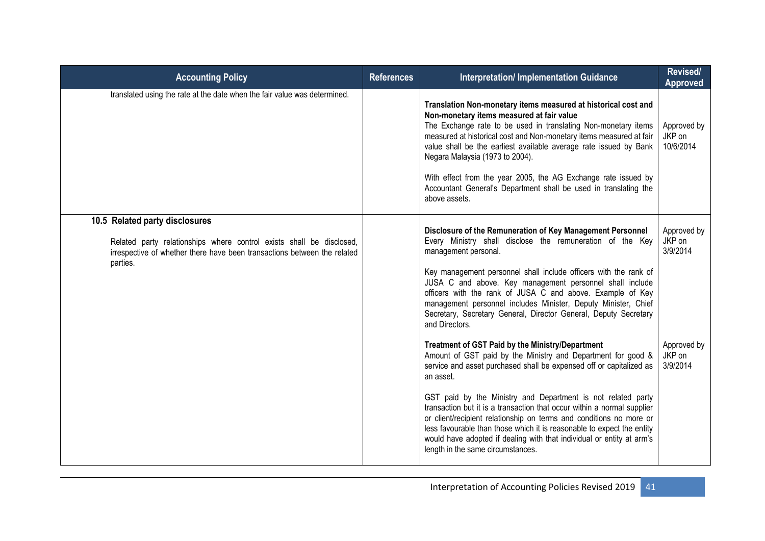| Accounting Policy | References | Interpretation/ Implementation Guidance | Revised/ Approved |
|---|---|---|---|
| translated using the rate at the date when the fair value was determined. | | **Translation Non-monetary items measured at historical cost and Non-monetary items measured at fair value**<br>The Exchange rate to be used in translating Non-monetary items measured at historical cost and Non-monetary items measured at fair value shall be the earliest available average rate issued by Bank Negara Malaysia (1973 to 2004).<br><br>With effect from the year 2005, the AG Exchange rate issued by Accountant General's Department shall be used in translating the above assets. | Approved by JKP on 10/6/2014 |
| **10.5 Related party disclosures**<br><br>Related party relationships where control exists shall be disclosed, irrespective of whether there have been transactions between the related parties. | | **Disclosure of the Remuneration of Key Management Personnel**<br>Every Ministry shall disclose the remuneration of the Key management personal.<br><br>Key management personnel shall include officers with the rank of JUSA C and above. Key management personnel shall include officers with the rank of JUSA C and above. Example of Key management personnel includes Minister, Deputy Minister, Chief Secretary, Secretary General, Director General, Deputy Secretary and Directors. | Approved by JKP on 3/9/2014 |
| | | **Treatment of GST Paid by the Ministry/Department**<br>Amount of GST paid by the Ministry and Department for good & service and asset purchased shall be expensed off or capitalized as an asset.<br><br>GST paid by the Ministry and Department is not related party transaction but it is a transaction that occur within a normal supplier or client/recipient relationship on terms and conditions no more or less favourable than those which it is reasonable to expect the entity would have adopted if dealing with that individual or entity at arm's length in the same circumstances. | Approved by JKP on 3/9/2014 |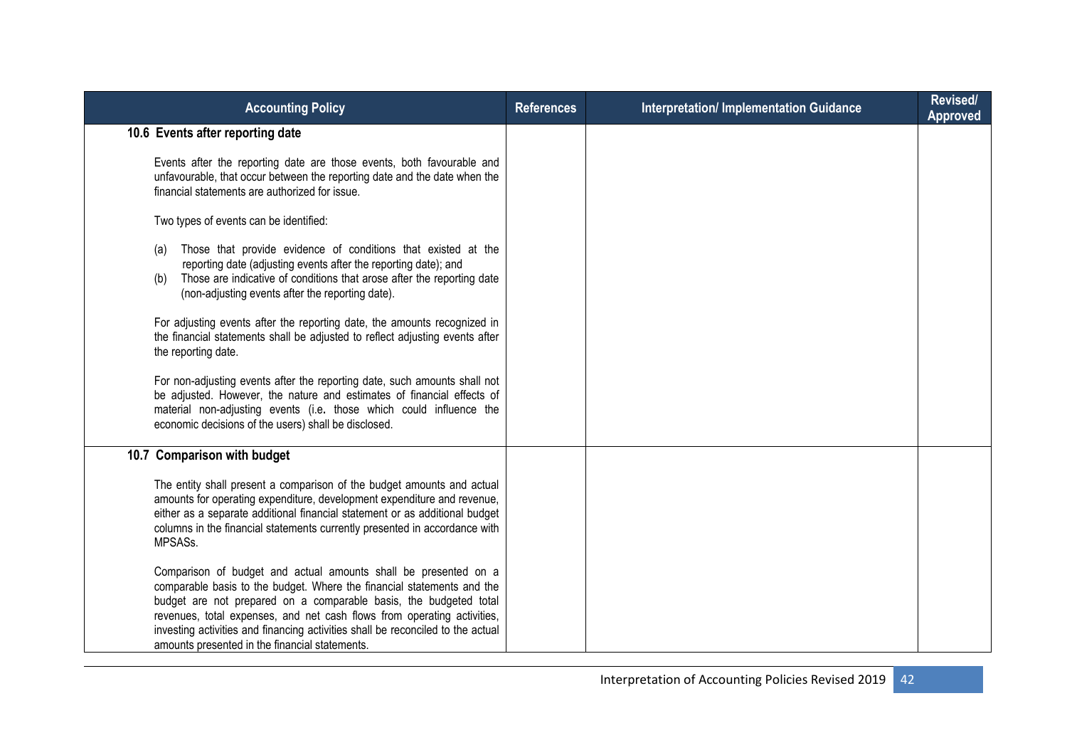| Accounting Policy | References | Interpretation/ Implementation Guidance | Revised/ Approved |
|---|---|---|---|
| **10.6 Events after reporting date**<br><br>Events after the reporting date are those events, both favourable and unfavourable, that occur between the reporting date and the date when the financial statements are authorized for issue.<br><br>Two types of events can be identified:<br><br>(a) Those that provide evidence of conditions that existed at the reporting date (adjusting events after the reporting date); and<br>(b) Those are indicative of conditions that arose after the reporting date (non-adjusting events after the reporting date).<br><br>For adjusting events after the reporting date, the amounts recognized in the financial statements shall be adjusted to reflect adjusting events after the reporting date.<br><br>For non-adjusting events after the reporting date, such amounts shall not be adjusted. However, the nature and estimates of financial effects of material non-adjusting events (i.e. those which could influence the economic decisions of the users) shall be disclosed. | | | |
| **10.7 Comparison with budget**<br><br>The entity shall present a comparison of the budget amounts and actual amounts for operating expenditure, development expenditure and revenue, either as a separate additional financial statement or as additional budget columns in the financial statements currently presented in accordance with MPSASs.<br><br>Comparison of budget and actual amounts shall be presented on a comparable basis to the budget. Where the financial statements and the budget are not prepared on a comparable basis, the budgeted total revenues, total expenses, and net cash flows from operating activities, investing activities and financing activities shall be reconciled to the actual amounts presented in the financial statements. | | | |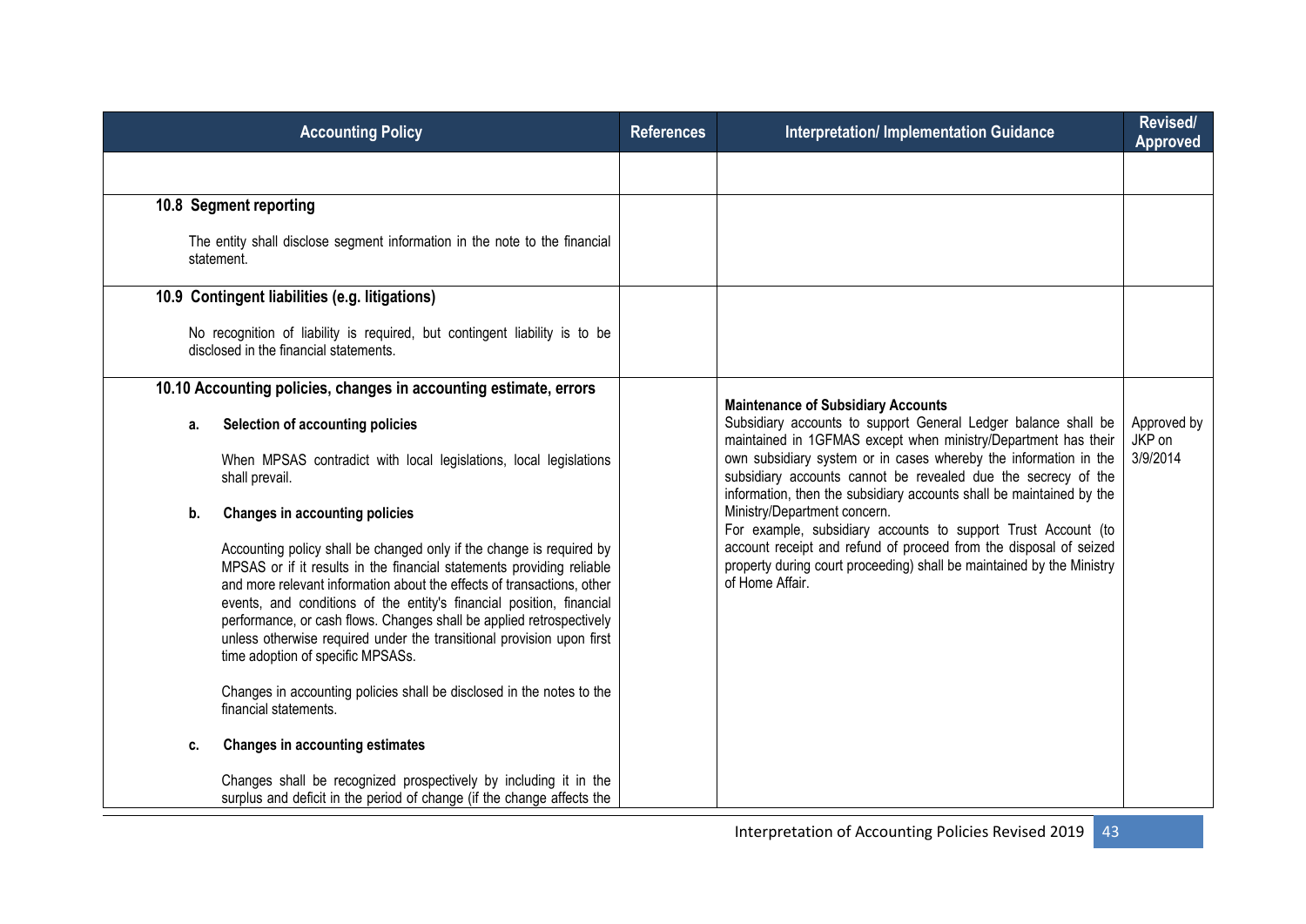| Accounting Policy | References | Interpretation/ Implementation Guidance | Revised/ Approved |
|---|---|---|---|
| | | | |
| **10.8 Segment reporting**<br><br>The entity shall disclose segment information in the note to the financial statement. | | | |
| **10.9 Contingent liabilities (e.g. litigations)**<br><br>No recognition of liability is required, but contingent liability is to be disclosed in the financial statements. | | | |
| **10.10 Accounting policies, changes in accounting estimate, errors**<br><br>**a. Selection of accounting policies**<br><br>When MPSAS contradict with local legislations, local legislations shall prevail.<br><br>**b. Changes in accounting policies**<br><br>Accounting policy shall be changed only if the change is required by MPSAS or if it results in the financial statements providing reliable and more relevant information about the effects of transactions, other events, and conditions of the entity's financial position, financial performance, or cash flows. Changes shall be applied retrospectively unless otherwise required under the transitional provision upon first time adoption of specific MPSASs.<br><br>Changes in accounting policies shall be disclosed in the notes to the financial statements.<br><br>**c. Changes in accounting estimates**<br><br>Changes shall be recognized prospectively by including it in the surplus and deficit in the period of change (if the change affects the | | **Maintenance of Subsidiary Accounts**<br>Subsidiary accounts to support General Ledger balance shall be maintained in 1GFMAS except when ministry/Department has their own subsidiary system or in cases whereby the information in the subsidiary accounts cannot be revealed due the secrecy of the information, then the subsidiary accounts shall be maintained by the Ministry/Department concern.<br>For example, subsidiary accounts to support Trust Account (to account receipt and refund of proceed from the disposal of seized property during court proceeding) shall be maintained by the Ministry of Home Affair. | Approved by JKP on 3/9/2014 |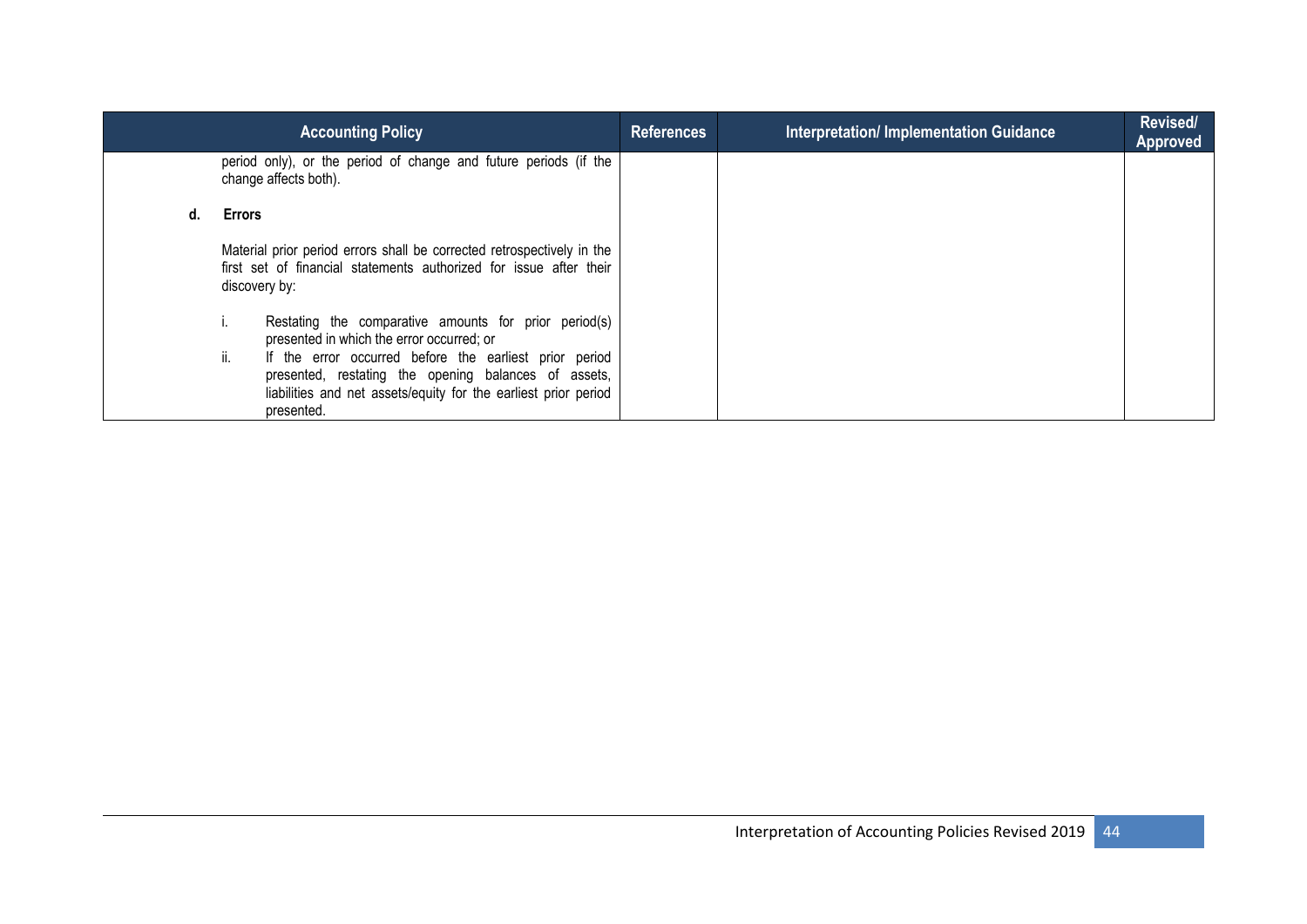| Accounting Policy | References | Interpretation/ Implementation Guidance | Revised/ Approved |
|---|---|---|---|
| period only), or the period of change and future periods (if the change affects both).<br><br>**d. Errors**<br><br>Material prior period errors shall be corrected retrospectively in the first set of financial statements authorized for issue after their discovery by:<br><br>i. Restating the comparative amounts for prior period(s) presented in which the error occurred; or<br>ii. If the error occurred before the earliest prior period presented, restating the opening balances of assets, liabilities and net assets/equity for the earliest prior period presented. | | | |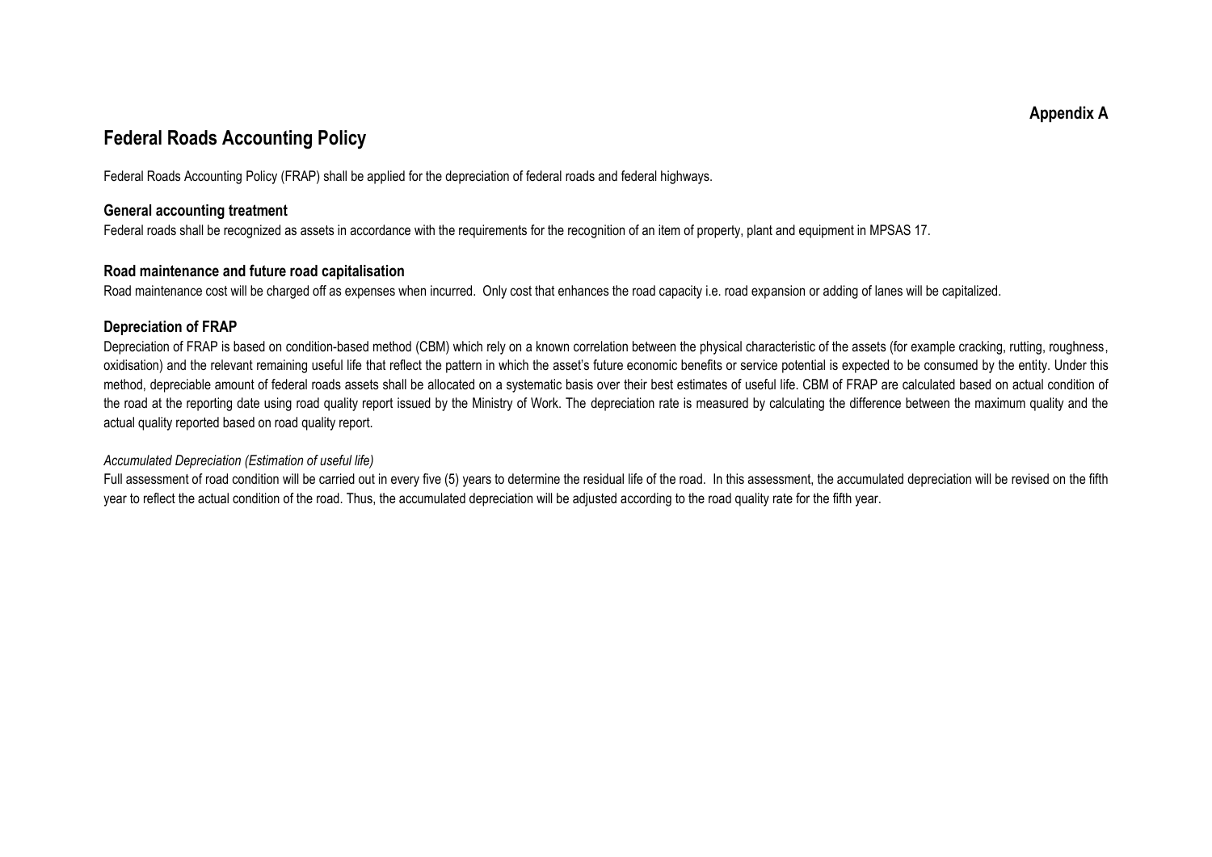**Appendix A**

## Federal Roads Accounting Policy

Federal Roads Accounting Policy (FRAP) shall be applied for the depreciation of federal roads and federal highways.

### General accounting treatment

Federal roads shall be recognized as assets in accordance with the requirements for the recognition of an item of property, plant and equipment in MPSAS 17.

### Road maintenance and future road capitalisation

Road maintenance cost will be charged off as expenses when incurred. Only cost that enhances the road capacity i.e. road expansion or adding of lanes will be capitalized.

### Depreciation of FRAP

Depreciation of FRAP is based on condition-based method (CBM) which rely on a known correlation between the physical characteristic of the assets (for example cracking, rutting, roughness, oxidisation) and the relevant remaining useful life that reflect the pattern in which the asset's future economic benefits or service potential is expected to be consumed by the entity. Under this method, depreciable amount of federal roads assets shall be allocated on a systematic basis over their best estimates of useful life. CBM of FRAP are calculated based on actual condition of the road at the reporting date using road quality report issued by the Ministry of Work. The depreciation rate is measured by calculating the difference between the maximum quality and the actual quality reported based on road quality report.

*Accumulated Depreciation (Estimation of useful life)*

Full assessment of road condition will be carried out in every five (5) years to determine the residual life of the road. In this assessment, the accumulated depreciation will be revised on the fifth year to reflect the actual condition of the road. Thus, the accumulated depreciation will be adjusted according to the road quality rate for the fifth year.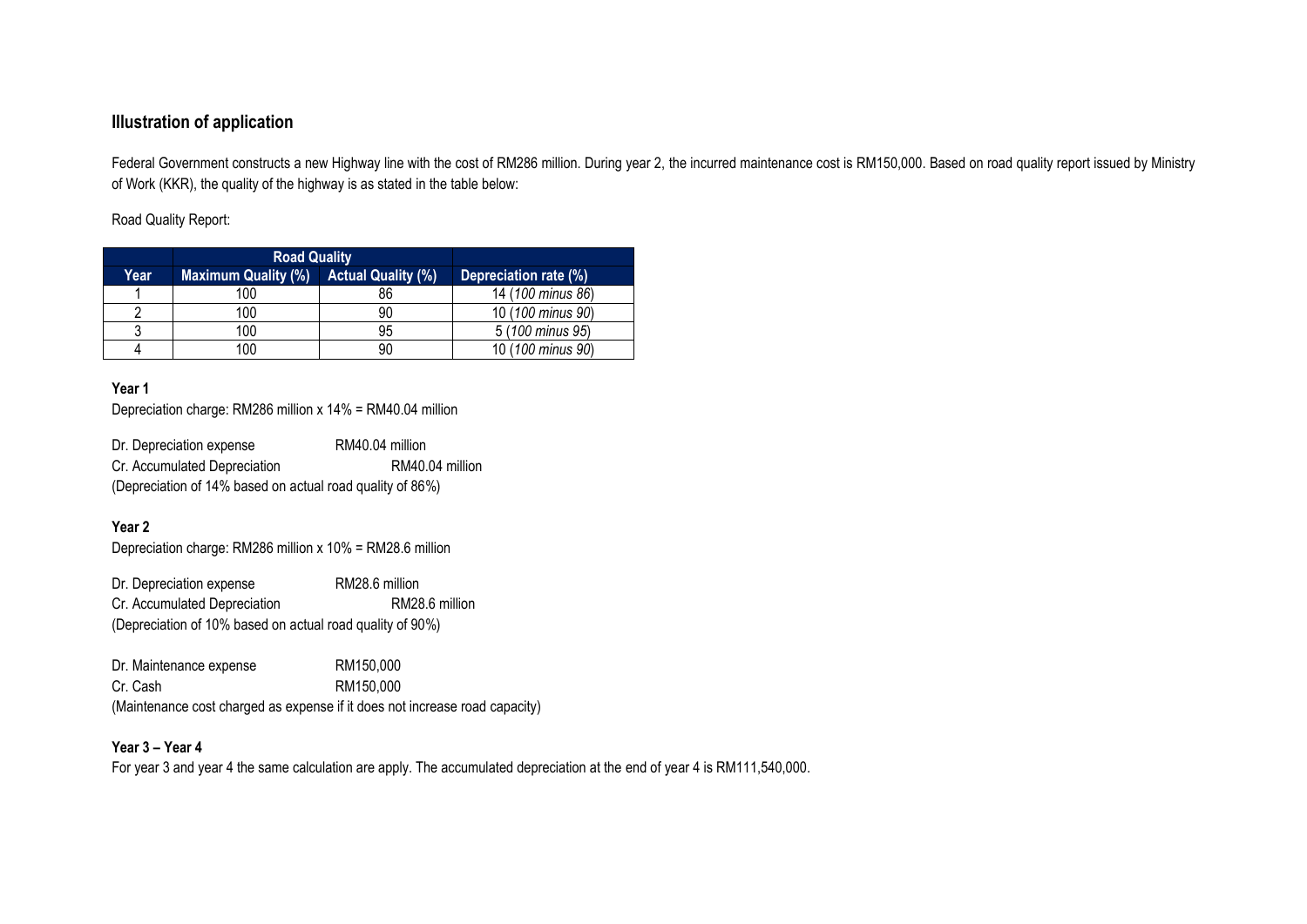## Illustration of application

Federal Government constructs a new Highway line with the cost of RM286 million. During year 2, the incurred maintenance cost is RM150,000. Based on road quality report issued by Ministry of Work (KKR), the quality of the highway is as stated in the table below:

Road Quality Report:

| | Road Quality | | |
|---|---|---|---|
| **Year** | **Maximum Quality (%)** | **Actual Quality (%)** | **Depreciation rate (%)** |
| 1 | 100 | 86 | 14 (*100 minus 86*) |
| 2 | 100 | 90 | 10 (*100 minus 90*) |
| 3 | 100 | 95 | 5 (*100 minus 95*) |
| 4 | 100 | 90 | 10 (*100 minus 90*) |

**Year 1**

Depreciation charge: RM286 million x 14% = RM40.04 million

Dr. Depreciation expense RM40.04 million
Cr. Accumulated Depreciation RM40.04 million
(Depreciation of 14% based on actual road quality of 86%)

**Year 2**

Depreciation charge: RM286 million x 10% = RM28.6 million

Dr. Depreciation expense RM28.6 million
Cr. Accumulated Depreciation RM28.6 million
(Depreciation of 10% based on actual road quality of 90%)

Dr. Maintenance expense RM150,000
Cr. Cash RM150,000
(Maintenance cost charged as expense if it does not increase road capacity)

**Year 3 – Year 4**

For year 3 and year 4 the same calculation are apply. The accumulated depreciation at the end of year 4 is RM111,540,000.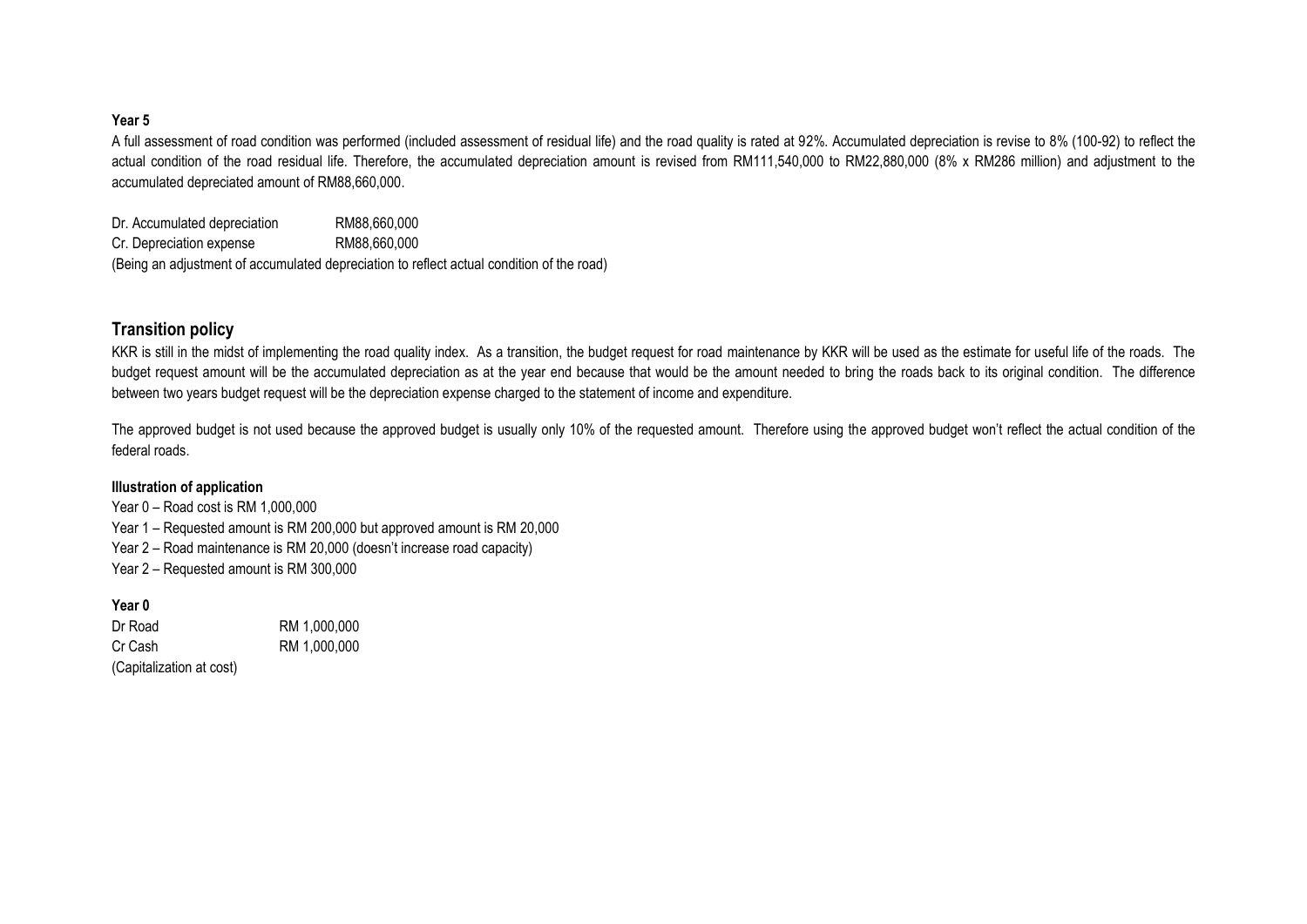**Year 5**

A full assessment of road condition was performed (included assessment of residual life) and the road quality is rated at 92%. Accumulated depreciation is revise to 8% (100-92) to reflect the actual condition of the road residual life. Therefore, the accumulated depreciation amount is revised from RM111,540,000 to RM22,880,000 (8% x RM286 million) and adjustment to the accumulated depreciated amount of RM88,660,000.

| | |
|---|---|
| Dr. Accumulated depreciation | RM88,660,000 |
| Cr. Depreciation expense | RM88,660,000 |

(Being an adjustment of accumulated depreciation to reflect actual condition of the road)

## Transition policy

KKR is still in the midst of implementing the road quality index. As a transition, the budget request for road maintenance by KKR will be used as the estimate for useful life of the roads. The budget request amount will be the accumulated depreciation as at the year end because that would be the amount needed to bring the roads back to its original condition. The difference between two years budget request will be the depreciation expense charged to the statement of income and expenditure.

The approved budget is not used because the approved budget is usually only 10% of the requested amount. Therefore using the approved budget won't reflect the actual condition of the federal roads.

**Illustration of application**

Year 0 – Road cost is RM 1,000,000
Year 1 – Requested amount is RM 200,000 but approved amount is RM 20,000
Year 2 – Road maintenance is RM 20,000 (doesn't increase road capacity)
Year 2 – Requested amount is RM 300,000

**Year 0**

| | |
|---|---|
| Dr Road | RM 1,000,000 |
| Cr Cash | RM 1,000,000 |

(Capitalization at cost)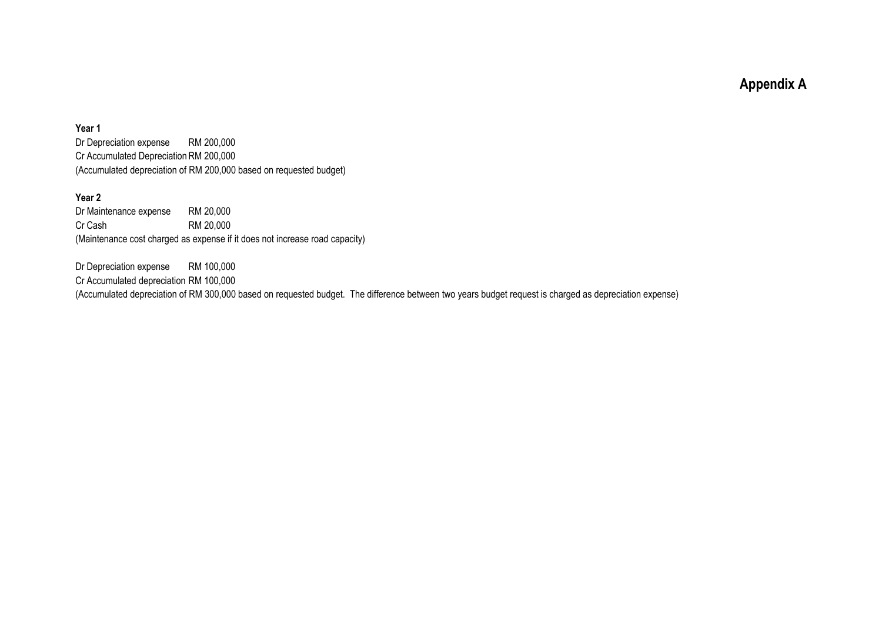## Appendix A

**Year 1**

Dr Depreciation expense RM 200,000
Cr Accumulated Depreciation RM 200,000
(Accumulated depreciation of RM 200,000 based on requested budget)

**Year 2**

Dr Maintenance expense RM 20,000
Cr Cash RM 20,000
(Maintenance cost charged as expense if it does not increase road capacity)

Dr Depreciation expense RM 100,000
Cr Accumulated depreciation RM 100,000
(Accumulated depreciation of RM 300,000 based on requested budget. The difference between two years budget request is charged as depreciation expense)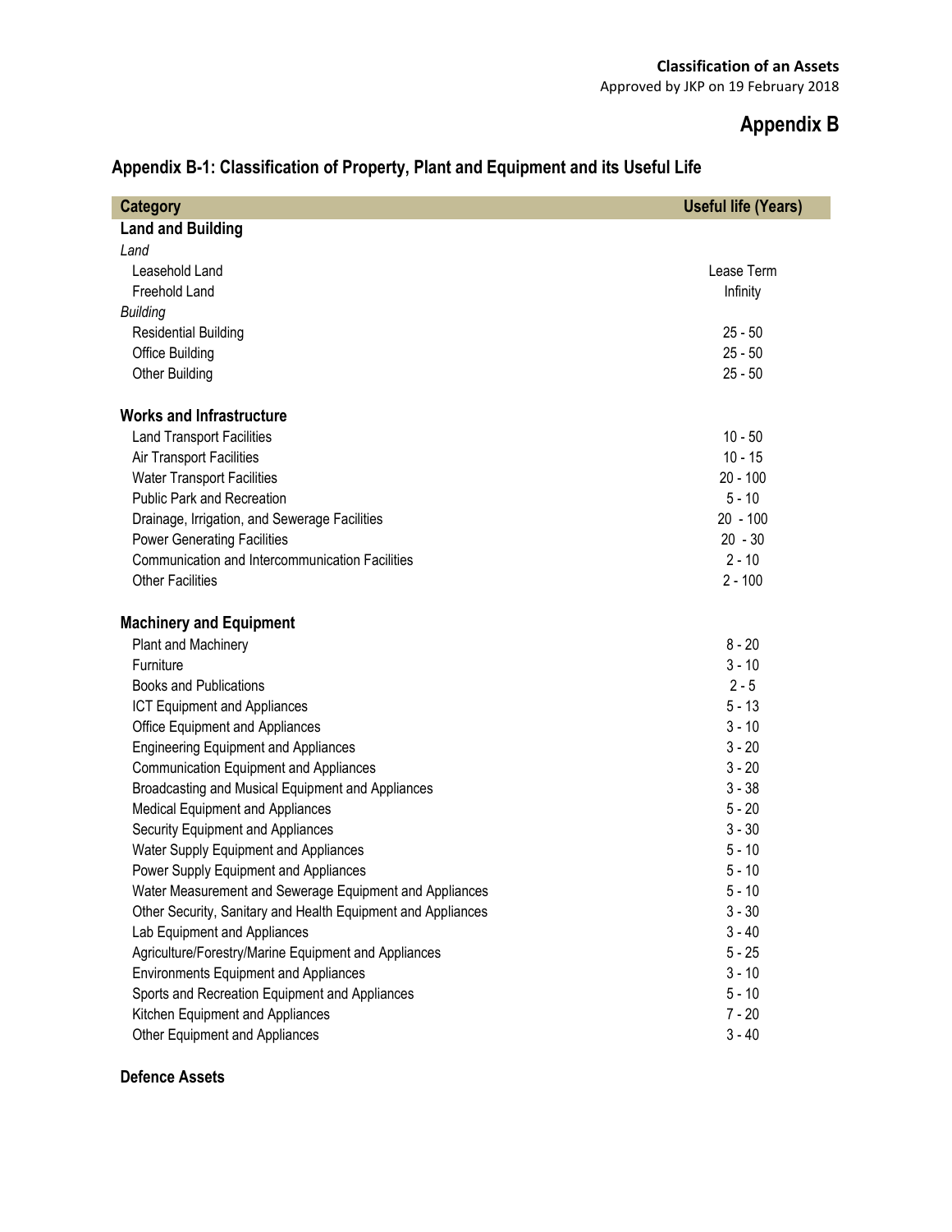**Classification of an Assets**
Approved by JKP on 19 February 2018

# Appendix B

## Appendix B-1: Classification of Property, Plant and Equipment and its Useful Life

| Category | Useful life (Years) |
|---|---|
| **Land and Building** | |
| *Land* | |
| Leasehold Land | Lease Term |
| Freehold Land | Infinity |
| *Building* | |
| Residential Building | 25 - 50 |
| Office Building | 25 - 50 |
| Other Building | 25 - 50 |
| | |
| **Works and Infrastructure** | |
| Land Transport Facilities | 10 - 50 |
| Air Transport Facilities | 10 - 15 |
| Water Transport Facilities | 20 - 100 |
| Public Park and Recreation | 5 - 10 |
| Drainage, Irrigation, and Sewerage Facilities | 20 - 100 |
| Power Generating Facilities | 20 - 30 |
| Communication and Intercommunication Facilities | 2 - 10 |
| Other Facilities | 2 - 100 |
| | |
| **Machinery and Equipment** | |
| Plant and Machinery | 8 - 20 |
| Furniture | 3 - 10 |
| Books and Publications | 2 - 5 |
| ICT Equipment and Appliances | 5 - 13 |
| Office Equipment and Appliances | 3 - 10 |
| Engineering Equipment and Appliances | 3 - 20 |
| Communication Equipment and Appliances | 3 - 20 |
| Broadcasting and Musical Equipment and Appliances | 3 - 38 |
| Medical Equipment and Appliances | 5 - 20 |
| Security Equipment and Appliances | 3 - 30 |
| Water Supply Equipment and Appliances | 5 - 10 |
| Power Supply Equipment and Appliances | 5 - 10 |
| Water Measurement and Sewerage Equipment and Appliances | 5 - 10 |
| Other Security, Sanitary and Health Equipment and Appliances | 3 - 30 |
| Lab Equipment and Appliances | 3 - 40 |
| Agriculture/Forestry/Marine Equipment and Appliances | 5 - 25 |
| Environments Equipment and Appliances | 3 - 10 |
| Sports and Recreation Equipment and Appliances | 5 - 10 |
| Kitchen Equipment and Appliances | 7 - 20 |
| Other Equipment and Appliances | 3 - 40 |
| | |
| **Defence Assets** | |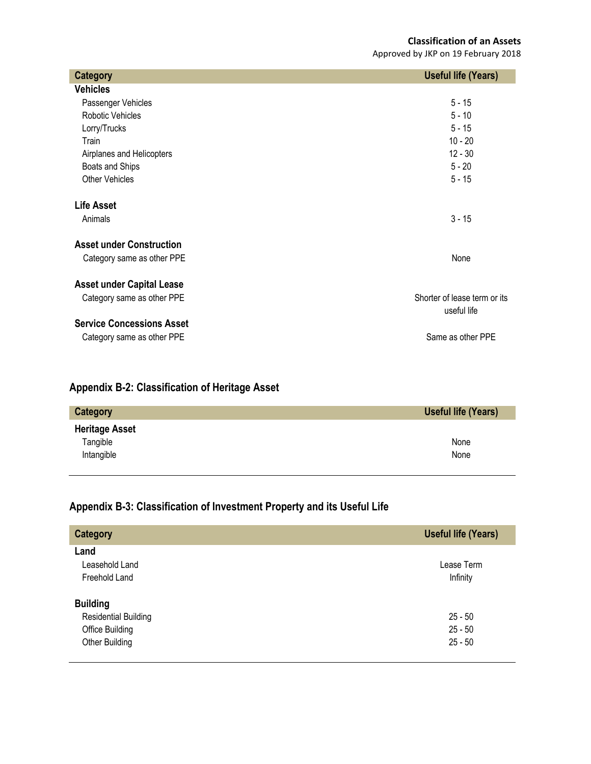| Category | Useful life (Years) |
| --- | --- |
| **Vehicles** | |
| Passenger Vehicles | 5 - 15 |
| Robotic Vehicles | 5 - 10 |
| Lorry/Trucks | 5 - 15 |
| Train | 10 - 20 |
| Airplanes and Helicopters | 12 - 30 |
| Boats and Ships | 5 - 20 |
| Other Vehicles | 5 - 15 |
| **Life Asset** | |
| Animals | 3 - 15 |
| **Asset under Construction** | |
| Category same as other PPE | None |
| **Asset under Capital Lease** | |
| Category same as other PPE | Shorter of lease term or its useful life |
| **Service Concessions Asset** | |
| Category same as other PPE | Same as other PPE |

## Appendix B-2: Classification of Heritage Asset

| Category | Useful life (Years) |
| --- | --- |
| **Heritage Asset** | |
| Tangible | None |
| Intangible | None |

## Appendix B-3: Classification of Investment Property and its Useful Life

| Category | Useful life (Years) |
| --- | --- |
| **Land** | |
| Leasehold Land | Lease Term |
| Freehold Land | Infinity |
| **Building** | |
| Residential Building | 25 - 50 |
| Office Building | 25 - 50 |
| Other Building | 25 - 50 |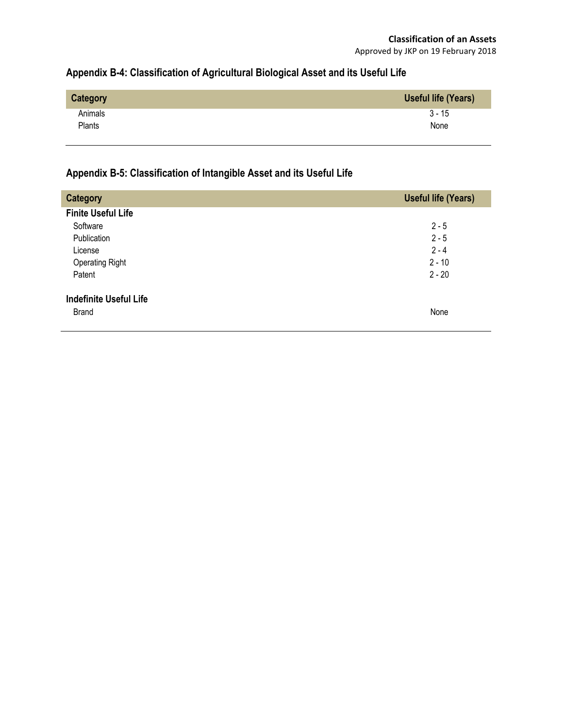## Appendix B-4: Classification of Agricultural Biological Asset and its Useful Life

| Category | Useful life (Years) |
|---|---|
| Animals | 3 - 15 |
| Plants | None |

## Appendix B-5: Classification of Intangible Asset and its Useful Life

| Category | Useful life (Years) |
|---|---|
| **Finite Useful Life** | |
| Software | 2 - 5 |
| Publication | 2 - 5 |
| License | 2 - 4 |
| Operating Right | 2 - 10 |
| Patent | 2 - 20 |
| **Indefinite Useful Life** | |
| Brand | None |